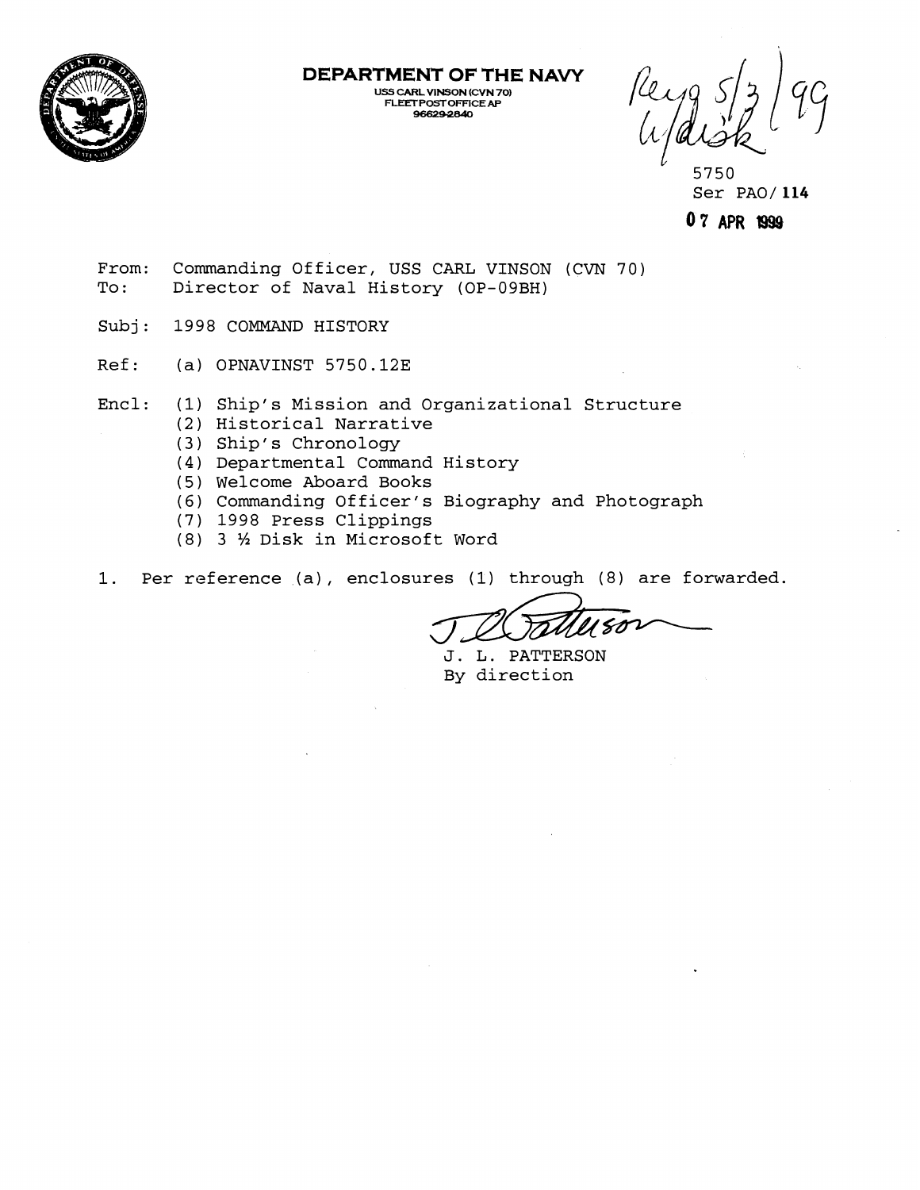# DEPARTMENT OF THE NAVY

USS CARL VINSON (CVN 70)
FLEET POST OFFICE AP
96629-2840

Recd 5/3/99
w/disk

5750
Ser PAO/ 114
07 APR 1999

From: Commanding Officer, USS CARL VINSON (CVN 70)
To: Director of Naval History (OP-09BH)

Subj: 1998 COMMAND HISTORY

Ref: (a) OPNAVINST 5750.12E

Encl:
(1) Ship's Mission and Organizational Structure
(2) Historical Narrative
(3) Ship's Chronology
(4) Departmental Command History
(5) Welcome Aboard Books
(6) Commanding Officer's Biography and Photograph
(7) 1998 Press Clippings
(8) 3 ½ Disk in Microsoft Word

1. Per reference (a), enclosures (1) through (8) are forwarded.

J. L. PATTERSON
By direction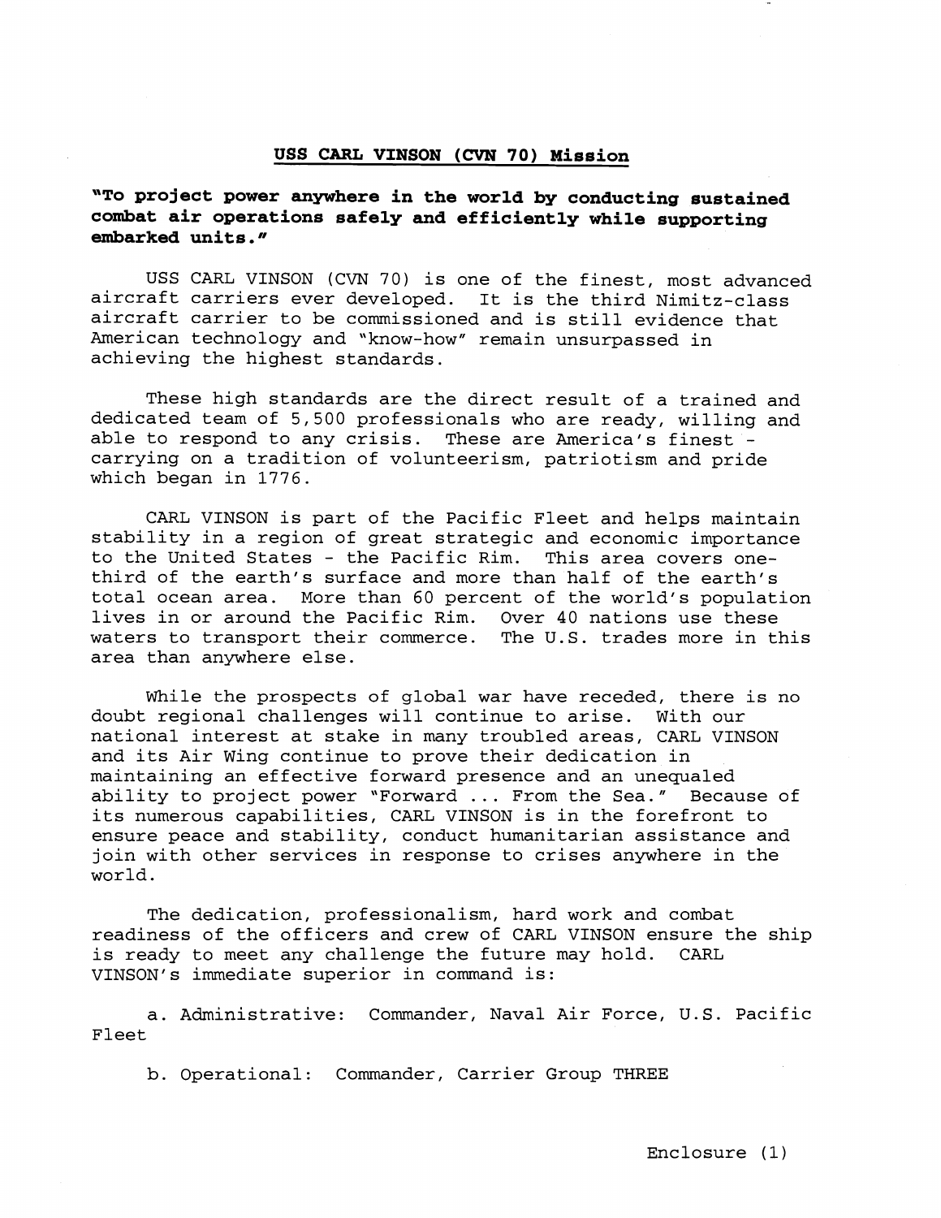## USS CARL VINSON (CVN 70) Mission

**"To project power anywhere in the world by conducting sustained combat air operations safely and efficiently while supporting embarked units."**

USS CARL VINSON (CVN 70) is one of the finest, most advanced aircraft carriers ever developed. It is the third Nimitz-class aircraft carrier to be commissioned and is still evidence that American technology and "know-how" remain unsurpassed in achieving the highest standards.

These high standards are the direct result of a trained and dedicated team of 5,500 professionals who are ready, willing and able to respond to any crisis. These are America's finest - carrying on a tradition of volunteerism, patriotism and pride which began in 1776.

CARL VINSON is part of the Pacific Fleet and helps maintain stability in a region of great strategic and economic importance to the United States - the Pacific Rim. This area covers one-third of the earth's surface and more than half of the earth's total ocean area. More than 60 percent of the world's population lives in or around the Pacific Rim. Over 40 nations use these waters to transport their commerce. The U.S. trades more in this area than anywhere else.

While the prospects of global war have receded, there is no doubt regional challenges will continue to arise. With our national interest at stake in many troubled areas, CARL VINSON and its Air Wing continue to prove their dedication in maintaining an effective forward presence and an unequaled ability to project power "Forward ... From the Sea." Because of its numerous capabilities, CARL VINSON is in the forefront to ensure peace and stability, conduct humanitarian assistance and join with other services in response to crises anywhere in the world.

The dedication, professionalism, hard work and combat readiness of the officers and crew of CARL VINSON ensure the ship is ready to meet any challenge the future may hold. CARL VINSON's immediate superior in command is:

a. Administrative: Commander, Naval Air Force, U.S. Pacific Fleet

b. Operational: Commander, Carrier Group THREE

Enclosure (1)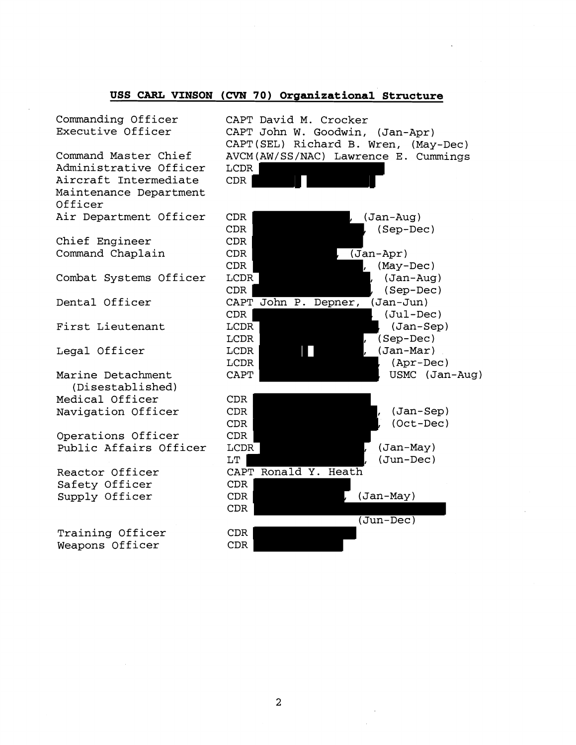## USS CARL VINSON (CVN 70) Organizational Structure

| | |
|---|---|
| Commanding Officer | CAPT David M. Crocker |
| Executive Officer | CAPT John W. Goodwin, (Jan-Apr) |
| | CAPT(SEL) Richard B. Wren, (May-Dec) |
| Command Master Chief | AVCM(AW/SS/NAC) Lawrence E. Cummings |
| Administrative Officer | LCDR |
| Aircraft Intermediate Maintenance Department Officer | CDR |
| Air Department Officer | CDR , (Jan-Aug) |
| | CDR , (Sep-Dec) |
| Chief Engineer | CDR |
| Command Chaplain | CDR , (Jan-Apr) |
| | CDR , (May-Dec) |
| Combat Systems Officer | LCDR , (Jan-Aug) |
| | CDR , (Sep-Dec) |
| Dental Officer | CAPT John P. Depner, (Jan-Jun) |
| | CDR , (Jul-Dec) |
| First Lieutenant | LCDR , (Jan-Sep) |
| | LCDR , (Sep-Dec) |
| Legal Officer | LCDR , (Jan-Mar) |
| | LCDR , (Apr-Dec) |
| Marine Detachment (Disestablished) | CAPT , USMC (Jan-Aug) |
| Medical Officer | CDR |
| Navigation Officer | CDR , (Jan-Sep) |
| | CDR , (Oct-Dec) |
| Operations Officer | CDR |
| Public Affairs Officer | LCDR , (Jan-May) |
| | LT , (Jun-Dec) |
| Reactor Officer | CAPT Ronald Y. Heath |
| Safety Officer | CDR |
| Supply Officer | CDR , (Jan-May) |
| | CDR (Jun-Dec) |
| Training Officer | CDR |
| Weapons Officer | CDR |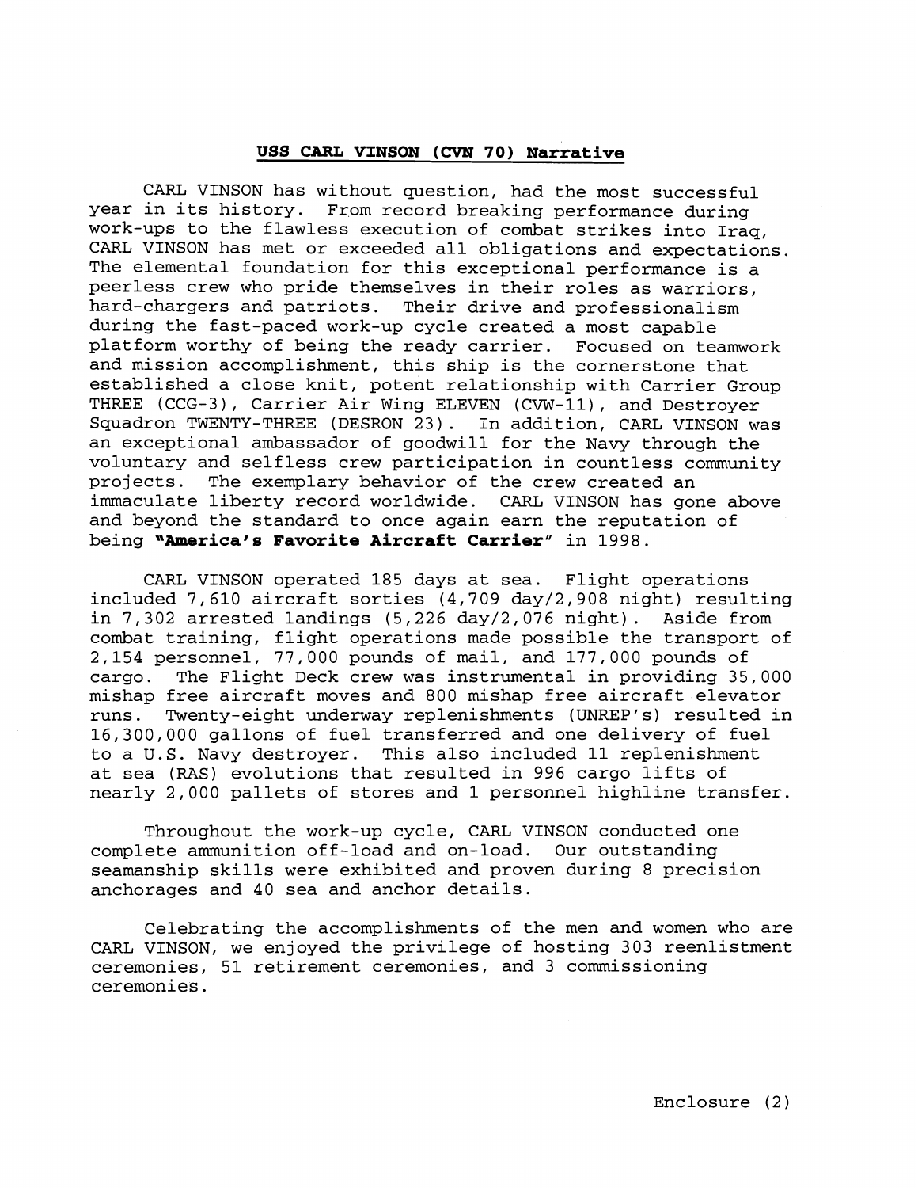# USS CARL VINSON (CVN 70) Narrative

CARL VINSON has without question, had the most successful year in its history. From record breaking performance during work-ups to the flawless execution of combat strikes into Iraq, CARL VINSON has met or exceeded all obligations and expectations. The elemental foundation for this exceptional performance is a peerless crew who pride themselves in their roles as warriors, hard-chargers and patriots. Their drive and professionalism during the fast-paced work-up cycle created a most capable platform worthy of being the ready carrier. Focused on teamwork and mission accomplishment, this ship is the cornerstone that established a close knit, potent relationship with Carrier Group THREE (CCG-3), Carrier Air Wing ELEVEN (CVW-11), and Destroyer Squadron TWENTY-THREE (DESRON 23). In addition, CARL VINSON was an exceptional ambassador of goodwill for the Navy through the voluntary and selfless crew participation in countless community projects. The exemplary behavior of the crew created an immaculate liberty record worldwide. CARL VINSON has gone above and beyond the standard to once again earn the reputation of being **"America's Favorite Aircraft Carrier"** in 1998.

CARL VINSON operated 185 days at sea. Flight operations included 7,610 aircraft sorties (4,709 day/2,908 night) resulting in 7,302 arrested landings (5,226 day/2,076 night). Aside from combat training, flight operations made possible the transport of 2,154 personnel, 77,000 pounds of mail, and 177,000 pounds of cargo. The Flight Deck crew was instrumental in providing 35,000 mishap free aircraft moves and 800 mishap free aircraft elevator runs. Twenty-eight underway replenishments (UNREP's) resulted in 16,300,000 gallons of fuel transferred and one delivery of fuel to a U.S. Navy destroyer. This also included 11 replenishment at sea (RAS) evolutions that resulted in 996 cargo lifts of nearly 2,000 pallets of stores and 1 personnel highline transfer.

Throughout the work-up cycle, CARL VINSON conducted one complete ammunition off-load and on-load. Our outstanding seamanship skills were exhibited and proven during 8 precision anchorages and 40 sea and anchor details.

Celebrating the accomplishments of the men and women who are CARL VINSON, we enjoyed the privilege of hosting 303 reenlistment ceremonies, 51 retirement ceremonies, and 3 commissioning ceremonies.

Enclosure (2)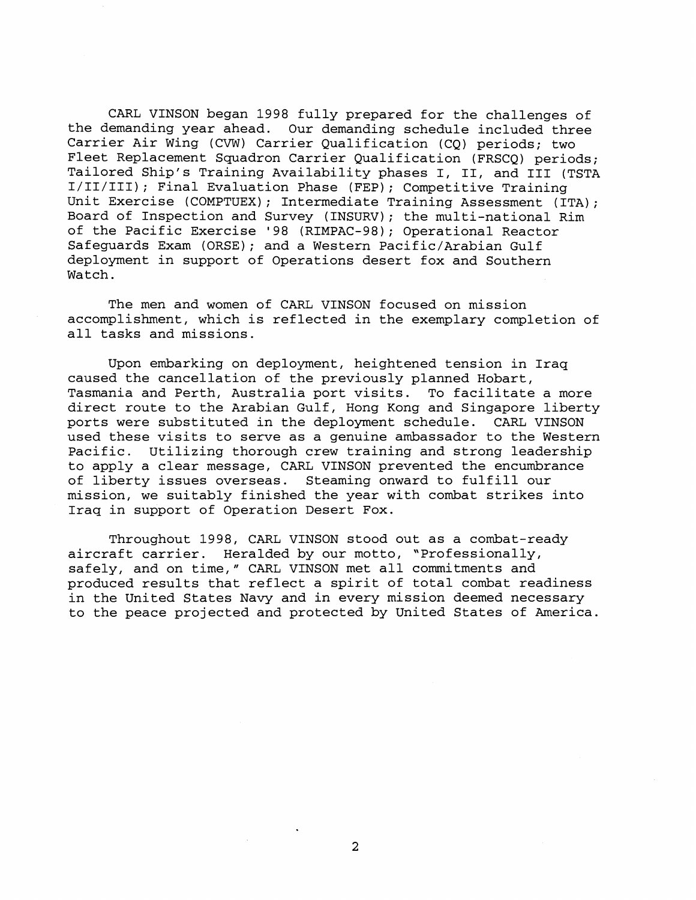CARL VINSON began 1998 fully prepared for the challenges of the demanding year ahead. Our demanding schedule included three Carrier Air Wing (CVW) Carrier Qualification (CQ) periods; two Fleet Replacement Squadron Carrier Qualification (FRSCQ) periods; Tailored Ship's Training Availability phases I, II, and III (TSTA I/II/III); Final Evaluation Phase (FEP); Competitive Training Unit Exercise (COMPTUEX); Intermediate Training Assessment (ITA); Board of Inspection and Survey (INSURV); the multi-national Rim of the Pacific Exercise '98 (RIMPAC-98); Operational Reactor Safeguards Exam (ORSE); and a Western Pacific/Arabian Gulf deployment in support of Operations desert fox and Southern Watch.

The men and women of CARL VINSON focused on mission accomplishment, which is reflected in the exemplary completion of all tasks and missions.

Upon embarking on deployment, heightened tension in Iraq caused the cancellation of the previously planned Hobart, Tasmania and Perth, Australia port visits. To facilitate a more direct route to the Arabian Gulf, Hong Kong and Singapore liberty ports were substituted in the deployment schedule. CARL VINSON used these visits to serve as a genuine ambassador to the Western Pacific. Utilizing thorough crew training and strong leadership to apply a clear message, CARL VINSON prevented the encumbrance of liberty issues overseas. Steaming onward to fulfill our mission, we suitably finished the year with combat strikes into Iraq in support of Operation Desert Fox.

Throughout 1998, CARL VINSON stood out as a combat-ready aircraft carrier. Heralded by our motto, "Professionally, safely, and on time," CARL VINSON met all commitments and produced results that reflect a spirit of total combat readiness in the United States Navy and in every mission deemed necessary to the peace projected and protected by United States of America.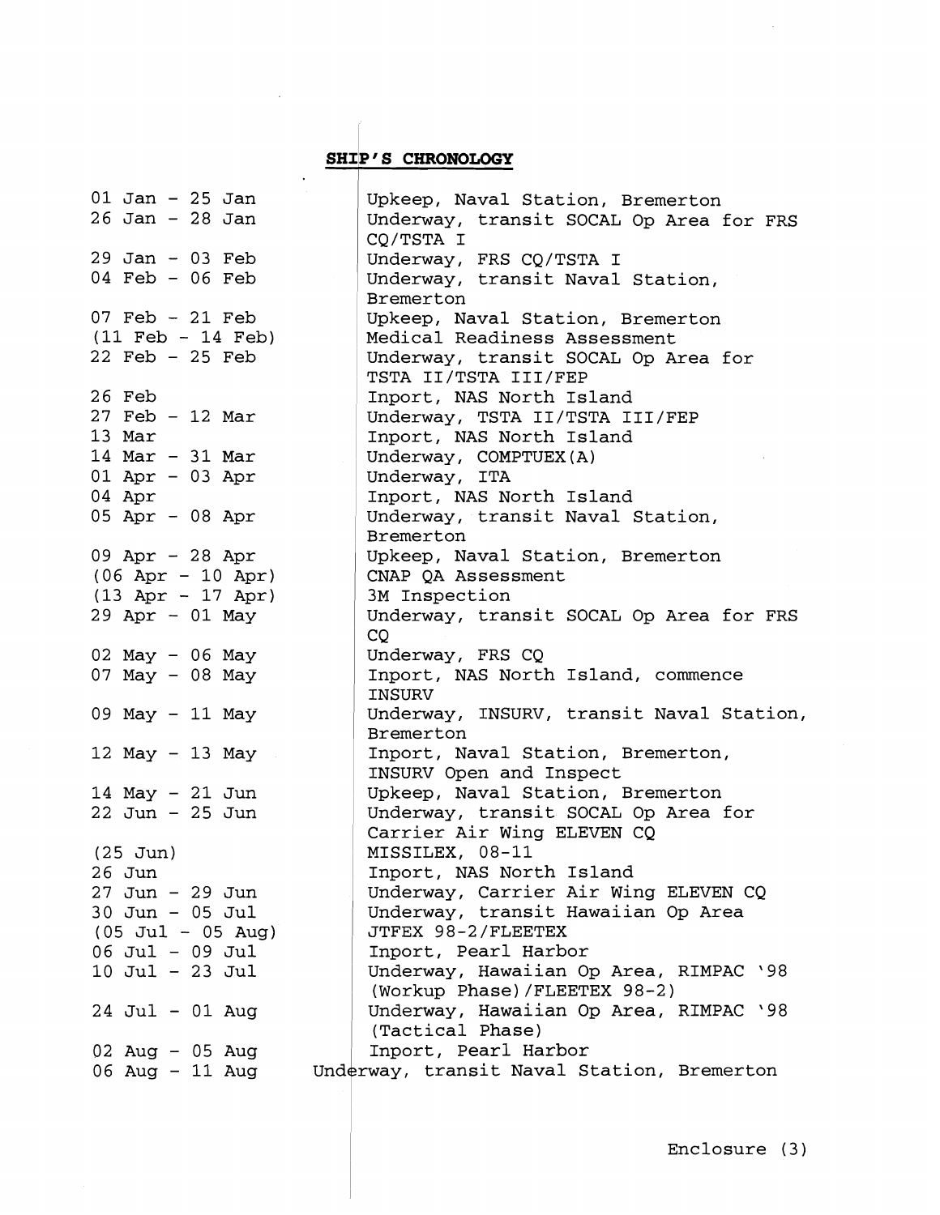## SHIP'S CHRONOLOGY

| | |
|---|---|
| 01 Jan - 25 Jan | Upkeep, Naval Station, Bremerton |
| 26 Jan - 28 Jan | Underway, transit SOCAL Op Area for FRS CQ/TSTA I |
| 29 Jan - 03 Feb | Underway, FRS CQ/TSTA I |
| 04 Feb - 06 Feb | Underway, transit Naval Station, Bremerton |
| 07 Feb - 21 Feb | Upkeep, Naval Station, Bremerton |
| (11 Feb - 14 Feb) | Medical Readiness Assessment |
| 22 Feb - 25 Feb | Underway, transit SOCAL Op Area for TSTA II/TSTA III/FEP |
| 26 Feb | Inport, NAS North Island |
| 27 Feb - 12 Mar | Underway, TSTA II/TSTA III/FEP |
| 13 Mar | Inport, NAS North Island |
| 14 Mar - 31 Mar | Underway, COMPTUEX(A) |
| 01 Apr - 03 Apr | Underway, ITA |
| 04 Apr | Inport, NAS North Island |
| 05 Apr - 08 Apr | Underway, transit Naval Station, Bremerton |
| 09 Apr - 28 Apr | Upkeep, Naval Station, Bremerton |
| (06 Apr - 10 Apr) | CNAP QA Assessment |
| (13 Apr - 17 Apr) | 3M Inspection |
| 29 Apr - 01 May | Underway, transit SOCAL Op Area for FRS CQ |
| 02 May - 06 May | Underway, FRS CQ |
| 07 May - 08 May | Inport, NAS North Island, commence INSURV |
| 09 May - 11 May | Underway, INSURV, transit Naval Station, Bremerton |
| 12 May - 13 May | Inport, Naval Station, Bremerton, INSURV Open and Inspect |
| 14 May - 21 Jun | Upkeep, Naval Station, Bremerton |
| 22 Jun - 25 Jun | Underway, transit SOCAL Op Area for Carrier Air Wing ELEVEN CQ |
| (25 Jun) | MISSILEX, 08-11 |
| 26 Jun | Inport, NAS North Island |
| 27 Jun - 29 Jun | Underway, Carrier Air Wing ELEVEN CQ |
| 30 Jun - 05 Jul | Underway, transit Hawaiian Op Area |
| (05 Jul - 05 Aug) | JTFEX 98-2/FLEETEX |
| 06 Jul - 09 Jul | Inport, Pearl Harbor |
| 10 Jul - 23 Jul | Underway, Hawaiian Op Area, RIMPAC '98 (Workup Phase)/FLEETEX 98-2) |
| 24 Jul - 01 Aug | Underway, Hawaiian Op Area, RIMPAC '98 (Tactical Phase) |
| 02 Aug - 05 Aug | Inport, Pearl Harbor |
| 06 Aug - 11 Aug | Underway, transit Naval Station, Bremerton |

Enclosure (3)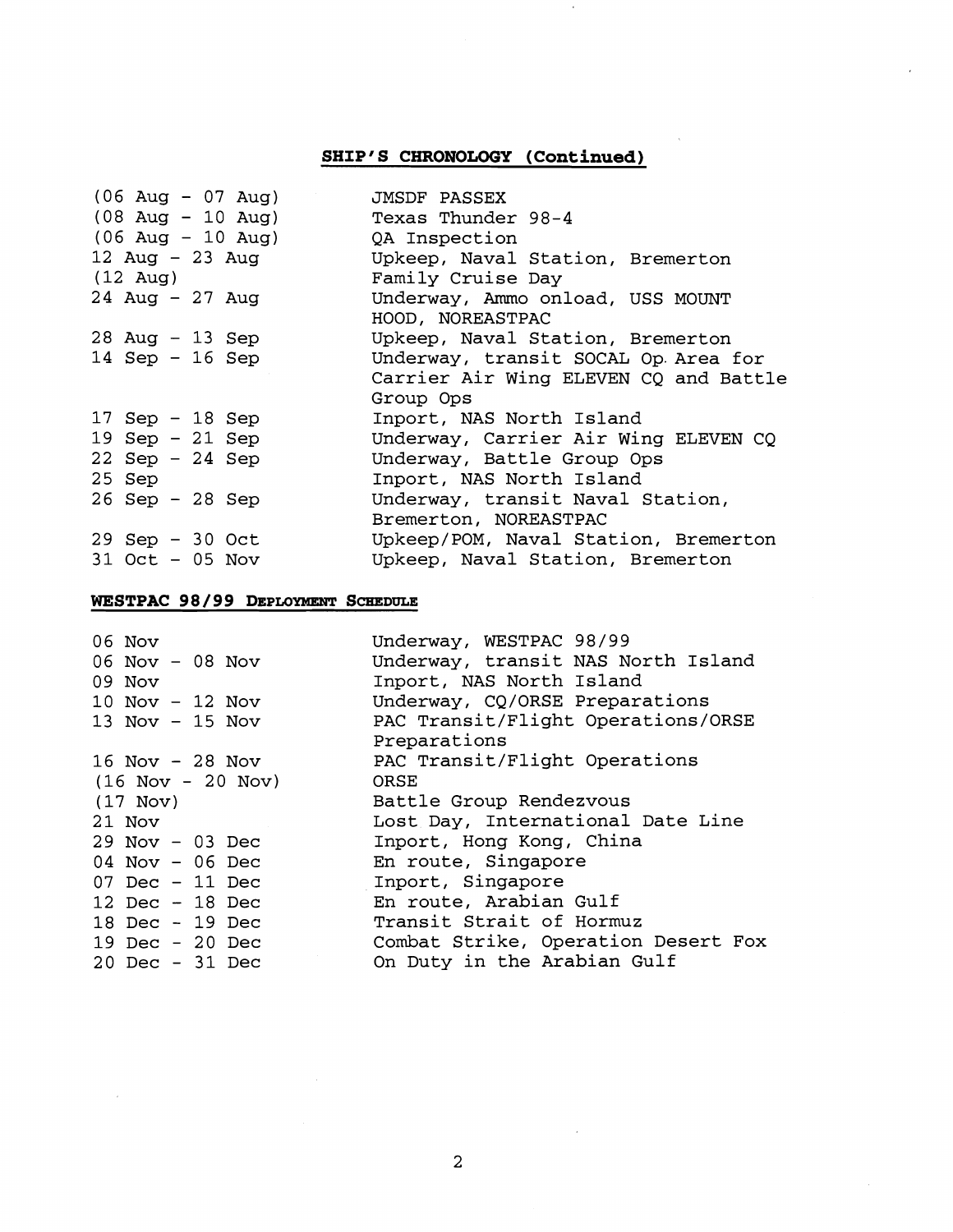## SHIP'S CHRONOLOGY (Continued)

| | |
|---|---|
| (06 Aug - 07 Aug) | JMSDF PASSEX |
| (08 Aug - 10 Aug) | Texas Thunder 98-4 |
| (06 Aug - 10 Aug) | QA Inspection |
| 12 Aug - 23 Aug | Upkeep, Naval Station, Bremerton |
| (12 Aug) | Family Cruise Day |
| 24 Aug - 27 Aug | Underway, Ammo onload, USS MOUNT HOOD, NOREASTPAC |
| 28 Aug - 13 Sep | Upkeep, Naval Station, Bremerton |
| 14 Sep - 16 Sep | Underway, transit SOCAL Op Area for Carrier Air Wing ELEVEN CQ and Battle Group Ops |
| 17 Sep - 18 Sep | Inport, NAS North Island |
| 19 Sep - 21 Sep | Underway, Carrier Air Wing ELEVEN CQ |
| 22 Sep - 24 Sep | Underway, Battle Group Ops |
| 25 Sep | Inport, NAS North Island |
| 26 Sep - 28 Sep | Underway, transit Naval Station, Bremerton, NOREASTPAC |
| 29 Sep - 30 Oct | Upkeep/POM, Naval Station, Bremerton |
| 31 Oct - 05 Nov | Upkeep, Naval Station, Bremerton |

### WESTPAC 98/99 DEPLOYMENT SCHEDULE

| | |
|---|---|
| 06 Nov | Underway, WESTPAC 98/99 |
| 06 Nov - 08 Nov | Underway, transit NAS North Island |
| 09 Nov | Inport, NAS North Island |
| 10 Nov - 12 Nov | Underway, CQ/ORSE Preparations |
| 13 Nov - 15 Nov | PAC Transit/Flight Operations/ORSE Preparations |
| 16 Nov - 28 Nov | PAC Transit/Flight Operations |
| (16 Nov - 20 Nov) | ORSE |
| (17 Nov) | Battle Group Rendezvous |
| 21 Nov | Lost Day, International Date Line |
| 29 Nov - 03 Dec | Inport, Hong Kong, China |
| 04 Nov - 06 Dec | En route, Singapore |
| 07 Dec - 11 Dec | Inport, Singapore |
| 12 Dec - 18 Dec | En route, Arabian Gulf |
| 18 Dec - 19 Dec | Transit Strait of Hormuz |
| 19 Dec - 20 Dec | Combat Strike, Operation Desert Fox |
| 20 Dec - 31 Dec | On Duty in the Arabian Gulf |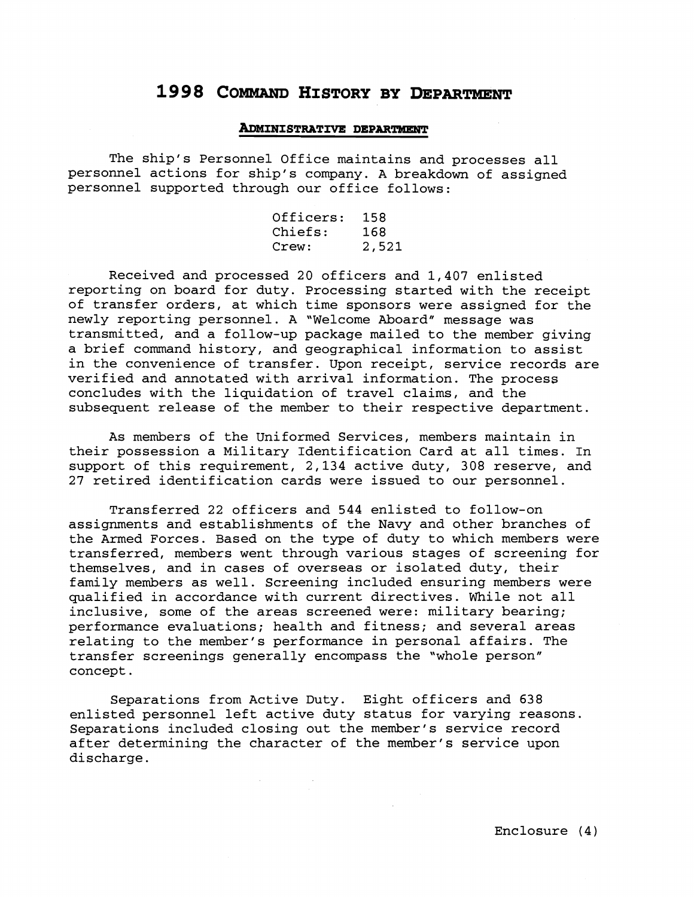# 1998 Command History by Department

## Administrative Department

The ship's Personnel Office maintains and processes all personnel actions for ship's company. A breakdown of assigned personnel supported through our office follows:

| | |
|---|---|
| Officers: | 158 |
| Chiefs: | 168 |
| Crew: | 2,521 |

Received and processed 20 officers and 1,407 enlisted reporting on board for duty. Processing started with the receipt of transfer orders, at which time sponsors were assigned for the newly reporting personnel. A "Welcome Aboard" message was transmitted, and a follow-up package mailed to the member giving a brief command history, and geographical information to assist in the convenience of transfer. Upon receipt, service records are verified and annotated with arrival information. The process concludes with the liquidation of travel claims, and the subsequent release of the member to their respective department.

As members of the Uniformed Services, members maintain in their possession a Military Identification Card at all times. In support of this requirement, 2,134 active duty, 308 reserve, and 27 retired identification cards were issued to our personnel.

Transferred 22 officers and 544 enlisted to follow-on assignments and establishments of the Navy and other branches of the Armed Forces. Based on the type of duty to which members were transferred, members went through various stages of screening for themselves, and in cases of overseas or isolated duty, their family members as well. Screening included ensuring members were qualified in accordance with current directives. While not all inclusive, some of the areas screened were: military bearing; performance evaluations; health and fitness; and several areas relating to the member's performance in personal affairs. The transfer screenings generally encompass the "whole person" concept.

Separations from Active Duty. Eight officers and 638 enlisted personnel left active duty status for varying reasons. Separations included closing out the member's service record after determining the character of the member's service upon discharge.

Enclosure (4)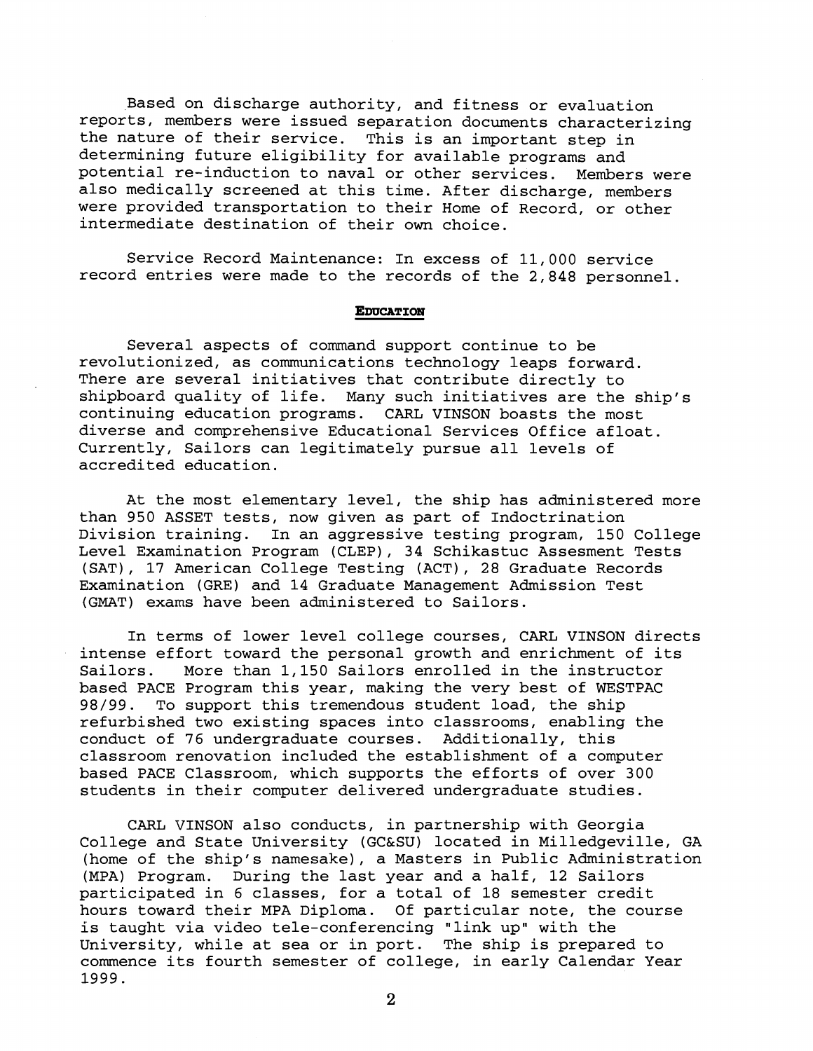Based on discharge authority, and fitness or evaluation reports, members were issued separation documents characterizing the nature of their service. This is an important step in determining future eligibility for available programs and potential re-induction to naval or other services. Members were also medically screened at this time. After discharge, members were provided transportation to their Home of Record, or other intermediate destination of their own choice.

Service Record Maintenance: In excess of 11,000 service record entries were made to the records of the 2,848 personnel.

## EDUCATION

Several aspects of command support continue to be revolutionized, as communications technology leaps forward. There are several initiatives that contribute directly to shipboard quality of life. Many such initiatives are the ship's continuing education programs. CARL VINSON boasts the most diverse and comprehensive Educational Services Office afloat. Currently, Sailors can legitimately pursue all levels of accredited education.

At the most elementary level, the ship has administered more than 950 ASSET tests, now given as part of Indoctrination Division training. In an aggressive testing program, 150 College Level Examination Program (CLEP), 34 Schikastuc Assesment Tests (SAT), 17 American College Testing (ACT), 28 Graduate Records Examination (GRE) and 14 Graduate Management Admission Test (GMAT) exams have been administered to Sailors.

In terms of lower level college courses, CARL VINSON directs intense effort toward the personal growth and enrichment of its Sailors. More than 1,150 Sailors enrolled in the instructor based PACE Program this year, making the very best of WESTPAC 98/99. To support this tremendous student load, the ship refurbished two existing spaces into classrooms, enabling the conduct of 76 undergraduate courses. Additionally, this classroom renovation included the establishment of a computer based PACE Classroom, which supports the efforts of over 300 students in their computer delivered undergraduate studies.

CARL VINSON also conducts, in partnership with Georgia College and State University (GC&SU) located in Milledgeville, GA (home of the ship's namesake), a Masters in Public Administration (MPA) Program. During the last year and a half, 12 Sailors participated in 6 classes, for a total of 18 semester credit hours toward their MPA Diploma. Of particular note, the course is taught via video tele-conferencing "link up" with the University, while at sea or in port. The ship is prepared to commence its fourth semester of college, in early Calendar Year 1999.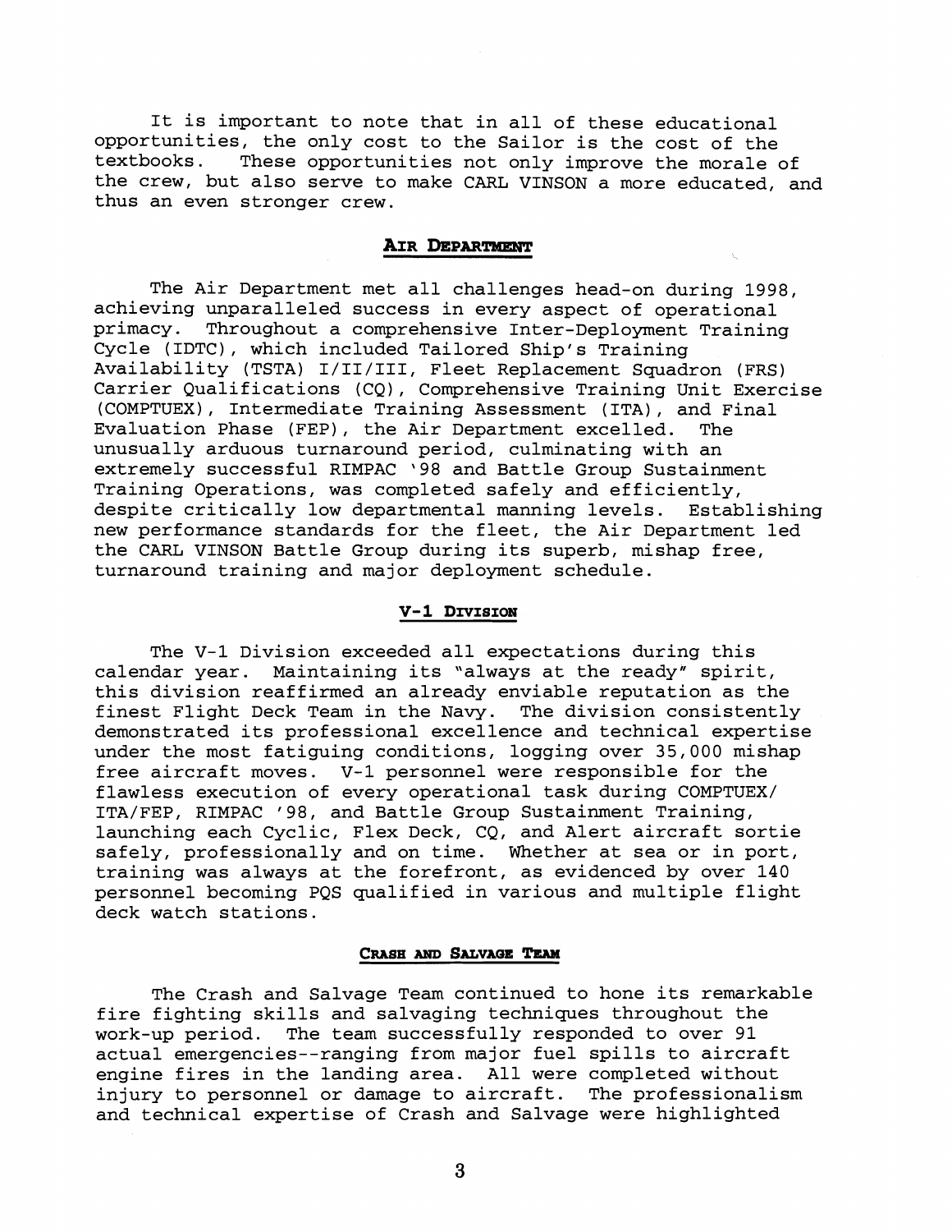It is important to note that in all of these educational opportunities, the only cost to the Sailor is the cost of the textbooks. These opportunities not only improve the morale of the crew, but also serve to make CARL VINSON a more educated, and thus an even stronger crew.

## AIR DEPARTMENT

The Air Department met all challenges head-on during 1998, achieving unparalleled success in every aspect of operational primacy. Throughout a comprehensive Inter-Deployment Training Cycle (IDTC), which included Tailored Ship's Training Availability (TSTA) I/II/III, Fleet Replacement Squadron (FRS) Carrier Qualifications (CQ), Comprehensive Training Unit Exercise (COMPTUEX), Intermediate Training Assessment (ITA), and Final Evaluation Phase (FEP), the Air Department excelled. The unusually arduous turnaround period, culminating with an extremely successful RIMPAC '98 and Battle Group Sustainment Training Operations, was completed safely and efficiently, despite critically low departmental manning levels. Establishing new performance standards for the fleet, the Air Department led the CARL VINSON Battle Group during its superb, mishap free, turnaround training and major deployment schedule.

### V-1 DIVISION

The V-1 Division exceeded all expectations during this calendar year. Maintaining its "always at the ready" spirit, this division reaffirmed an already enviable reputation as the finest Flight Deck Team in the Navy. The division consistently demonstrated its professional excellence and technical expertise under the most fatiguing conditions, logging over 35,000 mishap free aircraft moves. V-1 personnel were responsible for the flawless execution of every operational task during COMPTUEX/ ITA/FEP, RIMPAC '98, and Battle Group Sustainment Training, launching each Cyclic, Flex Deck, CQ, and Alert aircraft sortie safely, professionally and on time. Whether at sea or in port, training was always at the forefront, as evidenced by over 140 personnel becoming PQS qualified in various and multiple flight deck watch stations.

#### CRASH AND SALVAGE TEAM

The Crash and Salvage Team continued to hone its remarkable fire fighting skills and salvaging techniques throughout the work-up period. The team successfully responded to over 91 actual emergencies--ranging from major fuel spills to aircraft engine fires in the landing area. All were completed without injury to personnel or damage to aircraft. The professionalism and technical expertise of Crash and Salvage were highlighted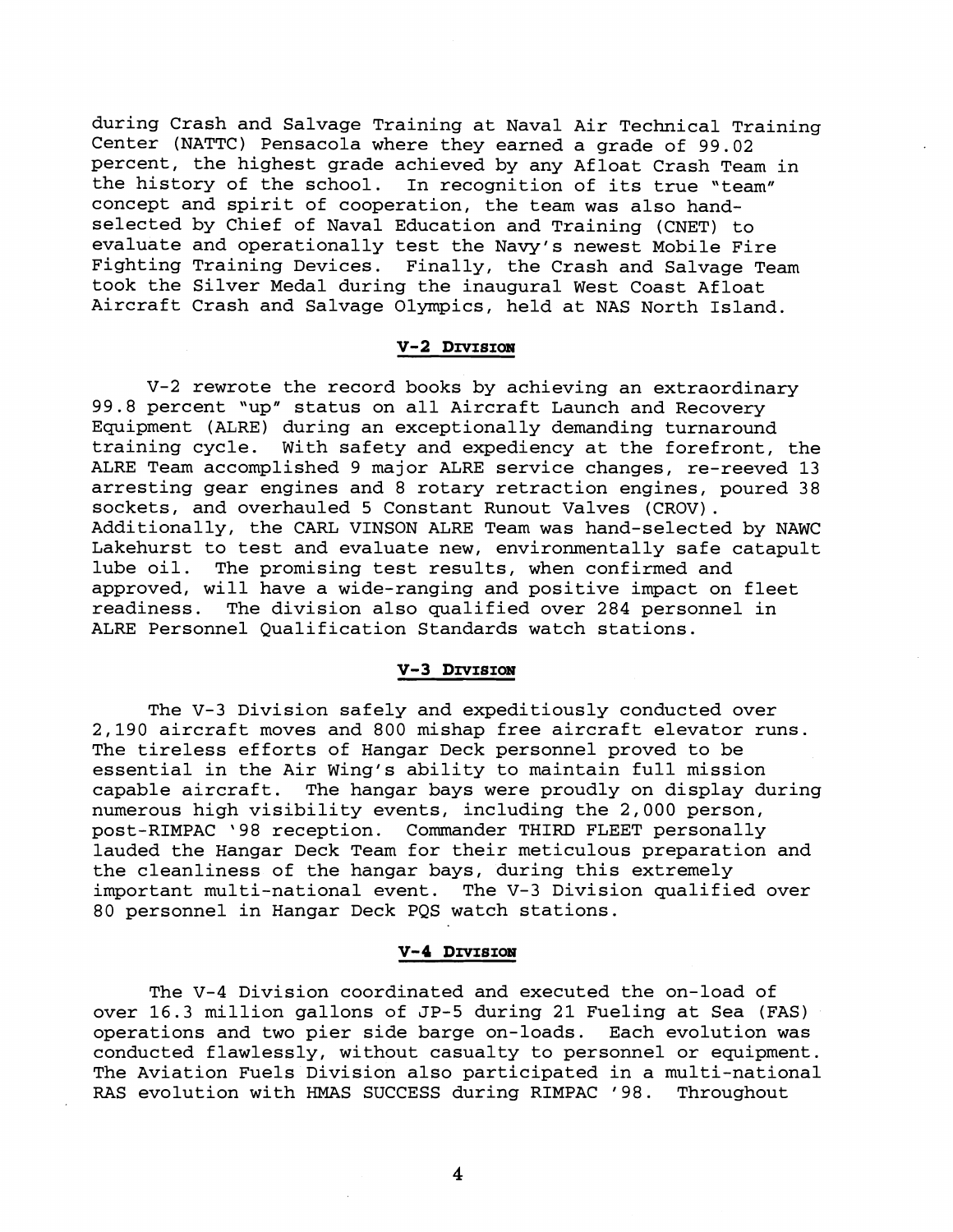during Crash and Salvage Training at Naval Air Technical Training Center (NATTC) Pensacola where they earned a grade of 99.02 percent, the highest grade achieved by any Afloat Crash Team in the history of the school. In recognition of its true "team" concept and spirit of cooperation, the team was also hand-selected by Chief of Naval Education and Training (CNET) to evaluate and operationally test the Navy's newest Mobile Fire Fighting Training Devices. Finally, the Crash and Salvage Team took the Silver Medal during the inaugural West Coast Afloat Aircraft Crash and Salvage Olympics, held at NAS North Island.

## V-2 Division

V-2 rewrote the record books by achieving an extraordinary 99.8 percent "up" status on all Aircraft Launch and Recovery Equipment (ALRE) during an exceptionally demanding turnaround training cycle. With safety and expediency at the forefront, the ALRE Team accomplished 9 major ALRE service changes, re-reeved 13 arresting gear engines and 8 rotary retraction engines, poured 38 sockets, and overhauled 5 Constant Runout Valves (CROV). Additionally, the CARL VINSON ALRE Team was hand-selected by NAWC Lakehurst to test and evaluate new, environmentally safe catapult lube oil. The promising test results, when confirmed and approved, will have a wide-ranging and positive impact on fleet readiness. The division also qualified over 284 personnel in ALRE Personnel Qualification Standards watch stations.

## V-3 Division

The V-3 Division safely and expeditiously conducted over 2,190 aircraft moves and 800 mishap free aircraft elevator runs. The tireless efforts of Hangar Deck personnel proved to be essential in the Air Wing's ability to maintain full mission capable aircraft. The hangar bays were proudly on display during numerous high visibility events, including the 2,000 person, post-RIMPAC '98 reception. Commander THIRD FLEET personally lauded the Hangar Deck Team for their meticulous preparation and the cleanliness of the hangar bays, during this extremely important multi-national event. The V-3 Division qualified over 80 personnel in Hangar Deck PQS watch stations.

## V-4 Division

The V-4 Division coordinated and executed the on-load of over 16.3 million gallons of JP-5 during 21 Fueling at Sea (FAS) operations and two pier side barge on-loads. Each evolution was conducted flawlessly, without casualty to personnel or equipment. The Aviation Fuels Division also participated in a multi-national RAS evolution with HMAS SUCCESS during RIMPAC '98. Throughout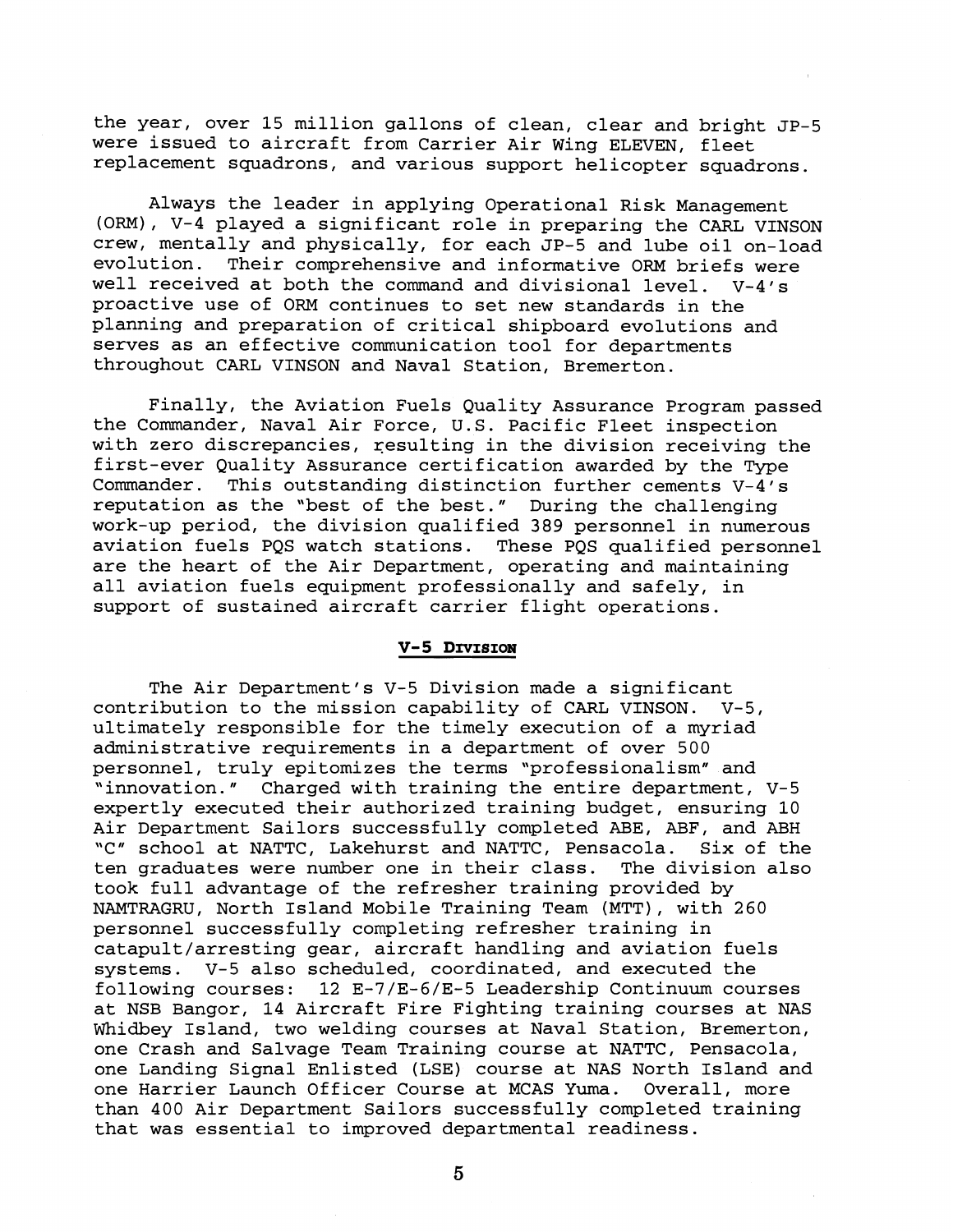the year, over 15 million gallons of clean, clear and bright JP-5 were issued to aircraft from Carrier Air Wing ELEVEN, fleet replacement squadrons, and various support helicopter squadrons.

Always the leader in applying Operational Risk Management (ORM), V-4 played a significant role in preparing the CARL VINSON crew, mentally and physically, for each JP-5 and lube oil on-load evolution. Their comprehensive and informative ORM briefs were well received at both the command and divisional level. V-4's proactive use of ORM continues to set new standards in the planning and preparation of critical shipboard evolutions and serves as an effective communication tool for departments throughout CARL VINSON and Naval Station, Bremerton.

Finally, the Aviation Fuels Quality Assurance Program passed the Commander, Naval Air Force, U.S. Pacific Fleet inspection with zero discrepancies, resulting in the division receiving the first-ever Quality Assurance certification awarded by the Type Commander. This outstanding distinction further cements V-4's reputation as the "best of the best." During the challenging work-up period, the division qualified 389 personnel in numerous aviation fuels PQS watch stations. These PQS qualified personnel are the heart of the Air Department, operating and maintaining all aviation fuels equipment professionally and safely, in support of sustained aircraft carrier flight operations.

## V-5 Division

The Air Department's V-5 Division made a significant contribution to the mission capability of CARL VINSON. V-5, ultimately responsible for the timely execution of a myriad administrative requirements in a department of over 500 personnel, truly epitomizes the terms "professionalism" and "innovation." Charged with training the entire department, V-5 expertly executed their authorized training budget, ensuring 10 Air Department Sailors successfully completed ABE, ABF, and ABH "C" school at NATTC, Lakehurst and NATTC, Pensacola. Six of the ten graduates were number one in their class. The division also took full advantage of the refresher training provided by NAMTRAGRU, North Island Mobile Training Team (MTT), with 260 personnel successfully completing refresher training in catapult/arresting gear, aircraft handling and aviation fuels systems. V-5 also scheduled, coordinated, and executed the following courses: 12 E-7/E-6/E-5 Leadership Continuum courses at NSB Bangor, 14 Aircraft Fire Fighting training courses at NAS Whidbey Island, two welding courses at Naval Station, Bremerton, one Crash and Salvage Team Training course at NATTC, Pensacola, one Landing Signal Enlisted (LSE) course at NAS North Island and one Harrier Launch Officer Course at MCAS Yuma. Overall, more than 400 Air Department Sailors successfully completed training that was essential to improved departmental readiness.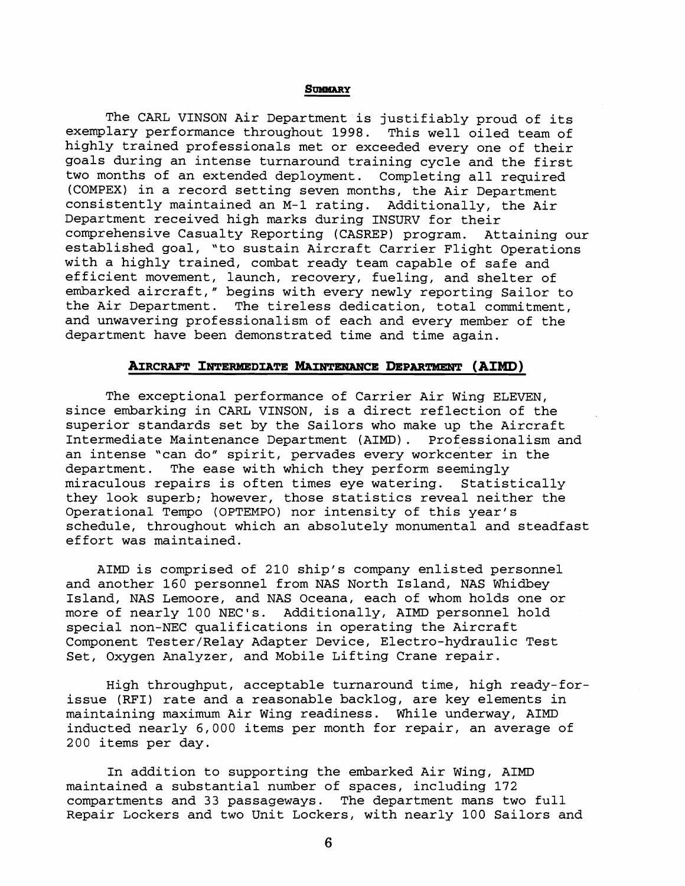## **SUMMARY**

The CARL VINSON Air Department is justifiably proud of its exemplary performance throughout 1998. This well oiled team of highly trained professionals met or exceeded every one of their goals during an intense turnaround training cycle and the first two months of an extended deployment. Completing all required (COMPEX) in a record setting seven months, the Air Department consistently maintained an M-1 rating. Additionally, the Air Department received high marks during INSURV for their comprehensive Casualty Reporting (CASREP) program. Attaining our established goal, "to sustain Aircraft Carrier Flight Operations with a highly trained, combat ready team capable of safe and efficient movement, launch, recovery, fueling, and shelter of embarked aircraft," begins with every newly reporting Sailor to the Air Department. The tireless dedication, total commitment, and unwavering professionalism of each and every member of the department have been demonstrated time and time again.

## **AIRCRAFT INTERMEDIATE MAINTENANCE DEPARTMENT (AIMD)**

The exceptional performance of Carrier Air Wing ELEVEN, since embarking in CARL VINSON, is a direct reflection of the superior standards set by the Sailors who make up the Aircraft Intermediate Maintenance Department (AIMD). Professionalism and an intense "can do" spirit, pervades every workcenter in the department. The ease with which they perform seemingly miraculous repairs is often times eye watering. Statistically they look superb; however, those statistics reveal neither the Operational Tempo (OPTEMPO) nor intensity of this year's schedule, throughout which an absolutely monumental and steadfast effort was maintained.

AIMD is comprised of 210 ship's company enlisted personnel and another 160 personnel from NAS North Island, NAS Whidbey Island, NAS Lemoore, and NAS Oceana, each of whom holds one or more of nearly 100 NEC's. Additionally, AIMD personnel hold special non-NEC qualifications in operating the Aircraft Component Tester/Relay Adapter Device, Electro-hydraulic Test Set, Oxygen Analyzer, and Mobile Lifting Crane repair.

High throughput, acceptable turnaround time, high ready-for-issue (RFI) rate and a reasonable backlog, are key elements in maintaining maximum Air Wing readiness. While underway, AIMD inducted nearly 6,000 items per month for repair, an average of 200 items per day.

In addition to supporting the embarked Air Wing, AIMD maintained a substantial number of spaces, including 172 compartments and 33 passageways. The department mans two full Repair Lockers and two Unit Lockers, with nearly 100 Sailors and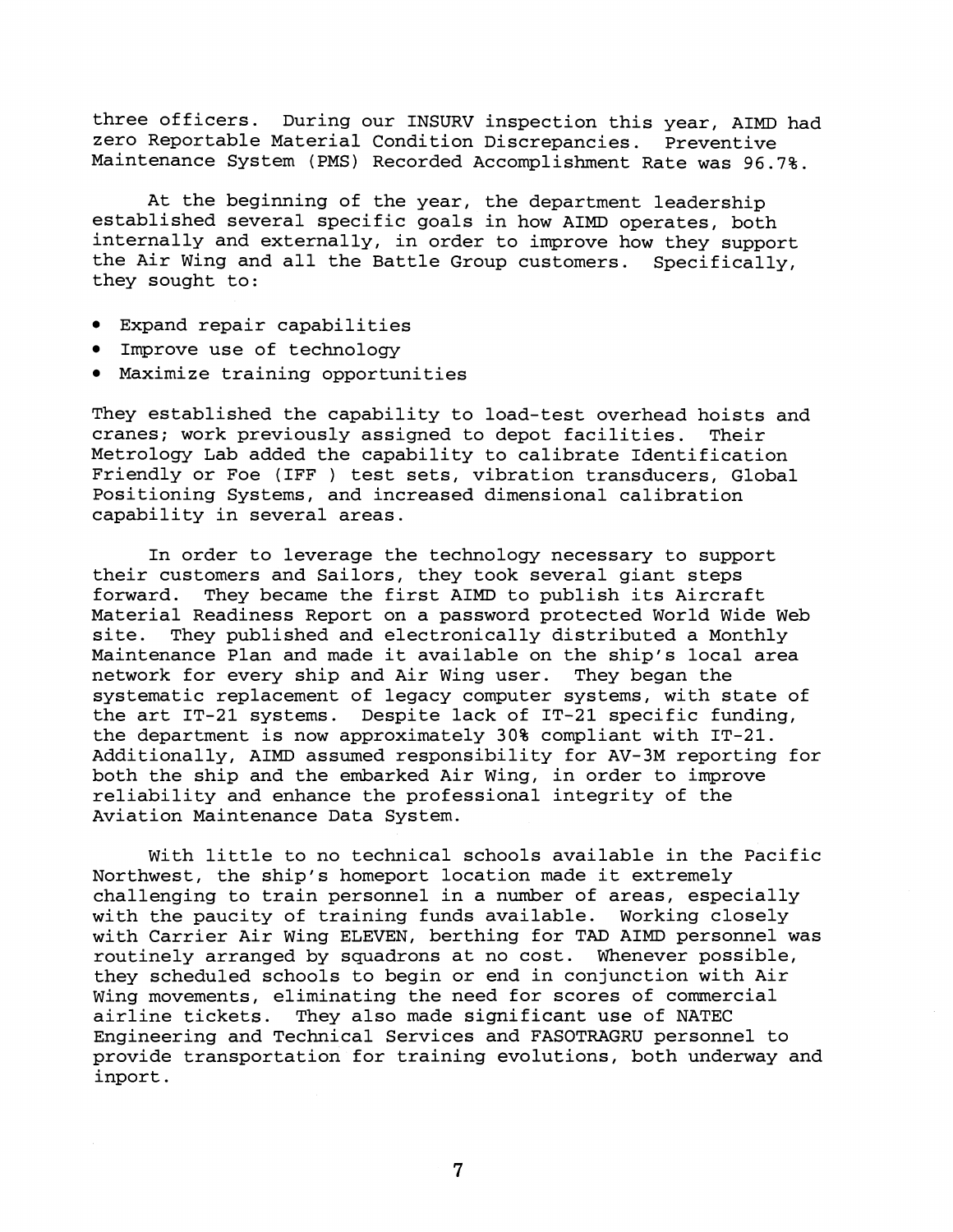three officers. During our INSURV inspection this year, AIMD had zero Reportable Material Condition Discrepancies. Preventive Maintenance System (PMS) Recorded Accomplishment Rate was 96.7%.

At the beginning of the year, the department leadership established several specific goals in how AIMD operates, both internally and externally, in order to improve how they support the Air Wing and all the Battle Group customers. Specifically, they sought to:

- Expand repair capabilities
- Improve use of technology
- Maximize training opportunities

They established the capability to load-test overhead hoists and cranes; work previously assigned to depot facilities. Their Metrology Lab added the capability to calibrate Identification Friendly or Foe (IFF ) test sets, vibration transducers, Global Positioning Systems, and increased dimensional calibration capability in several areas.

In order to leverage the technology necessary to support their customers and Sailors, they took several giant steps forward. They became the first AIMD to publish its Aircraft Material Readiness Report on a password protected World Wide Web site. They published and electronically distributed a Monthly Maintenance Plan and made it available on the ship's local area network for every ship and Air Wing user. They began the systematic replacement of legacy computer systems, with state of the art IT-21 systems. Despite lack of IT-21 specific funding, the department is now approximately 30% compliant with IT-21. Additionally, AIMD assumed responsibility for AV-3M reporting for both the ship and the embarked Air Wing, in order to improve reliability and enhance the professional integrity of the Aviation Maintenance Data System.

With little to no technical schools available in the Pacific Northwest, the ship's homeport location made it extremely challenging to train personnel in a number of areas, especially with the paucity of training funds available. Working closely with Carrier Air Wing ELEVEN, berthing for TAD AIMD personnel was routinely arranged by squadrons at no cost. Whenever possible, they scheduled schools to begin or end in conjunction with Air Wing movements, eliminating the need for scores of commercial airline tickets. They also made significant use of NATEC Engineering and Technical Services and FASOTRAGRU personnel to provide transportation for training evolutions, both underway and inport.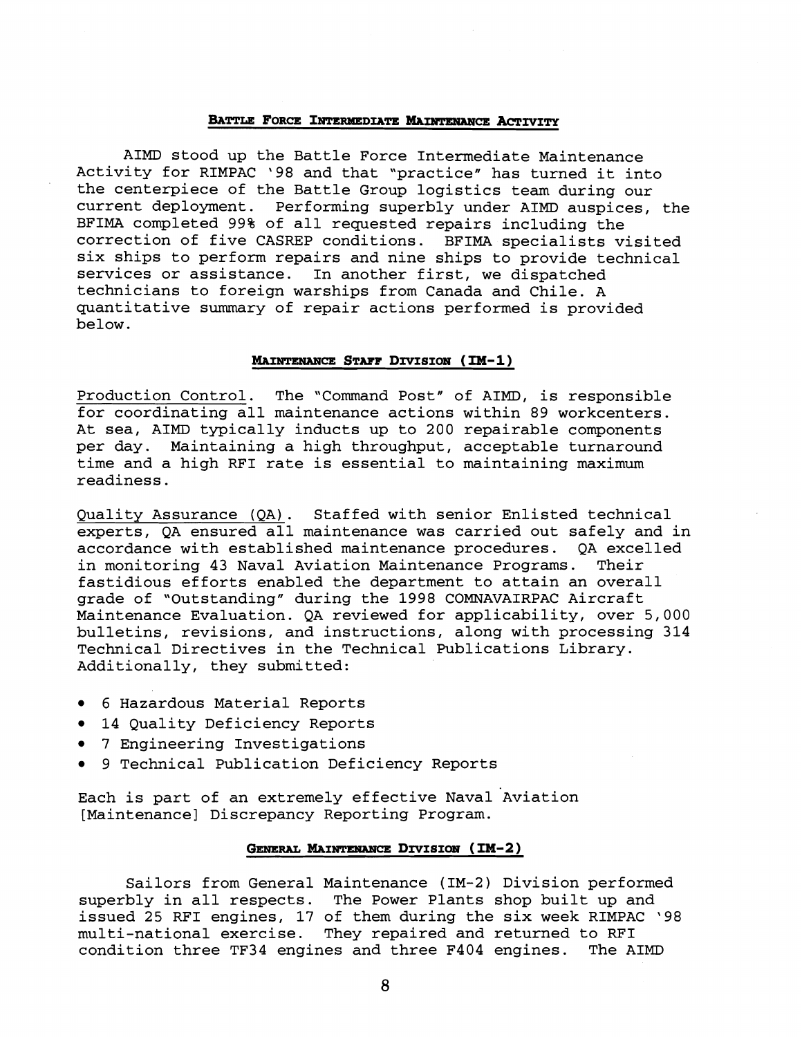## Battle Force Intermediate Maintenance Activity

AIMD stood up the Battle Force Intermediate Maintenance Activity for RIMPAC '98 and that "practice" has turned it into the centerpiece of the Battle Group logistics team during our current deployment. Performing superbly under AIMD auspices, the BFIMA completed 99% of all requested repairs including the correction of five CASREP conditions. BFIMA specialists visited six ships to perform repairs and nine ships to provide technical services or assistance. In another first, we dispatched technicians to foreign warships from Canada and Chile. A quantitative summary of repair actions performed is provided below.

## Maintenance Staff Division (IM-1)

Production Control. The "Command Post" of AIMD, is responsible for coordinating all maintenance actions within 89 workcenters. At sea, AIMD typically inducts up to 200 repairable components per day. Maintaining a high throughput, acceptable turnaround time and a high RFI rate is essential to maintaining maximum readiness.

Quality Assurance (QA). Staffed with senior Enlisted technical experts, QA ensured all maintenance was carried out safely and in accordance with established maintenance procedures. QA excelled in monitoring 43 Naval Aviation Maintenance Programs. Their fastidious efforts enabled the department to attain an overall grade of "Outstanding" during the 1998 COMNAVAIRPAC Aircraft Maintenance Evaluation. QA reviewed for applicability, over 5,000 bulletins, revisions, and instructions, along with processing 314 Technical Directives in the Technical Publications Library. Additionally, they submitted:

- 6 Hazardous Material Reports
- 14 Quality Deficiency Reports
- 7 Engineering Investigations
- 9 Technical Publication Deficiency Reports

Each is part of an extremely effective Naval Aviation [Maintenance] Discrepancy Reporting Program.

## General Maintenance Division (IM-2)

Sailors from General Maintenance (IM-2) Division performed superbly in all respects. The Power Plants shop built up and issued 25 RFI engines, 17 of them during the six week RIMPAC '98 multi-national exercise. They repaired and returned to RFI condition three TF34 engines and three F404 engines. The AIMD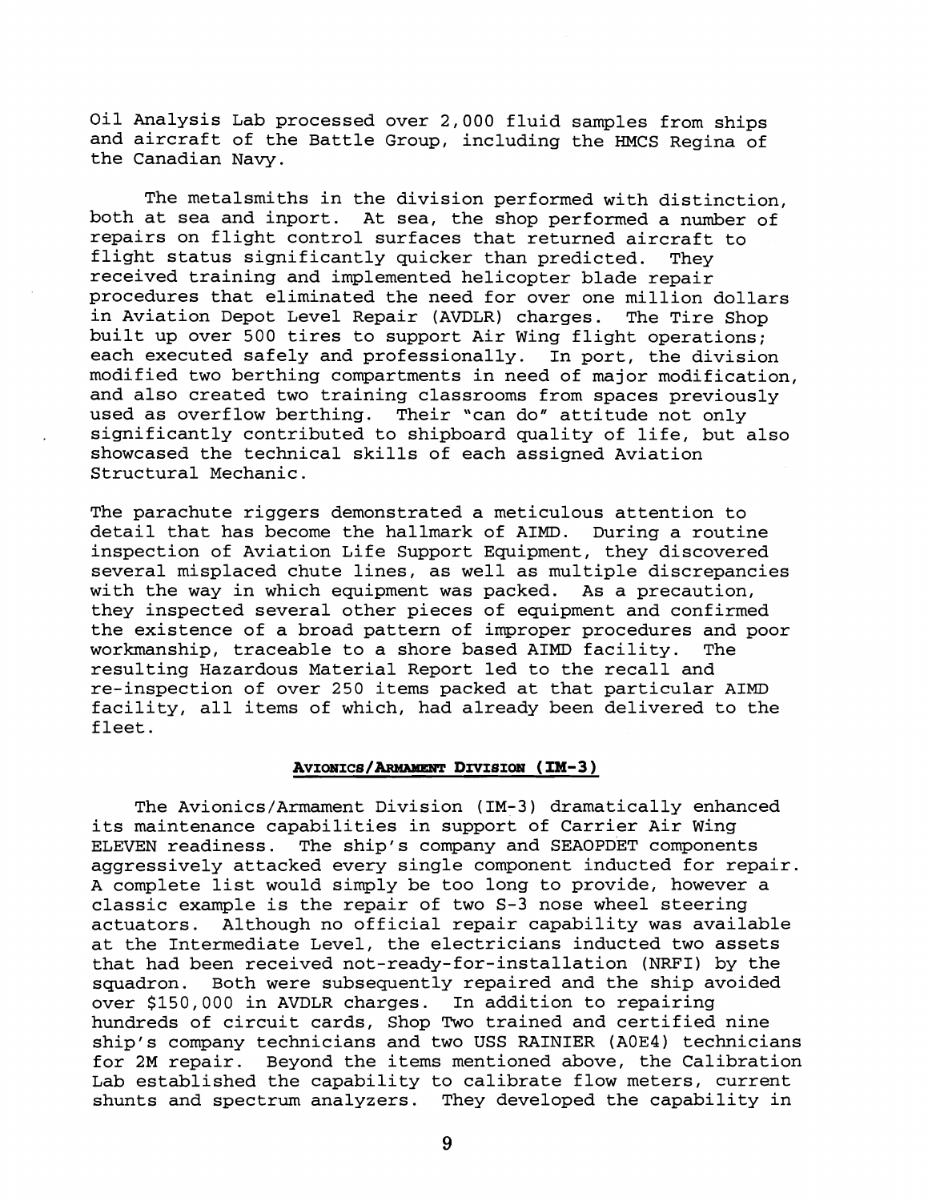Oil Analysis Lab processed over 2,000 fluid samples from ships and aircraft of the Battle Group, including the HMCS Regina of the Canadian Navy.

The metalsmiths in the division performed with distinction, both at sea and inport. At sea, the shop performed a number of repairs on flight control surfaces that returned aircraft to flight status significantly quicker than predicted. They received training and implemented helicopter blade repair procedures that eliminated the need for over one million dollars in Aviation Depot Level Repair (AVDLR) charges. The Tire Shop built up over 500 tires to support Air Wing flight operations; each executed safely and professionally. In port, the division modified two berthing compartments in need of major modification, and also created two training classrooms from spaces previously used as overflow berthing. Their "can do" attitude not only significantly contributed to shipboard quality of life, but also showcased the technical skills of each assigned Aviation Structural Mechanic.

The parachute riggers demonstrated a meticulous attention to detail that has become the hallmark of AIMD. During a routine inspection of Aviation Life Support Equipment, they discovered several misplaced chute lines, as well as multiple discrepancies with the way in which equipment was packed. As a precaution, they inspected several other pieces of equipment and confirmed the existence of a broad pattern of improper procedures and poor workmanship, traceable to a shore based AIMD facility. The resulting Hazardous Material Report led to the recall and re-inspection of over 250 items packed at that particular AIMD facility, all items of which, had already been delivered to the fleet.

## Avionics/Armament Division (IM-3)

The Avionics/Armament Division (IM-3) dramatically enhanced its maintenance capabilities in support of Carrier Air Wing ELEVEN readiness. The ship's company and SEAOPDET components aggressively attacked every single component inducted for repair. A complete list would simply be too long to provide, however a classic example is the repair of two S-3 nose wheel steering actuators. Although no official repair capability was available at the Intermediate Level, the electricians inducted two assets that had been received not-ready-for-installation (NRFI) by the squadron. Both were subsequently repaired and the ship avoided over $150,000 in AVDLR charges. In addition to repairing hundreds of circuit cards, Shop Two trained and certified nine ship's company technicians and two USS RAINIER (AOE4) technicians for 2M repair. Beyond the items mentioned above, the Calibration Lab established the capability to calibrate flow meters, current shunts and spectrum analyzers. They developed the capability in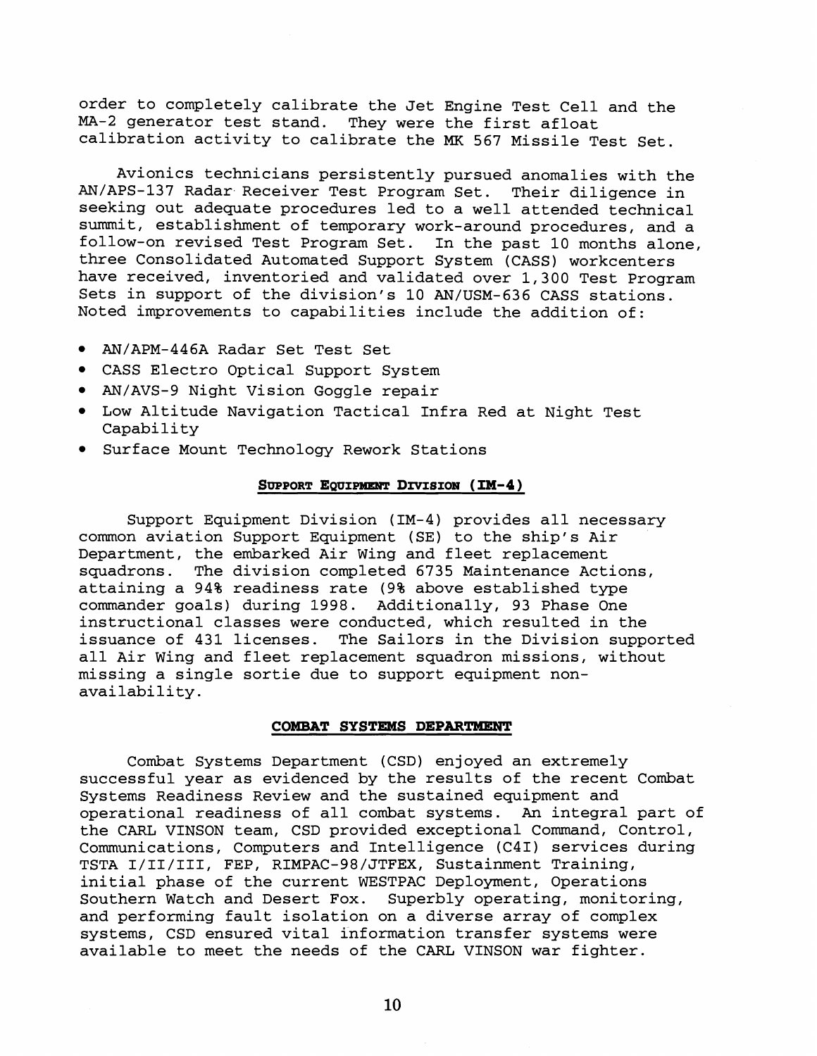order to completely calibrate the Jet Engine Test Cell and the MA-2 generator test stand. They were the first afloat calibration activity to calibrate the MK 567 Missile Test Set.

Avionics technicians persistently pursued anomalies with the AN/APS-137 Radar Receiver Test Program Set. Their diligence in seeking out adequate procedures led to a well attended technical summit, establishment of temporary work-around procedures, and a follow-on revised Test Program Set. In the past 10 months alone, three Consolidated Automated Support System (CASS) workcenters have received, inventoried and validated over 1,300 Test Program Sets in support of the division's 10 AN/USM-636 CASS stations. Noted improvements to capabilities include the addition of:

- AN/APM-446A Radar Set Test Set
- CASS Electro Optical Support System
- AN/AVS-9 Night Vision Goggle repair
- Low Altitude Navigation Tactical Infra Red at Night Test Capability
- Surface Mount Technology Rework Stations

## SUPPORT EQUIPMENT DIVISION (IM-4)

Support Equipment Division (IM-4) provides all necessary common aviation Support Equipment (SE) to the ship's Air Department, the embarked Air Wing and fleet replacement squadrons. The division completed 6735 Maintenance Actions, attaining a 94% readiness rate (9% above established type commander goals) during 1998. Additionally, 93 Phase One instructional classes were conducted, which resulted in the issuance of 431 licenses. The Sailors in the Division supported all Air Wing and fleet replacement squadron missions, without missing a single sortie due to support equipment non-availability.

## COMBAT SYSTEMS DEPARTMENT

Combat Systems Department (CSD) enjoyed an extremely successful year as evidenced by the results of the recent Combat Systems Readiness Review and the sustained equipment and operational readiness of all combat systems. An integral part of the CARL VINSON team, CSD provided exceptional Command, Control, Communications, Computers and Intelligence (C4I) services during TSTA I/II/III, FEP, RIMPAC-98/JTFEX, Sustainment Training, initial phase of the current WESTPAC Deployment, Operations Southern Watch and Desert Fox. Superbly operating, monitoring, and performing fault isolation on a diverse array of complex systems, CSD ensured vital information transfer systems were available to meet the needs of the CARL VINSON war fighter.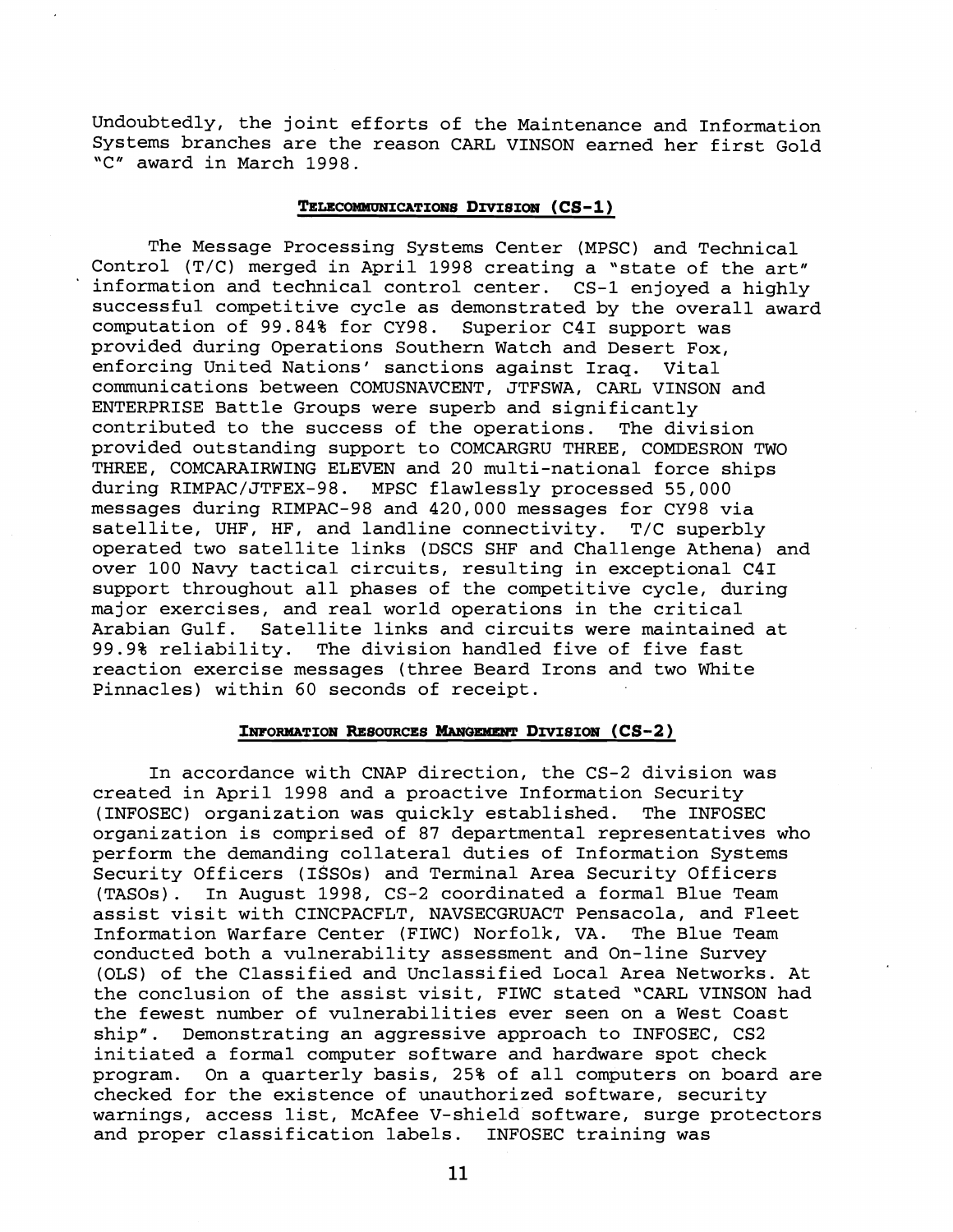Undoubtedly, the joint efforts of the Maintenance and Information Systems branches are the reason CARL VINSON earned her first Gold "C" award in March 1998.

## TELECOMMUNICATIONS DIVISION (CS-1)

The Message Processing Systems Center (MPSC) and Technical Control (T/C) merged in April 1998 creating a "state of the art" information and technical control center. CS-1 enjoyed a highly successful competitive cycle as demonstrated by the overall award computation of 99.84% for CY98. Superior C4I support was provided during Operations Southern Watch and Desert Fox, enforcing United Nations' sanctions against Iraq. Vital communications between COMUSNAVCENT, JTFSWA, CARL VINSON and ENTERPRISE Battle Groups were superb and significantly contributed to the success of the operations. The division provided outstanding support to COMCARGRU THREE, COMDESRON TWO THREE, COMCARAIRWING ELEVEN and 20 multi-national force ships during RIMPAC/JTFEX-98. MPSC flawlessly processed 55,000 messages during RIMPAC-98 and 420,000 messages for CY98 via satellite, UHF, HF, and landline connectivity. T/C superbly operated two satellite links (DSCS SHF and Challenge Athena) and over 100 Navy tactical circuits, resulting in exceptional C4I support throughout all phases of the competitive cycle, during major exercises, and real world operations in the critical Arabian Gulf. Satellite links and circuits were maintained at 99.9% reliability. The division handled five of five fast reaction exercise messages (three Beard Irons and two White Pinnacles) within 60 seconds of receipt.

## INFORMATION RESOURCES MANGEMENT DIVISION (CS-2)

In accordance with CNAP direction, the CS-2 division was created in April 1998 and a proactive Information Security (INFOSEC) organization was quickly established. The INFOSEC organization is comprised of 87 departmental representatives who perform the demanding collateral duties of Information Systems Security Officers (ISSOs) and Terminal Area Security Officers (TASOs). In August 1998, CS-2 coordinated a formal Blue Team assist visit with CINCPACFLT, NAVSECGRUACT Pensacola, and Fleet Information Warfare Center (FIWC) Norfolk, VA. The Blue Team conducted both a vulnerability assessment and On-line Survey (OLS) of the Classified and Unclassified Local Area Networks. At the conclusion of the assist visit, FIWC stated "CARL VINSON had the fewest number of vulnerabilities ever seen on a West Coast ship". Demonstrating an aggressive approach to INFOSEC, CS2 initiated a formal computer software and hardware spot check program. On a quarterly basis, 25% of all computers on board are checked for the existence of unauthorized software, security warnings, access list, McAfee V-shield software, surge protectors and proper classification labels. INFOSEC training was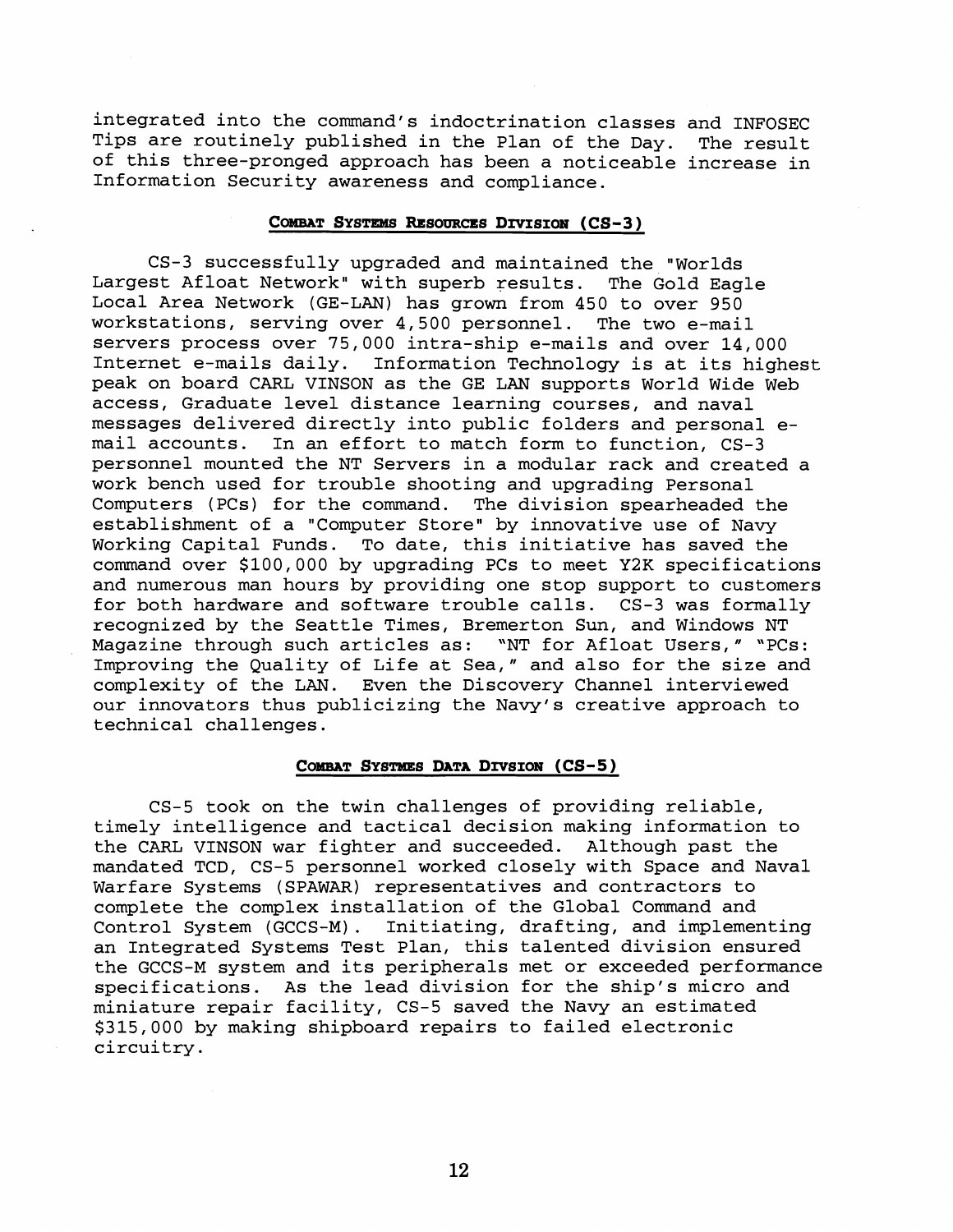integrated into the command's indoctrination classes and INFOSEC Tips are routinely published in the Plan of the Day. The result of this three-pronged approach has been a noticeable increase in Information Security awareness and compliance.

## COMBAT SYSTEMS RESOURCES DIVISION (CS-3)

CS-3 successfully upgraded and maintained the "Worlds Largest Afloat Network" with superb results. The Gold Eagle Local Area Network (GE-LAN) has grown from 450 to over 950 workstations, serving over 4,500 personnel. The two e-mail servers process over 75,000 intra-ship e-mails and over 14,000 Internet e-mails daily. Information Technology is at its highest peak on board CARL VINSON as the GE LAN supports World Wide Web access, Graduate level distance learning courses, and naval messages delivered directly into public folders and personal e-mail accounts. In an effort to match form to function, CS-3 personnel mounted the NT Servers in a modular rack and created a work bench used for trouble shooting and upgrading Personal Computers (PCs) for the command. The division spearheaded the establishment of a "Computer Store" by innovative use of Navy Working Capital Funds. To date, this initiative has saved the command over $100,000 by upgrading PCs to meet Y2K specifications and numerous man hours by providing one stop support to customers for both hardware and software trouble calls. CS-3 was formally recognized by the Seattle Times, Bremerton Sun, and Windows NT Magazine through such articles as: "NT for Afloat Users," "PCs: Improving the Quality of Life at Sea," and also for the size and complexity of the LAN. Even the Discovery Channel interviewed our innovators thus publicizing the Navy's creative approach to technical challenges.

## COMBAT SYSTMES DATA DIVSION (CS-5)

CS-5 took on the twin challenges of providing reliable, timely intelligence and tactical decision making information to the CARL VINSON war fighter and succeeded. Although past the mandated TCD, CS-5 personnel worked closely with Space and Naval Warfare Systems (SPAWAR) representatives and contractors to complete the complex installation of the Global Command and Control System (GCCS-M). Initiating, drafting, and implementing an Integrated Systems Test Plan, this talented division ensured the GCCS-M system and its peripherals met or exceeded performance specifications. As the lead division for the ship's micro and miniature repair facility, CS-5 saved the Navy an estimated $315,000 by making shipboard repairs to failed electronic circuitry.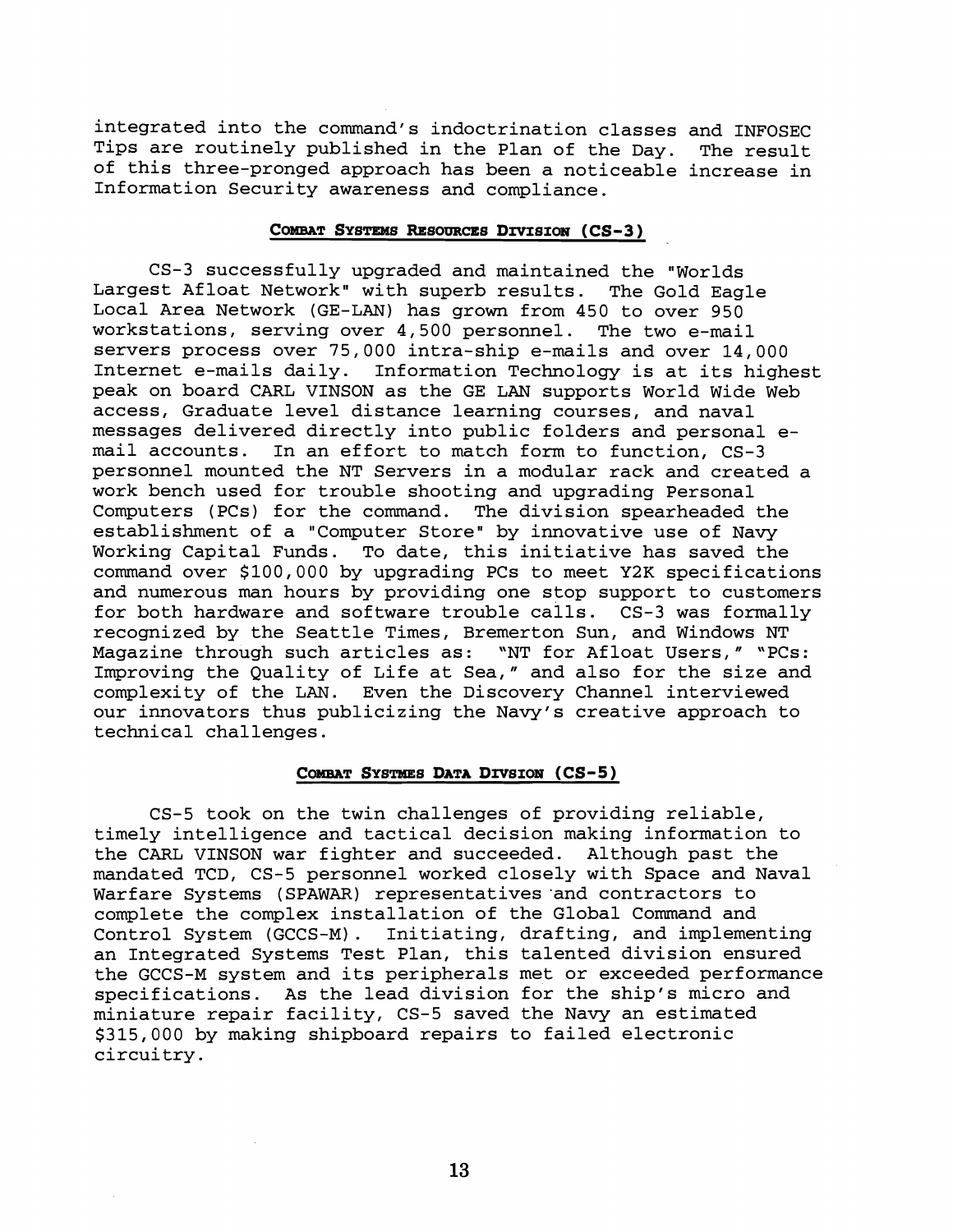integrated into the command's indoctrination classes and INFOSEC Tips are routinely published in the Plan of the Day. The result of this three-pronged approach has been a noticeable increase in Information Security awareness and compliance.

## COMBAT SYSTEMS RESOURCES DIVISION (CS-3)

CS-3 successfully upgraded and maintained the "Worlds Largest Afloat Network" with superb results. The Gold Eagle Local Area Network (GE-LAN) has grown from 450 to over 950 workstations, serving over 4,500 personnel. The two e-mail servers process over 75,000 intra-ship e-mails and over 14,000 Internet e-mails daily. Information Technology is at its highest peak on board CARL VINSON as the GE LAN supports World Wide Web access, Graduate level distance learning courses, and naval messages delivered directly into public folders and personal e-mail accounts. In an effort to match form to function, CS-3 personnel mounted the NT Servers in a modular rack and created a work bench used for trouble shooting and upgrading Personal Computers (PCs) for the command. The division spearheaded the establishment of a "Computer Store" by innovative use of Navy Working Capital Funds. To date, this initiative has saved the command over $100,000 by upgrading PCs to meet Y2K specifications and numerous man hours by providing one stop support to customers for both hardware and software trouble calls. CS-3 was formally recognized by the Seattle Times, Bremerton Sun, and Windows NT Magazine through such articles as: "NT for Afloat Users," "PCs: Improving the Quality of Life at Sea," and also for the size and complexity of the LAN. Even the Discovery Channel interviewed our innovators thus publicizing the Navy's creative approach to technical challenges.

## COMBAT SYSTMES DATA DIVSION (CS-5)

CS-5 took on the twin challenges of providing reliable, timely intelligence and tactical decision making information to the CARL VINSON war fighter and succeeded. Although past the mandated TCD, CS-5 personnel worked closely with Space and Naval Warfare Systems (SPAWAR) representatives and contractors to complete the complex installation of the Global Command and Control System (GCCS-M). Initiating, drafting, and implementing an Integrated Systems Test Plan, this talented division ensured the GCCS-M system and its peripherals met or exceeded performance specifications. As the lead division for the ship's micro and miniature repair facility, CS-5 saved the Navy an estimated $315,000 by making shipboard repairs to failed electronic circuitry.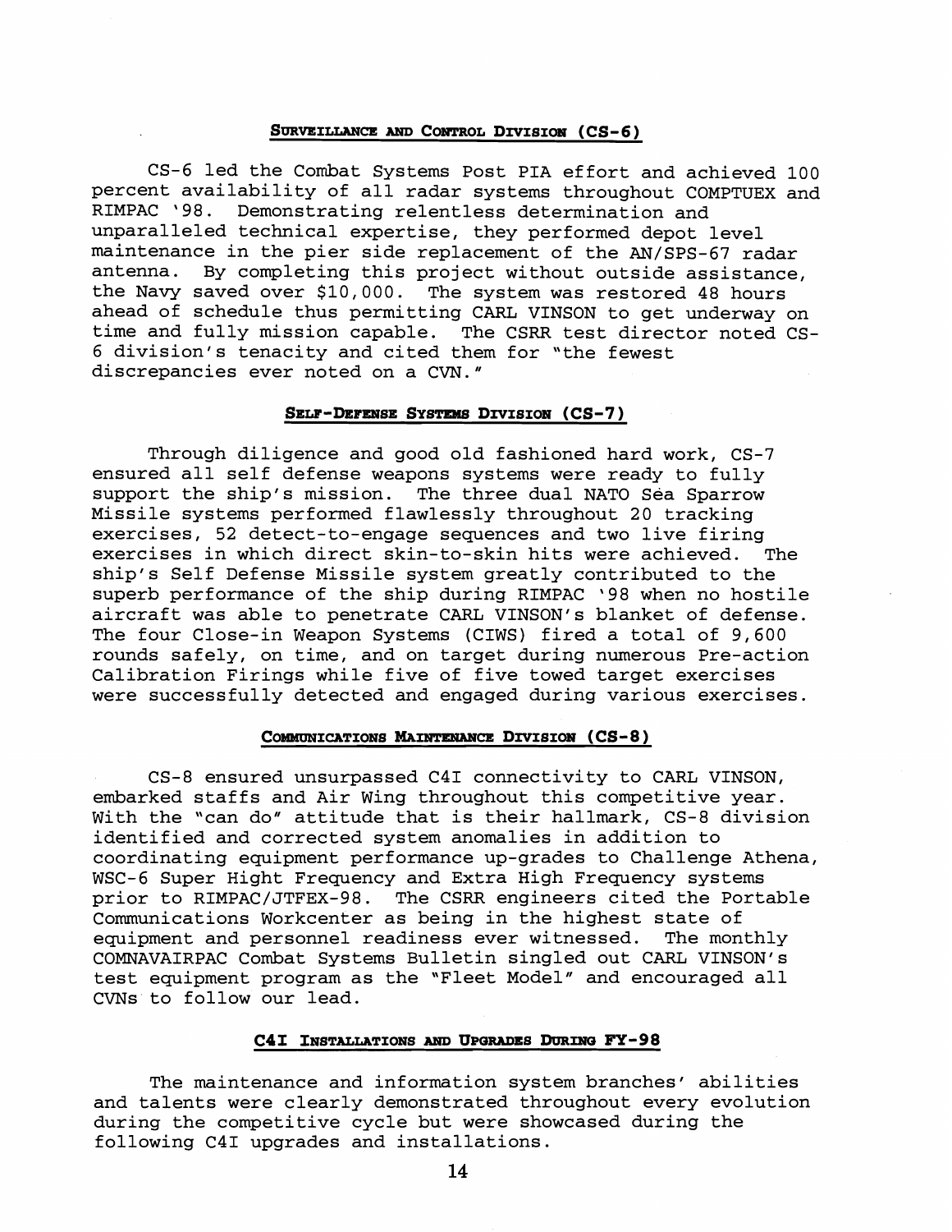### Surveillance and Control Division (CS-6)

CS-6 led the Combat Systems Post PIA effort and achieved 100 percent availability of all radar systems throughout COMPTUEX and RIMPAC '98. Demonstrating relentless determination and unparalleled technical expertise, they performed depot level maintenance in the pier side replacement of the AN/SPS-67 radar antenna. By completing this project without outside assistance, the Navy saved over $10,000. The system was restored 48 hours ahead of schedule thus permitting CARL VINSON to get underway on time and fully mission capable. The CSRR test director noted CS-6 division's tenacity and cited them for "the fewest discrepancies ever noted on a CVN."

### Self-Defense Systems Division (CS-7)

Through diligence and good old fashioned hard work, CS-7 ensured all self defense weapons systems were ready to fully support the ship's mission. The three dual NATO Sea Sparrow Missile systems performed flawlessly throughout 20 tracking exercises, 52 detect-to-engage sequences and two live firing exercises in which direct skin-to-skin hits were achieved. The ship's Self Defense Missile system greatly contributed to the superb performance of the ship during RIMPAC '98 when no hostile aircraft was able to penetrate CARL VINSON's blanket of defense. The four Close-in Weapon Systems (CIWS) fired a total of 9,600 rounds safely, on time, and on target during numerous Pre-action Calibration Firings while five of five towed target exercises were successfully detected and engaged during various exercises.

### Communications Maintenance Division (CS-8)

CS-8 ensured unsurpassed C4I connectivity to CARL VINSON, embarked staffs and Air Wing throughout this competitive year. With the "can do" attitude that is their hallmark, CS-8 division identified and corrected system anomalies in addition to coordinating equipment performance up-grades to Challenge Athena, WSC-6 Super Hight Frequency and Extra High Frequency systems prior to RIMPAC/JTFEX-98. The CSRR engineers cited the Portable Communications Workcenter as being in the highest state of equipment and personnel readiness ever witnessed. The monthly COMNAVAIRPAC Combat Systems Bulletin singled out CARL VINSON's test equipment program as the "Fleet Model" and encouraged all CVNs to follow our lead.

### C4I Installations and Upgrades During FY-98

The maintenance and information system branches' abilities and talents were clearly demonstrated throughout every evolution during the competitive cycle but were showcased during the following C4I upgrades and installations.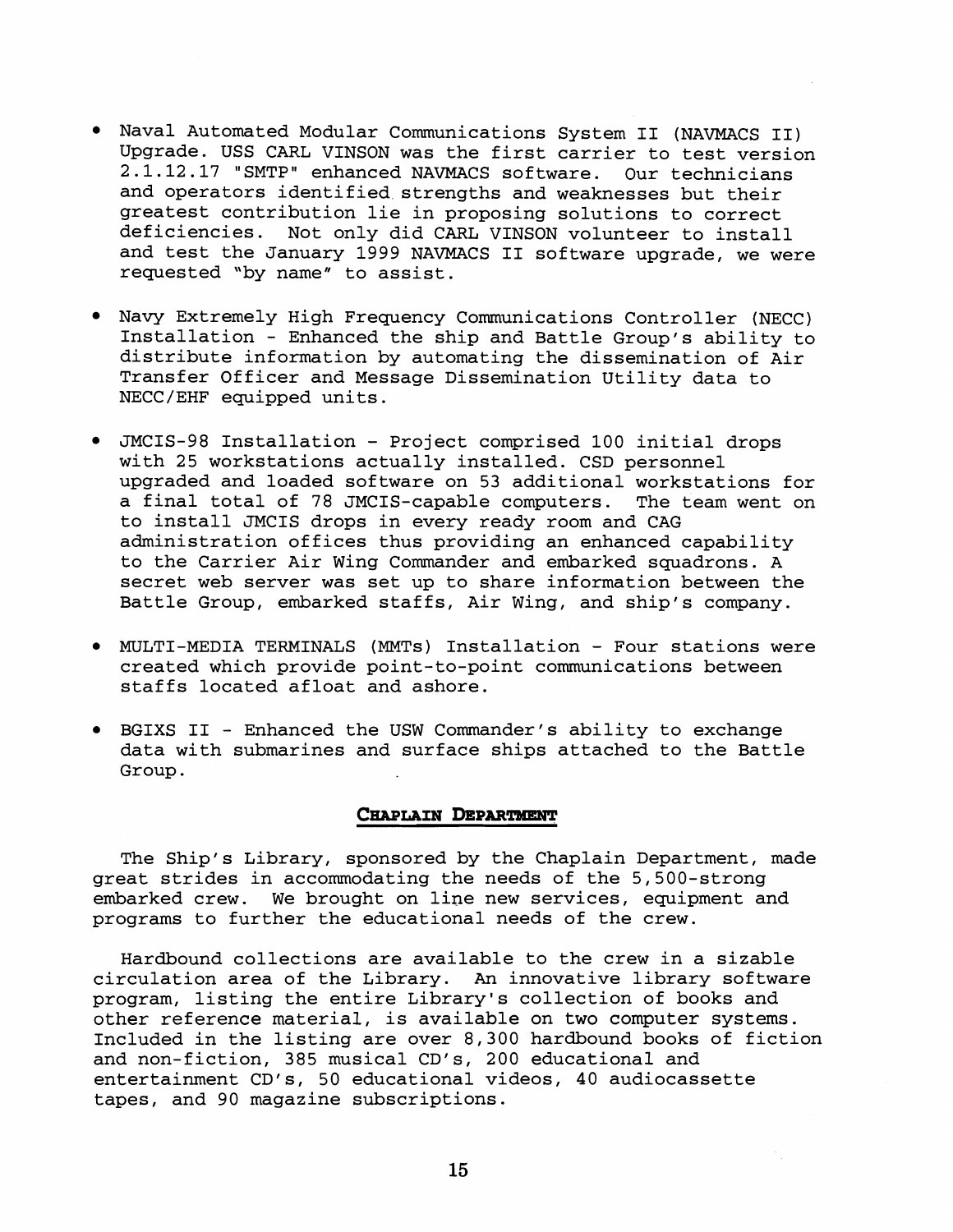- Naval Automated Modular Communications System II (NAVMACS II) Upgrade. USS CARL VINSON was the first carrier to test version 2.1.12.17 "SMTP" enhanced NAVMACS software. Our technicians and operators identified strengths and weaknesses but their greatest contribution lie in proposing solutions to correct deficiencies. Not only did CARL VINSON volunteer to install and test the January 1999 NAVMACS II software upgrade, we were requested "by name" to assist.

- Navy Extremely High Frequency Communications Controller (NECC) Installation - Enhanced the ship and Battle Group's ability to distribute information by automating the dissemination of Air Transfer Officer and Message Dissemination Utility data to NECC/EHF equipped units.

- JMCIS-98 Installation - Project comprised 100 initial drops with 25 workstations actually installed. CSD personnel upgraded and loaded software on 53 additional workstations for a final total of 78 JMCIS-capable computers. The team went on to install JMCIS drops in every ready room and CAG administration offices thus providing an enhanced capability to the Carrier Air Wing Commander and embarked squadrons. A secret web server was set up to share information between the Battle Group, embarked staffs, Air Wing, and ship's company.

- MULTI-MEDIA TERMINALS (MMTs) Installation - Four stations were created which provide point-to-point communications between staffs located afloat and ashore.

- BGIXS II - Enhanced the USW Commander's ability to exchange data with submarines and surface ships attached to the Battle Group.

## CHAPLAIN DEPARTMENT

The Ship's Library, sponsored by the Chaplain Department, made great strides in accommodating the needs of the 5,500-strong embarked crew. We brought on line new services, equipment and programs to further the educational needs of the crew.

Hardbound collections are available to the crew in a sizable circulation area of the Library. An innovative library software program, listing the entire Library's collection of books and other reference material, is available on two computer systems. Included in the listing are over 8,300 hardbound books of fiction and non-fiction, 385 musical CD's, 200 educational and entertainment CD's, 50 educational videos, 40 audiocassette tapes, and 90 magazine subscriptions.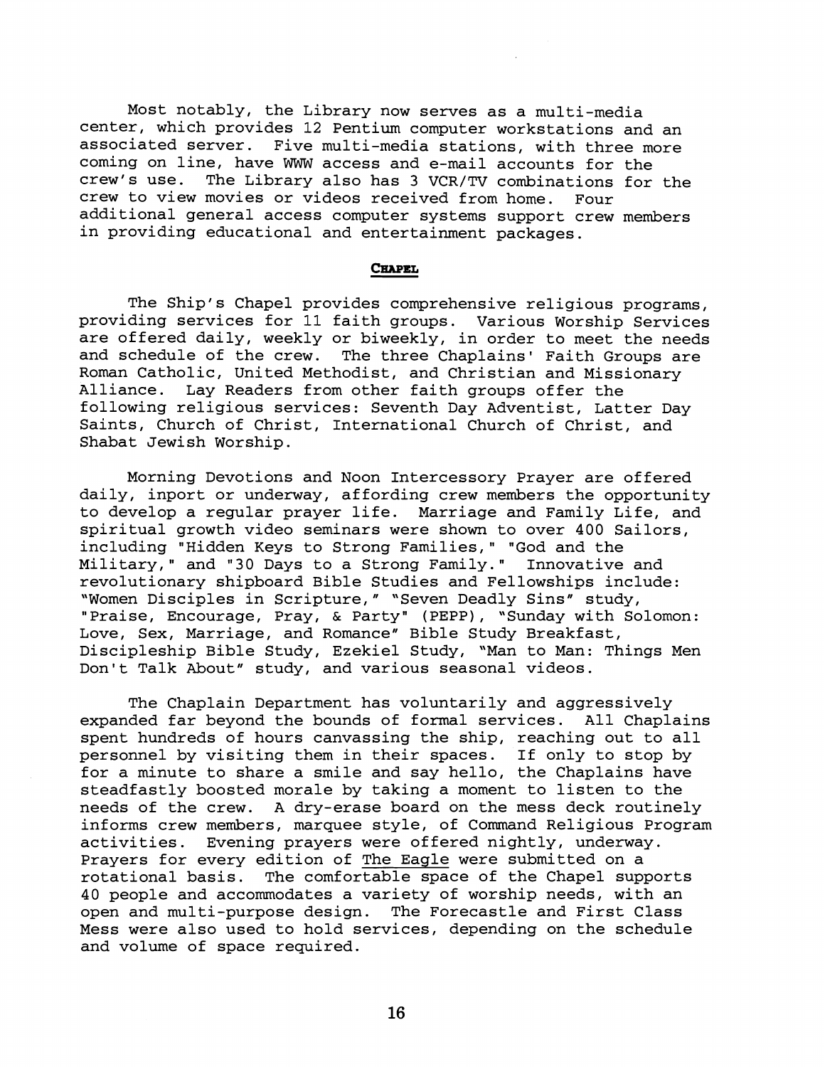Most notably, the Library now serves as a multi-media center, which provides 12 Pentium computer workstations and an associated server. Five multi-media stations, with three more coming on line, have WWW access and e-mail accounts for the crew's use. The Library also has 3 VCR/TV combinations for the crew to view movies or videos received from home. Four additional general access computer systems support crew members in providing educational and entertainment packages.

## CHAPEL

The Ship's Chapel provides comprehensive religious programs, providing services for 11 faith groups. Various Worship Services are offered daily, weekly or biweekly, in order to meet the needs and schedule of the crew. The three Chaplains' Faith Groups are Roman Catholic, United Methodist, and Christian and Missionary Alliance. Lay Readers from other faith groups offer the following religious services: Seventh Day Adventist, Latter Day Saints, Church of Christ, International Church of Christ, and Shabat Jewish Worship.

Morning Devotions and Noon Intercessory Prayer are offered daily, inport or underway, affording crew members the opportunity to develop a regular prayer life. Marriage and Family Life, and spiritual growth video seminars were shown to over 400 Sailors, including "Hidden Keys to Strong Families," "God and the Military," and "30 Days to a Strong Family." Innovative and revolutionary shipboard Bible Studies and Fellowships include: "Women Disciples in Scripture," "Seven Deadly Sins" study, "Praise, Encourage, Pray, & Party" (PEPP), "Sunday with Solomon: Love, Sex, Marriage, and Romance" Bible Study Breakfast, Discipleship Bible Study, Ezekiel Study, "Man to Man: Things Men Don't Talk About" study, and various seasonal videos.

The Chaplain Department has voluntarily and aggressively expanded far beyond the bounds of formal services. All Chaplains spent hundreds of hours canvassing the ship, reaching out to all personnel by visiting them in their spaces. If only to stop by for a minute to share a smile and say hello, the Chaplains have steadfastly boosted morale by taking a moment to listen to the needs of the crew. A dry-erase board on the mess deck routinely informs crew members, marquee style, of Command Religious Program activities. Evening prayers were offered nightly, underway. Prayers for every edition of The Eagle were submitted on a rotational basis. The comfortable space of the Chapel supports 40 people and accommodates a variety of worship needs, with an open and multi-purpose design. The Forecastle and First Class Mess were also used to hold services, depending on the schedule and volume of space required.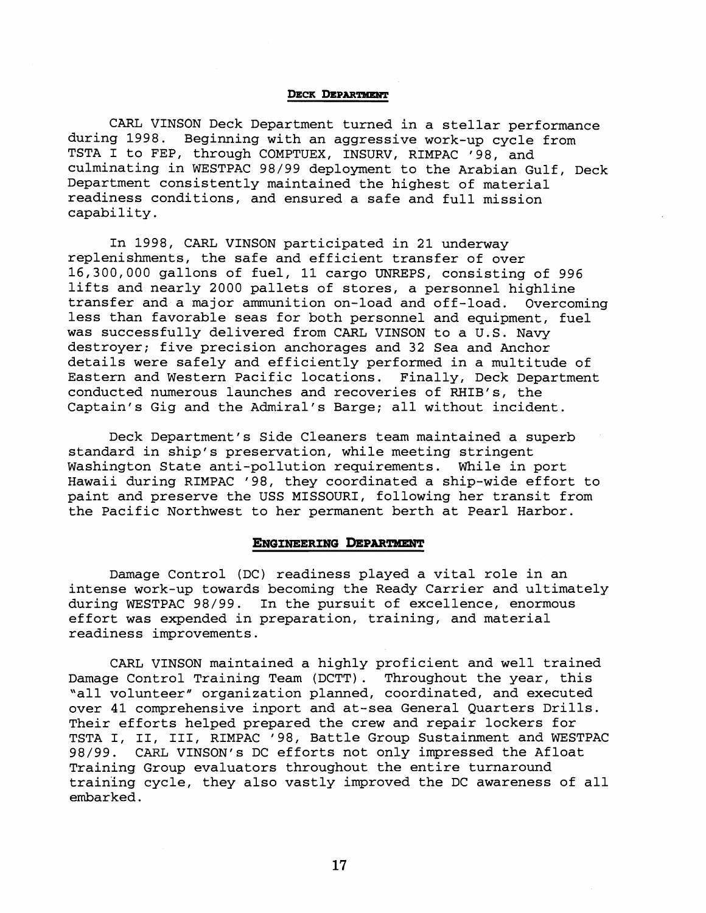## Deck Department

CARL VINSON Deck Department turned in a stellar performance during 1998. Beginning with an aggressive work-up cycle from TSTA I to FEP, through COMPTUEX, INSURV, RIMPAC '98, and culminating in WESTPAC 98/99 deployment to the Arabian Gulf, Deck Department consistently maintained the highest of material readiness conditions, and ensured a safe and full mission capability.

In 1998, CARL VINSON participated in 21 underway replenishments, the safe and efficient transfer of over 16,300,000 gallons of fuel, 11 cargo UNREPS, consisting of 996 lifts and nearly 2000 pallets of stores, a personnel highline transfer and a major ammunition on-load and off-load. Overcoming less than favorable seas for both personnel and equipment, fuel was successfully delivered from CARL VINSON to a U.S. Navy destroyer; five precision anchorages and 32 Sea and Anchor details were safely and efficiently performed in a multitude of Eastern and Western Pacific locations. Finally, Deck Department conducted numerous launches and recoveries of RHIB's, the Captain's Gig and the Admiral's Barge; all without incident.

Deck Department's Side Cleaners team maintained a superb standard in ship's preservation, while meeting stringent Washington State anti-pollution requirements. While in port Hawaii during RIMPAC '98, they coordinated a ship-wide effort to paint and preserve the USS MISSOURI, following her transit from the Pacific Northwest to her permanent berth at Pearl Harbor.

## Engineering Department

Damage Control (DC) readiness played a vital role in an intense work-up towards becoming the Ready Carrier and ultimately during WESTPAC 98/99. In the pursuit of excellence, enormous effort was expended in preparation, training, and material readiness improvements.

CARL VINSON maintained a highly proficient and well trained Damage Control Training Team (DCTT). Throughout the year, this "all volunteer" organization planned, coordinated, and executed over 41 comprehensive inport and at-sea General Quarters Drills. Their efforts helped prepared the crew and repair lockers for TSTA I, II, III, RIMPAC '98, Battle Group Sustainment and WESTPAC 98/99. CARL VINSON's DC efforts not only impressed the Afloat Training Group evaluators throughout the entire turnaround training cycle, they also vastly improved the DC awareness of all embarked.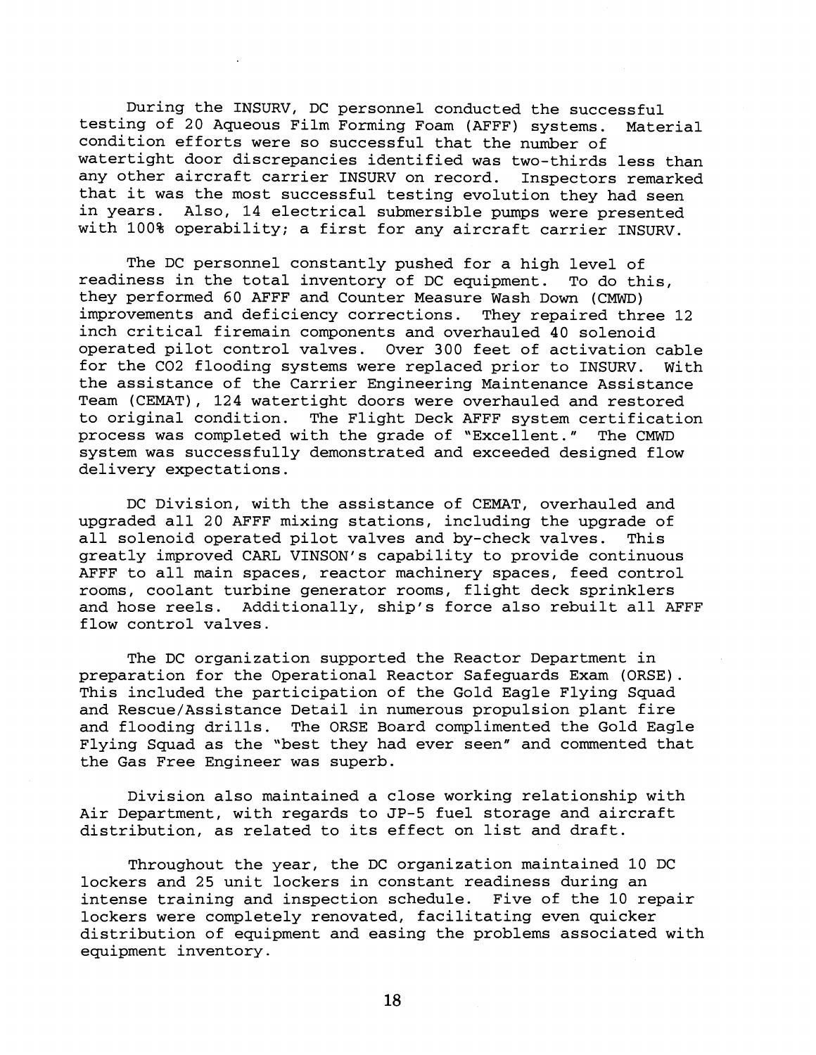During the INSURV, DC personnel conducted the successful testing of 20 Aqueous Film Forming Foam (AFFF) systems. Material condition efforts were so successful that the number of watertight door discrepancies identified was two-thirds less than any other aircraft carrier INSURV on record. Inspectors remarked that it was the most successful testing evolution they had seen in years. Also, 14 electrical submersible pumps were presented with 100% operability; a first for any aircraft carrier INSURV.

The DC personnel constantly pushed for a high level of readiness in the total inventory of DC equipment. To do this, they performed 60 AFFF and Counter Measure Wash Down (CMWD) improvements and deficiency corrections. They repaired three 12 inch critical firemain components and overhauled 40 solenoid operated pilot control valves. Over 300 feet of activation cable for the CO2 flooding systems were replaced prior to INSURV. With the assistance of the Carrier Engineering Maintenance Assistance Team (CEMAT), 124 watertight doors were overhauled and restored to original condition. The Flight Deck AFFF system certification process was completed with the grade of "Excellent." The CMWD system was successfully demonstrated and exceeded designed flow delivery expectations.

DC Division, with the assistance of CEMAT, overhauled and upgraded all 20 AFFF mixing stations, including the upgrade of all solenoid operated pilot valves and by-check valves. This greatly improved CARL VINSON's capability to provide continuous AFFF to all main spaces, reactor machinery spaces, feed control rooms, coolant turbine generator rooms, flight deck sprinklers and hose reels. Additionally, ship's force also rebuilt all AFFF flow control valves.

The DC organization supported the Reactor Department in preparation for the Operational Reactor Safeguards Exam (ORSE). This included the participation of the Gold Eagle Flying Squad and Rescue/Assistance Detail in numerous propulsion plant fire and flooding drills. The ORSE Board complimented the Gold Eagle Flying Squad as the "best they had ever seen" and commented that the Gas Free Engineer was superb.

Division also maintained a close working relationship with Air Department, with regards to JP-5 fuel storage and aircraft distribution, as related to its effect on list and draft.

Throughout the year, the DC organization maintained 10 DC lockers and 25 unit lockers in constant readiness during an intense training and inspection schedule. Five of the 10 repair lockers were completely renovated, facilitating even quicker distribution of equipment and easing the problems associated with equipment inventory.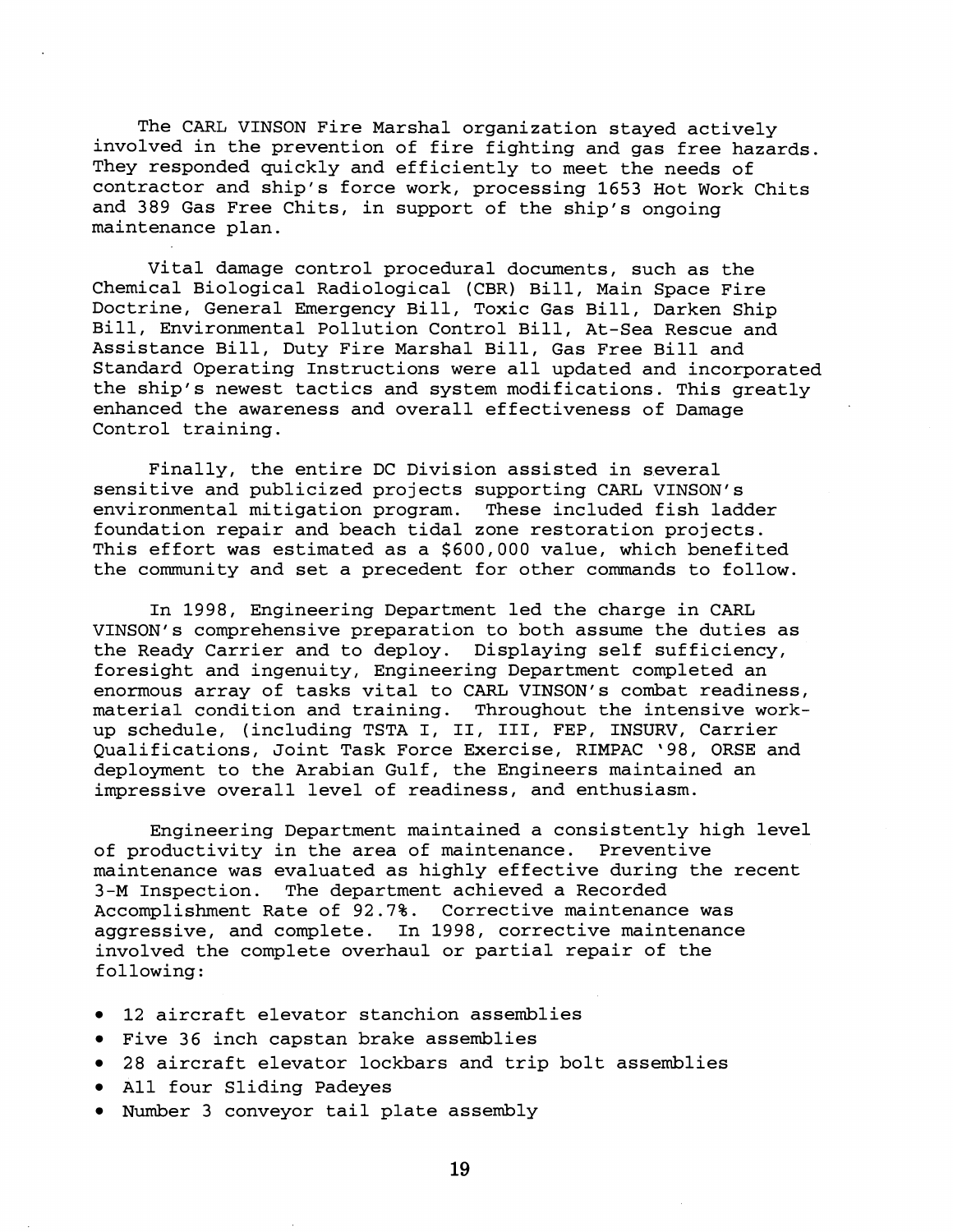The CARL VINSON Fire Marshal organization stayed actively involved in the prevention of fire fighting and gas free hazards. They responded quickly and efficiently to meet the needs of contractor and ship's force work, processing 1653 Hot Work Chits and 389 Gas Free Chits, in support of the ship's ongoing maintenance plan.

Vital damage control procedural documents, such as the Chemical Biological Radiological (CBR) Bill, Main Space Fire Doctrine, General Emergency Bill, Toxic Gas Bill, Darken Ship Bill, Environmental Pollution Control Bill, At-Sea Rescue and Assistance Bill, Duty Fire Marshal Bill, Gas Free Bill and Standard Operating Instructions were all updated and incorporated the ship's newest tactics and system modifications. This greatly enhanced the awareness and overall effectiveness of Damage Control training.

Finally, the entire DC Division assisted in several sensitive and publicized projects supporting CARL VINSON's environmental mitigation program. These included fish ladder foundation repair and beach tidal zone restoration projects. This effort was estimated as a $600,000 value, which benefited the community and set a precedent for other commands to follow.

In 1998, Engineering Department led the charge in CARL VINSON's comprehensive preparation to both assume the duties as the Ready Carrier and to deploy. Displaying self sufficiency, foresight and ingenuity, Engineering Department completed an enormous array of tasks vital to CARL VINSON's combat readiness, material condition and training. Throughout the intensive work-up schedule, (including TSTA I, II, III, FEP, INSURV, Carrier Qualifications, Joint Task Force Exercise, RIMPAC '98, ORSE and deployment to the Arabian Gulf, the Engineers maintained an impressive overall level of readiness, and enthusiasm.

Engineering Department maintained a consistently high level of productivity in the area of maintenance. Preventive maintenance was evaluated as highly effective during the recent 3-M Inspection. The department achieved a Recorded Accomplishment Rate of 92.7%. Corrective maintenance was aggressive, and complete. In 1998, corrective maintenance involved the complete overhaul or partial repair of the following:

- 12 aircraft elevator stanchion assemblies
- Five 36 inch capstan brake assemblies
- 28 aircraft elevator lockbars and trip bolt assemblies
- All four Sliding Padeyes
- Number 3 conveyor tail plate assembly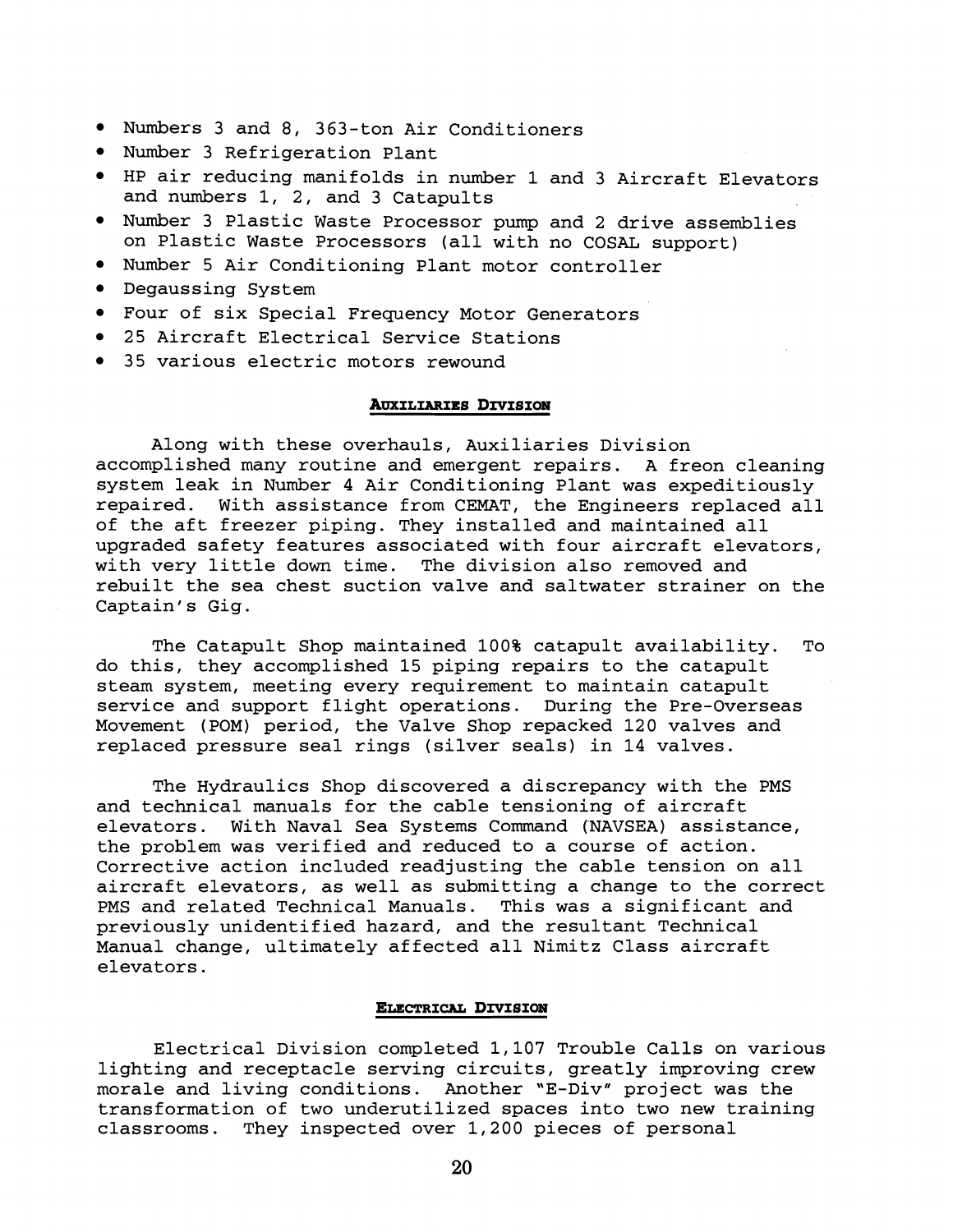- Numbers 3 and 8, 363-ton Air Conditioners
- Number 3 Refrigeration Plant
- HP air reducing manifolds in number 1 and 3 Aircraft Elevators and numbers 1, 2, and 3 Catapults
- Number 3 Plastic Waste Processor pump and 2 drive assemblies on Plastic Waste Processors (all with no COSAL support)
- Number 5 Air Conditioning Plant motor controller
- Degaussing System
- Four of six Special Frequency Motor Generators
- 25 Aircraft Electrical Service Stations
- 35 various electric motors rewound

### AUXILIARIES DIVISION

Along with these overhauls, Auxiliaries Division accomplished many routine and emergent repairs. A freon cleaning system leak in Number 4 Air Conditioning Plant was expeditiously repaired. With assistance from CEMAT, the Engineers replaced all of the aft freezer piping. They installed and maintained all upgraded safety features associated with four aircraft elevators, with very little down time. The division also removed and rebuilt the sea chest suction valve and saltwater strainer on the Captain's Gig.

The Catapult Shop maintained 100% catapult availability. To do this, they accomplished 15 piping repairs to the catapult steam system, meeting every requirement to maintain catapult service and support flight operations. During the Pre-Overseas Movement (POM) period, the Valve Shop repacked 120 valves and replaced pressure seal rings (silver seals) in 14 valves.

The Hydraulics Shop discovered a discrepancy with the PMS and technical manuals for the cable tensioning of aircraft elevators. With Naval Sea Systems Command (NAVSEA) assistance, the problem was verified and reduced to a course of action. Corrective action included readjusting the cable tension on all aircraft elevators, as well as submitting a change to the correct PMS and related Technical Manuals. This was a significant and previously unidentified hazard, and the resultant Technical Manual change, ultimately affected all Nimitz Class aircraft elevators.

### ELECTRICAL DIVISION

Electrical Division completed 1,107 Trouble Calls on various lighting and receptacle serving circuits, greatly improving crew morale and living conditions. Another "E-Div" project was the transformation of two underutilized spaces into two new training classrooms. They inspected over 1,200 pieces of personal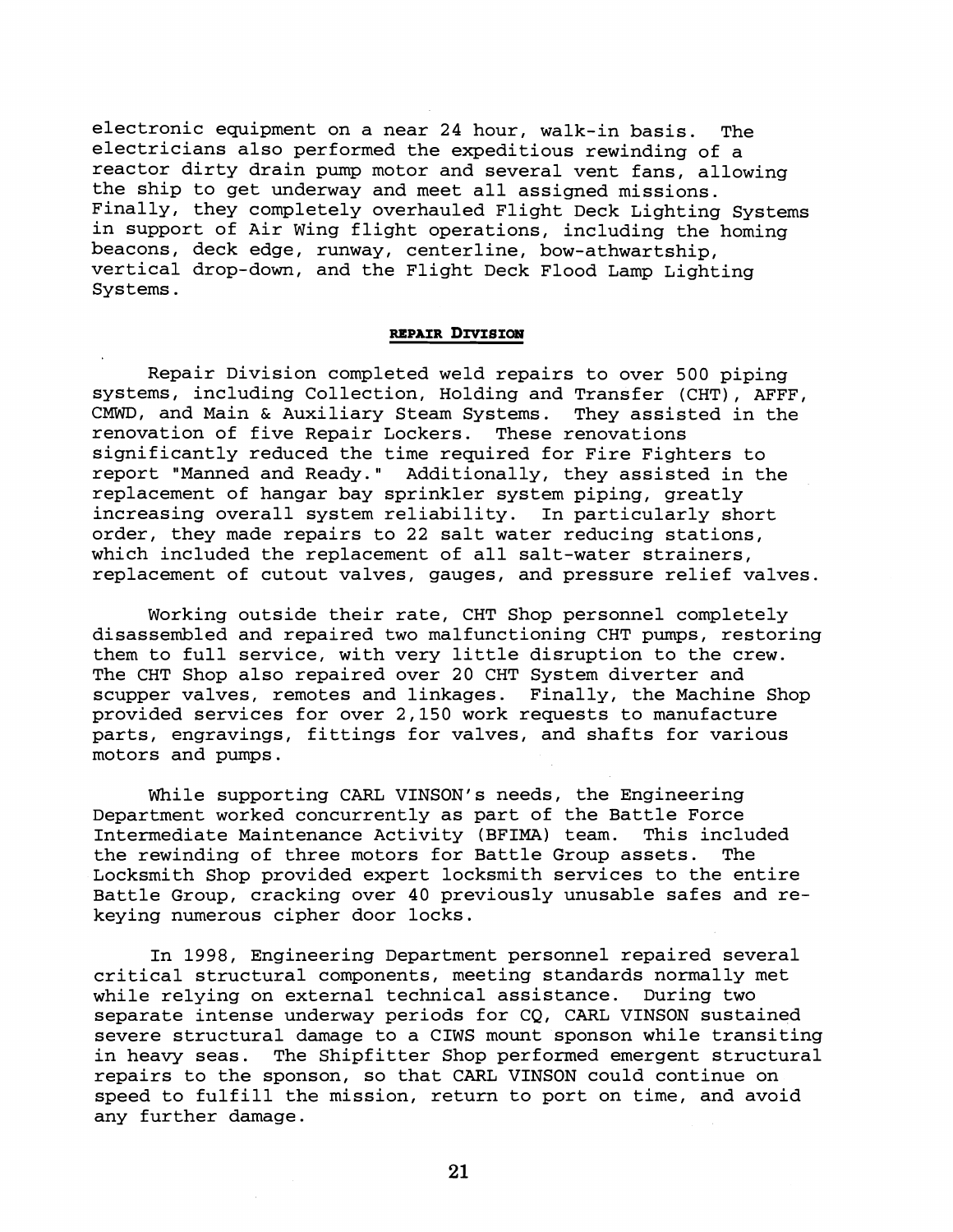electronic equipment on a near 24 hour, walk-in basis. The electricians also performed the expeditious rewinding of a reactor dirty drain pump motor and several vent fans, allowing the ship to get underway and meet all assigned missions. Finally, they completely overhauled Flight Deck Lighting Systems in support of Air Wing flight operations, including the homing beacons, deck edge, runway, centerline, bow-athwartship, vertical drop-down, and the Flight Deck Flood Lamp Lighting Systems.

## REPAIR DIVISION

Repair Division completed weld repairs to over 500 piping systems, including Collection, Holding and Transfer (CHT), AFFF, CMWD, and Main & Auxiliary Steam Systems. They assisted in the renovation of five Repair Lockers. These renovations significantly reduced the time required for Fire Fighters to report "Manned and Ready." Additionally, they assisted in the replacement of hangar bay sprinkler system piping, greatly increasing overall system reliability. In particularly short order, they made repairs to 22 salt water reducing stations, which included the replacement of all salt-water strainers, replacement of cutout valves, gauges, and pressure relief valves.

Working outside their rate, CHT Shop personnel completely disassembled and repaired two malfunctioning CHT pumps, restoring them to full service, with very little disruption to the crew. The CHT Shop also repaired over 20 CHT System diverter and scupper valves, remotes and linkages. Finally, the Machine Shop provided services for over 2,150 work requests to manufacture parts, engravings, fittings for valves, and shafts for various motors and pumps.

While supporting CARL VINSON's needs, the Engineering Department worked concurrently as part of the Battle Force Intermediate Maintenance Activity (BFIMA) team. This included the rewinding of three motors for Battle Group assets. The Locksmith Shop provided expert locksmith services to the entire Battle Group, cracking over 40 previously unusable safes and re-keying numerous cipher door locks.

In 1998, Engineering Department personnel repaired several critical structural components, meeting standards normally met while relying on external technical assistance. During two separate intense underway periods for CQ, CARL VINSON sustained severe structural damage to a CIWS mount sponson while transiting in heavy seas. The Shipfitter Shop performed emergent structural repairs to the sponson, so that CARL VINSON could continue on speed to fulfill the mission, return to port on time, and avoid any further damage.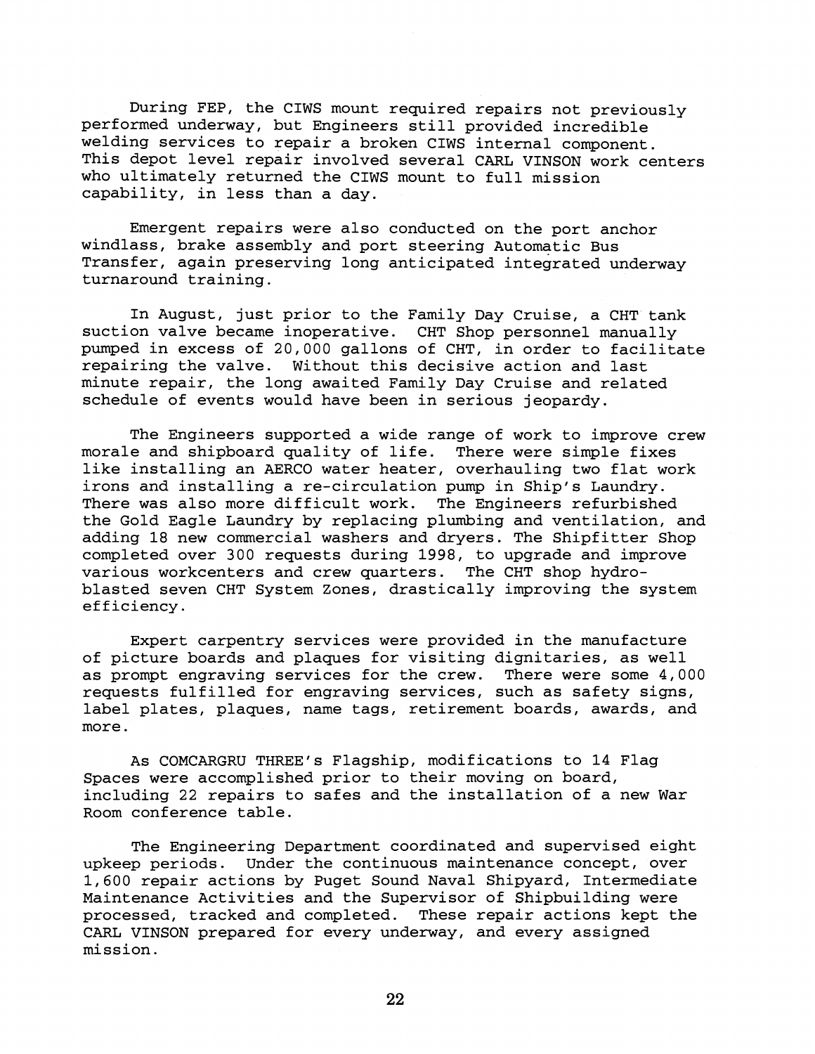During FEP, the CIWS mount required repairs not previously performed underway, but Engineers still provided incredible welding services to repair a broken CIWS internal component. This depot level repair involved several CARL VINSON work centers who ultimately returned the CIWS mount to full mission capability, in less than a day.

Emergent repairs were also conducted on the port anchor windlass, brake assembly and port steering Automatic Bus Transfer, again preserving long anticipated integrated underway turnaround training.

In August, just prior to the Family Day Cruise, a CHT tank suction valve became inoperative. CHT Shop personnel manually pumped in excess of 20,000 gallons of CHT, in order to facilitate repairing the valve. Without this decisive action and last minute repair, the long awaited Family Day Cruise and related schedule of events would have been in serious jeopardy.

The Engineers supported a wide range of work to improve crew morale and shipboard quality of life. There were simple fixes like installing an AERCO water heater, overhauling two flat work irons and installing a re-circulation pump in Ship's Laundry. There was also more difficult work. The Engineers refurbished the Gold Eagle Laundry by replacing plumbing and ventilation, and adding 18 new commercial washers and dryers. The Shipfitter Shop completed over 300 requests during 1998, to upgrade and improve various workcenters and crew quarters. The CHT shop hydro-blasted seven CHT System Zones, drastically improving the system efficiency.

Expert carpentry services were provided in the manufacture of picture boards and plaques for visiting dignitaries, as well as prompt engraving services for the crew. There were some 4,000 requests fulfilled for engraving services, such as safety signs, label plates, plaques, name tags, retirement boards, awards, and more.

As COMCARGRU THREE's Flagship, modifications to 14 Flag Spaces were accomplished prior to their moving on board, including 22 repairs to safes and the installation of a new War Room conference table.

The Engineering Department coordinated and supervised eight upkeep periods. Under the continuous maintenance concept, over 1,600 repair actions by Puget Sound Naval Shipyard, Intermediate Maintenance Activities and the Supervisor of Shipbuilding were processed, tracked and completed. These repair actions kept the CARL VINSON prepared for every underway, and every assigned mission.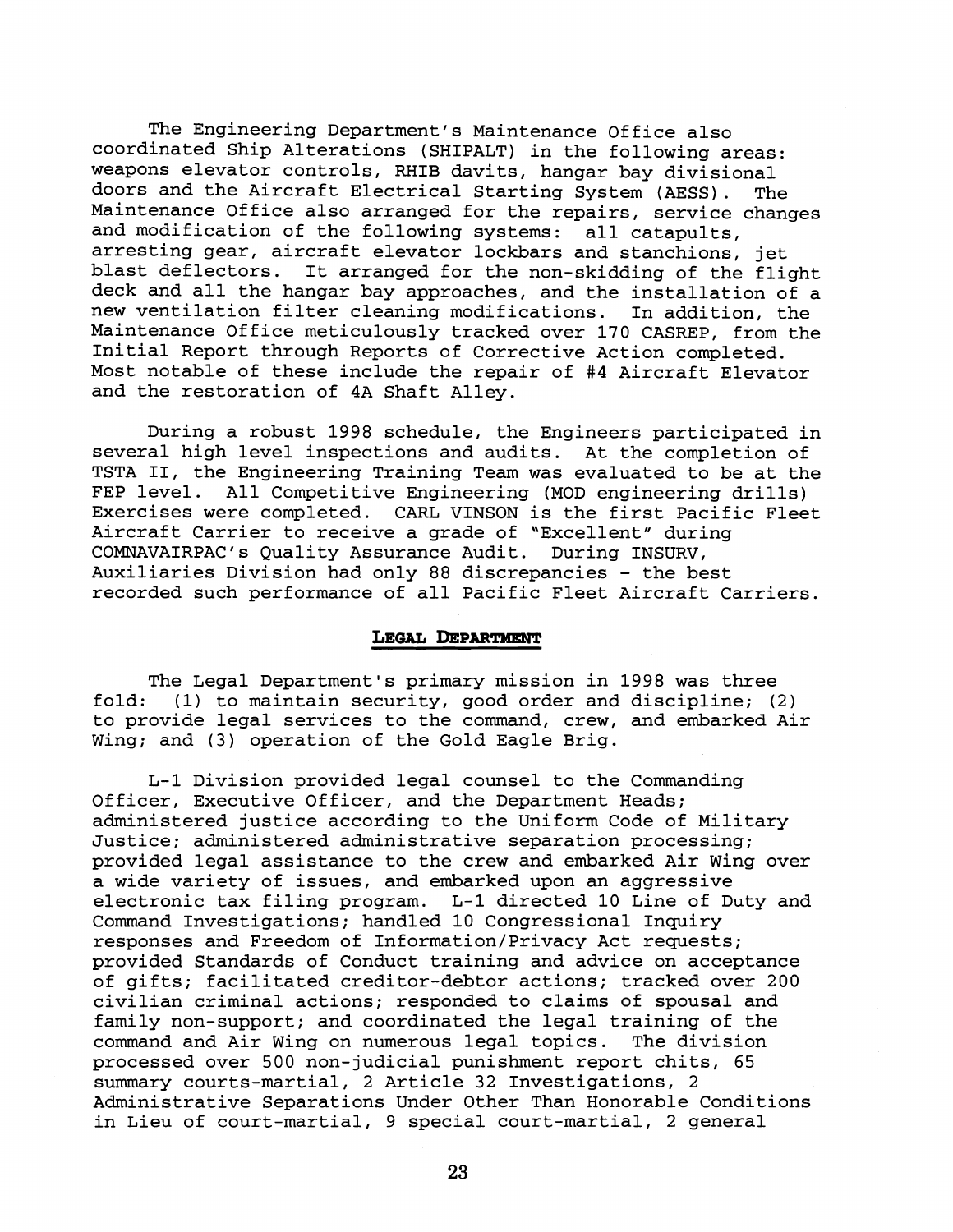The Engineering Department's Maintenance Office also coordinated Ship Alterations (SHIPALT) in the following areas: weapons elevator controls, RHIB davits, hangar bay divisional doors and the Aircraft Electrical Starting System (AESS). The Maintenance Office also arranged for the repairs, service changes and modification of the following systems: all catapults, arresting gear, aircraft elevator lockbars and stanchions, jet blast deflectors. It arranged for the non-skidding of the flight deck and all the hangar bay approaches, and the installation of a new ventilation filter cleaning modifications. In addition, the Maintenance Office meticulously tracked over 170 CASREP, from the Initial Report through Reports of Corrective Action completed. Most notable of these include the repair of #4 Aircraft Elevator and the restoration of 4A Shaft Alley.

During a robust 1998 schedule, the Engineers participated in several high level inspections and audits. At the completion of TSTA II, the Engineering Training Team was evaluated to be at the FEP level. All Competitive Engineering (MOD engineering drills) Exercises were completed. CARL VINSON is the first Pacific Fleet Aircraft Carrier to receive a grade of "Excellent" during COMNAVAIRPAC's Quality Assurance Audit. During INSURV, Auxiliaries Division had only 88 discrepancies - the best recorded such performance of all Pacific Fleet Aircraft Carriers.

## LEGAL DEPARTMENT

The Legal Department's primary mission in 1998 was three fold: (1) to maintain security, good order and discipline; (2) to provide legal services to the command, crew, and embarked Air Wing; and (3) operation of the Gold Eagle Brig.

L-1 Division provided legal counsel to the Commanding Officer, Executive Officer, and the Department Heads; administered justice according to the Uniform Code of Military Justice; administered administrative separation processing; provided legal assistance to the crew and embarked Air Wing over a wide variety of issues, and embarked upon an aggressive electronic tax filing program. L-1 directed 10 Line of Duty and Command Investigations; handled 10 Congressional Inquiry responses and Freedom of Information/Privacy Act requests; provided Standards of Conduct training and advice on acceptance of gifts; facilitated creditor-debtor actions; tracked over 200 civilian criminal actions; responded to claims of spousal and family non-support; and coordinated the legal training of the command and Air Wing on numerous legal topics. The division processed over 500 non-judicial punishment report chits, 65 summary courts-martial, 2 Article 32 Investigations, 2 Administrative Separations Under Other Than Honorable Conditions in Lieu of court-martial, 9 special court-martial, 2 general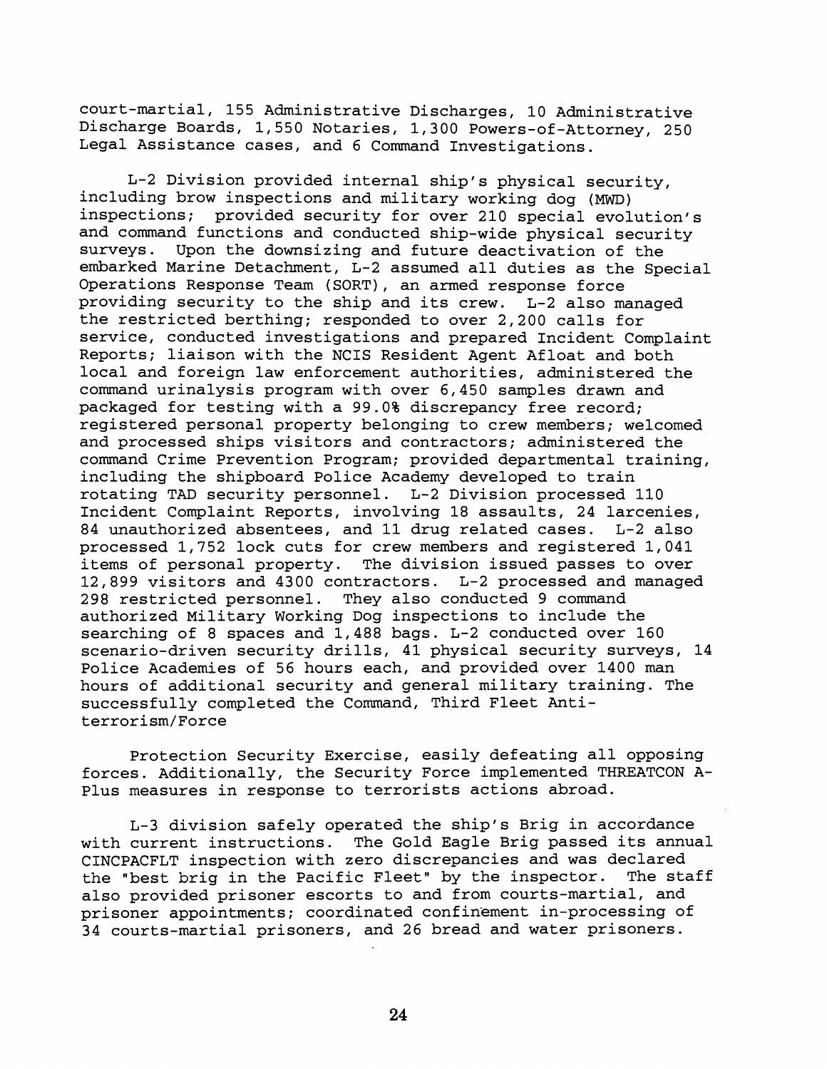court-martial, 155 Administrative Discharges, 10 Administrative Discharge Boards, 1,550 Notaries, 1,300 Powers-of-Attorney, 250 Legal Assistance cases, and 6 Command Investigations.

L-2 Division provided internal ship's physical security, including brow inspections and military working dog (MWD) inspections; provided security for over 210 special evolution's and command functions and conducted ship-wide physical security surveys. Upon the downsizing and future deactivation of the embarked Marine Detachment, L-2 assumed all duties as the Special Operations Response Team (SORT), an armed response force providing security to the ship and its crew. L-2 also managed the restricted berthing; responded to over 2,200 calls for service, conducted investigations and prepared Incident Complaint Reports; liaison with the NCIS Resident Agent Afloat and both local and foreign law enforcement authorities, administered the command urinalysis program with over 6,450 samples drawn and packaged for testing with a 99.0% discrepancy free record; registered personal property belonging to crew members; welcomed and processed ships visitors and contractors; administered the command Crime Prevention Program; provided departmental training, including the shipboard Police Academy developed to train rotating TAD security personnel. L-2 Division processed 110 Incident Complaint Reports, involving 18 assaults, 24 larcenies, 84 unauthorized absentees, and 11 drug related cases. L-2 also processed 1,752 lock cuts for crew members and registered 1,041 items of personal property. The division issued passes to over 12,899 visitors and 4300 contractors. L-2 processed and managed 298 restricted personnel. They also conducted 9 command authorized Military Working Dog inspections to include the searching of 8 spaces and 1,488 bags. L-2 conducted over 160 scenario-driven security drills, 41 physical security surveys, 14 Police Academies of 56 hours each, and provided over 1400 man hours of additional security and general military training. The successfully completed the Command, Third Fleet Anti-terrorism/Force

Protection Security Exercise, easily defeating all opposing forces. Additionally, the Security Force implemented THREATCON A-Plus measures in response to terrorists actions abroad.

L-3 division safely operated the ship's Brig in accordance with current instructions. The Gold Eagle Brig passed its annual CINCPACFLT inspection with zero discrepancies and was declared the "best brig in the Pacific Fleet" by the inspector. The staff also provided prisoner escorts to and from courts-martial, and prisoner appointments; coordinated confinement in-processing of 34 courts-martial prisoners, and 26 bread and water prisoners.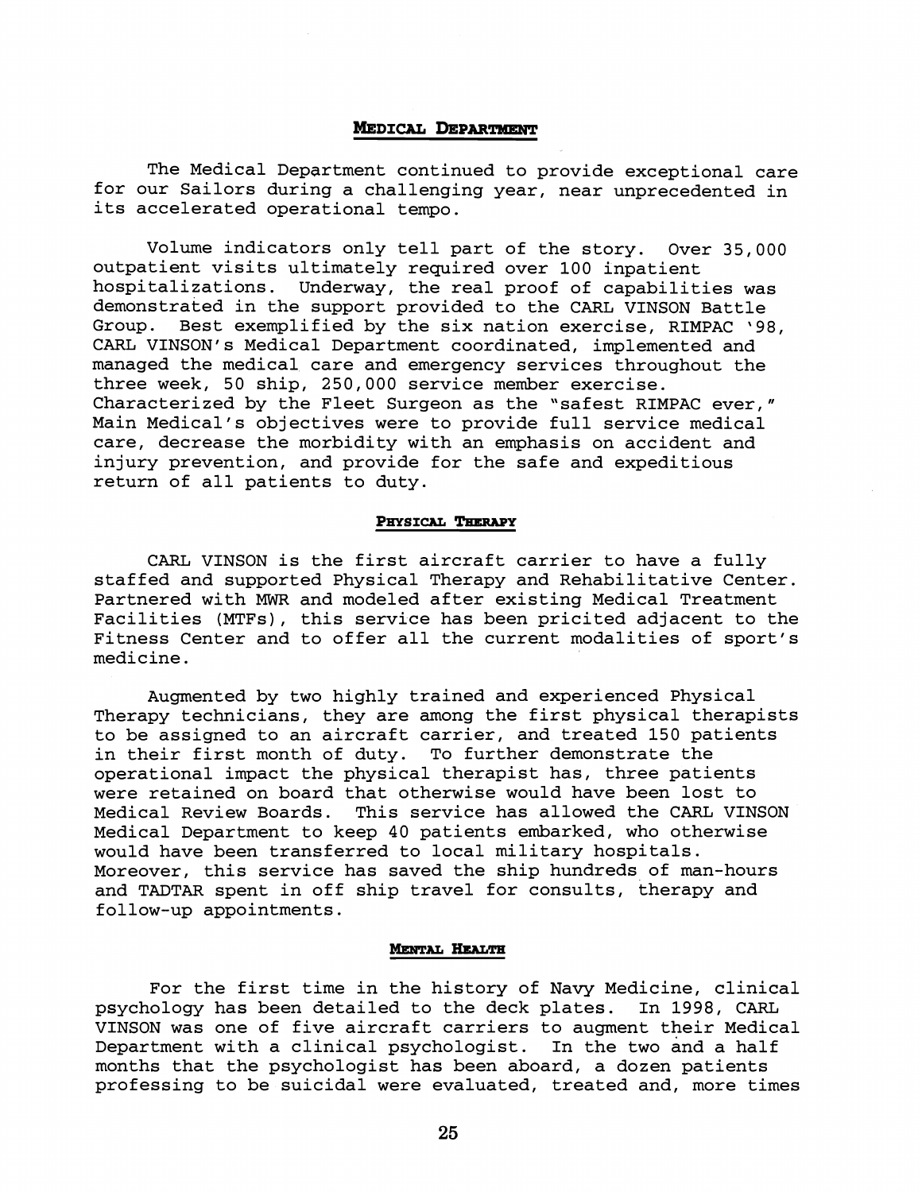## Medical Department

The Medical Department continued to provide exceptional care for our Sailors during a challenging year, near unprecedented in its accelerated operational tempo.

Volume indicators only tell part of the story. Over 35,000 outpatient visits ultimately required over 100 inpatient hospitalizations. Underway, the real proof of capabilities was demonstrated in the support provided to the CARL VINSON Battle Group. Best exemplified by the six nation exercise, RIMPAC '98, CARL VINSON's Medical Department coordinated, implemented and managed the medical care and emergency services throughout the three week, 50 ship, 250,000 service member exercise. Characterized by the Fleet Surgeon as the "safest RIMPAC ever," Main Medical's objectives were to provide full service medical care, decrease the morbidity with an emphasis on accident and injury prevention, and provide for the safe and expeditious return of all patients to duty.

### Physical Therapy

CARL VINSON is the first aircraft carrier to have a fully staffed and supported Physical Therapy and Rehabilitative Center. Partnered with MWR and modeled after existing Medical Treatment Facilities (MTFs), this service has been pricited adjacent to the Fitness Center and to offer all the current modalities of sport's medicine.

Augmented by two highly trained and experienced Physical Therapy technicians, they are among the first physical therapists to be assigned to an aircraft carrier, and treated 150 patients in their first month of duty. To further demonstrate the operational impact the physical therapist has, three patients were retained on board that otherwise would have been lost to Medical Review Boards. This service has allowed the CARL VINSON Medical Department to keep 40 patients embarked, who otherwise would have been transferred to local military hospitals. Moreover, this service has saved the ship hundreds of man-hours and TADTAR spent in off ship travel for consults, therapy and follow-up appointments.

### Mental Health

For the first time in the history of Navy Medicine, clinical psychology has been detailed to the deck plates. In 1998, CARL VINSON was one of five aircraft carriers to augment their Medical Department with a clinical psychologist. In the two and a half months that the psychologist has been aboard, a dozen patients professing to be suicidal were evaluated, treated and, more times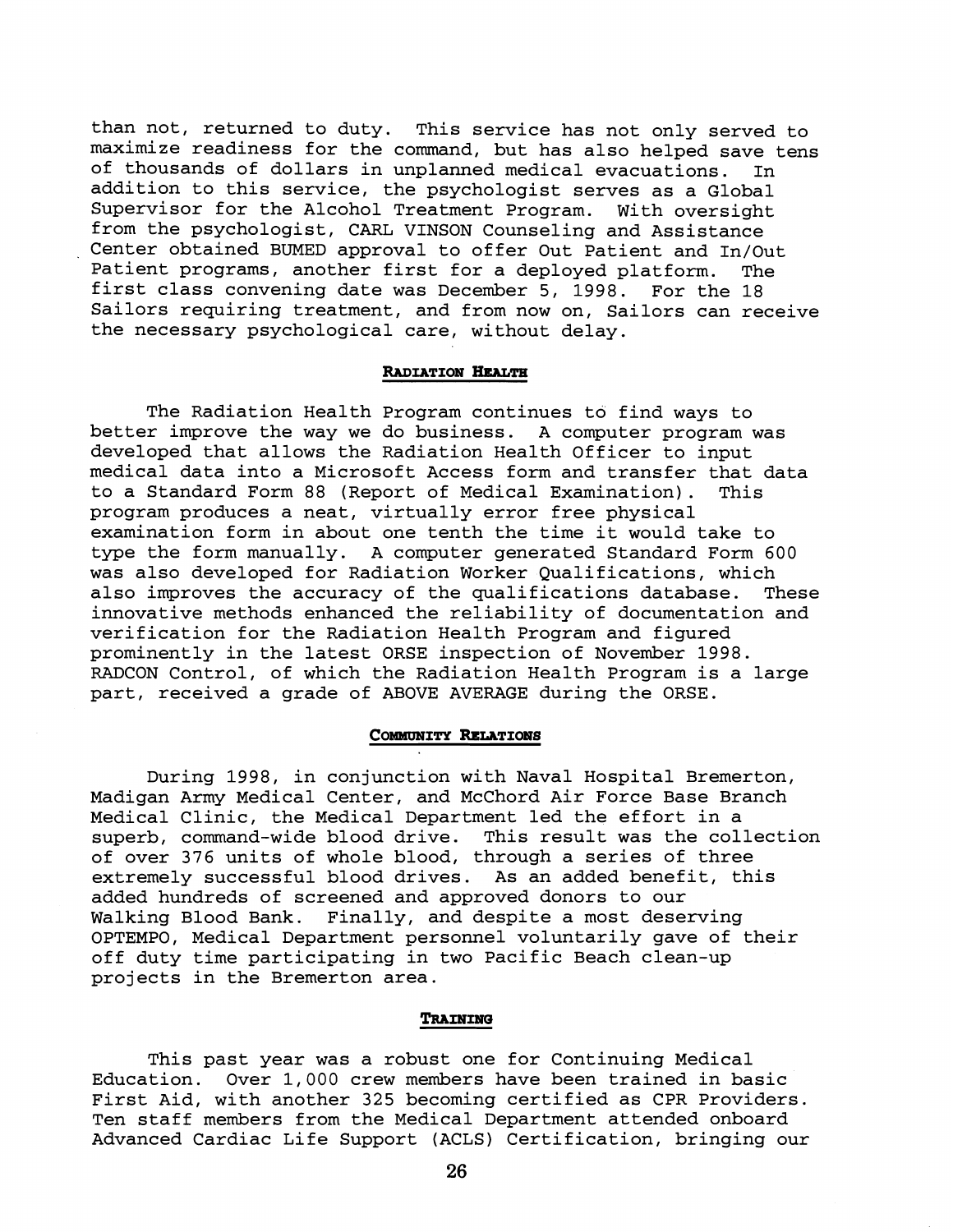than not, returned to duty. This service has not only served to maximize readiness for the command, but has also helped save tens of thousands of dollars in unplanned medical evacuations. In addition to this service, the psychologist serves as a Global Supervisor for the Alcohol Treatment Program. With oversight from the psychologist, CARL VINSON Counseling and Assistance Center obtained BUMED approval to offer Out Patient and In/Out Patient programs, another first for a deployed platform. The first class convening date was December 5, 1998. For the 18 Sailors requiring treatment, and from now on, Sailors can receive the necessary psychological care, without delay.

## **RADIATION HEALTH**

The Radiation Health Program continues to find ways to better improve the way we do business. A computer program was developed that allows the Radiation Health Officer to input medical data into a Microsoft Access form and transfer that data to a Standard Form 88 (Report of Medical Examination). This program produces a neat, virtually error free physical examination form in about one tenth the time it would take to type the form manually. A computer generated Standard Form 600 was also developed for Radiation Worker Qualifications, which also improves the accuracy of the qualifications database. These innovative methods enhanced the reliability of documentation and verification for the Radiation Health Program and figured prominently in the latest ORSE inspection of November 1998. RADCON Control, of which the Radiation Health Program is a large part, received a grade of ABOVE AVERAGE during the ORSE.

## **COMMUNITY RELATIONS**

During 1998, in conjunction with Naval Hospital Bremerton, Madigan Army Medical Center, and McChord Air Force Base Branch Medical Clinic, the Medical Department led the effort in a superb, command-wide blood drive. This result was the collection of over 376 units of whole blood, through a series of three extremely successful blood drives. As an added benefit, this added hundreds of screened and approved donors to our Walking Blood Bank. Finally, and despite a most deserving OPTEMPO, Medical Department personnel voluntarily gave of their off duty time participating in two Pacific Beach clean-up projects in the Bremerton area.

## **TRAINING**

This past year was a robust one for Continuing Medical Education. Over 1,000 crew members have been trained in basic First Aid, with another 325 becoming certified as CPR Providers. Ten staff members from the Medical Department attended onboard Advanced Cardiac Life Support (ACLS) Certification, bringing our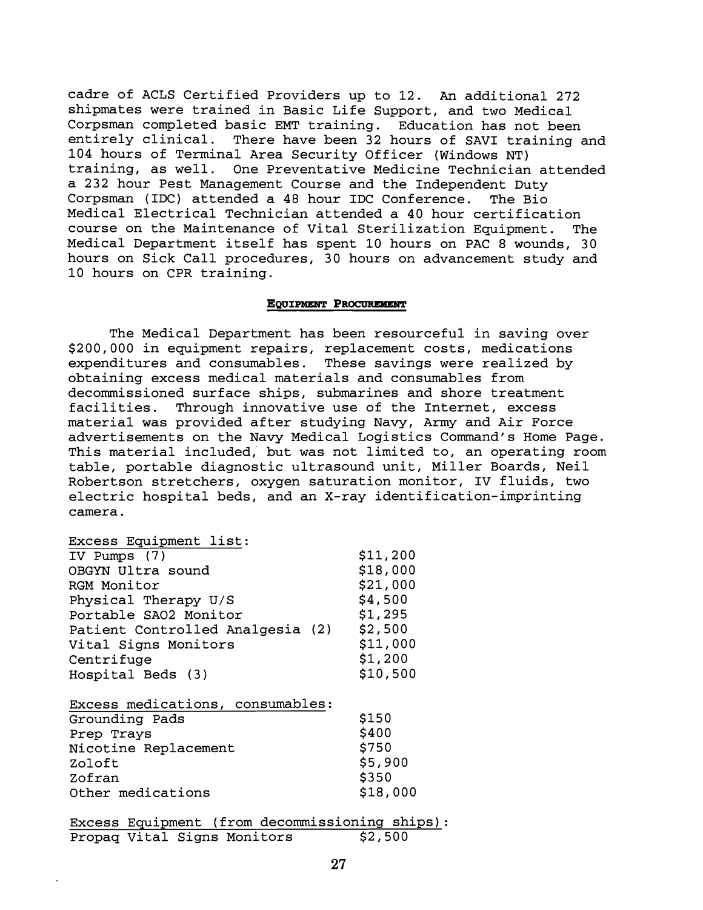cadre of ACLS Certified Providers up to 12. An additional 272 shipmates were trained in Basic Life Support, and two Medical Corpsman completed basic EMT training. Education has not been entirely clinical. There have been 32 hours of SAVI training and 104 hours of Terminal Area Security Officer (Windows NT) training, as well. One Preventative Medicine Technician attended a 232 hour Pest Management Course and the Independent Duty Corpsman (IDC) attended a 48 hour IDC Conference. The Bio Medical Electrical Technician attended a 40 hour certification course on the Maintenance of Vital Sterilization Equipment. The Medical Department itself has spent 10 hours on PAC 8 wounds, 30 hours on Sick Call procedures, 30 hours on advancement study and 10 hours on CPR training.

#### EQUIPMENT PROCUREMENT

The Medical Department has been resourceful in saving over $200,000 in equipment repairs, replacement costs, medications expenditures and consumables. These savings were realized by obtaining excess medical materials and consumables from decommissioned surface ships, submarines and shore treatment facilities. Through innovative use of the Internet, excess material was provided after studying Navy, Army and Air Force advertisements on the Navy Medical Logistics Command's Home Page. This material included, but was not limited to, an operating room table, portable diagnostic ultrasound unit, Miller Boards, Neil Robertson stretchers, oxygen saturation monitor, IV fluids, two electric hospital beds, and an X-ray identification-imprinting camera.

| Excess Equipment list: | |
|---|---|
| IV Pumps (7) | $11,200 |
| OBGYN Ultra sound | $18,000 |
| RGM Monitor | $21,000 |
| Physical Therapy U/S | $4,500 |
| Portable SAO2 Monitor | $1,295 |
| Patient Controlled Analgesia (2) | $2,500 |
| Vital Signs Monitors | $11,000 |
| Centrifuge | $1,200 |
| Hospital Beds (3) | $10,500 |

| Excess medications, consumables: | |
|---|---|
| Grounding Pads | $150 |
| Prep Trays | $400 |
| Nicotine Replacement | $750 |
| Zoloft | $5,900 |
| Zofran | $350 |
| Other medications | $18,000 |

| Excess Equipment (from decommissioning ships): | |
|---|---|
| Propaq Vital Signs Monitors | $2,500 |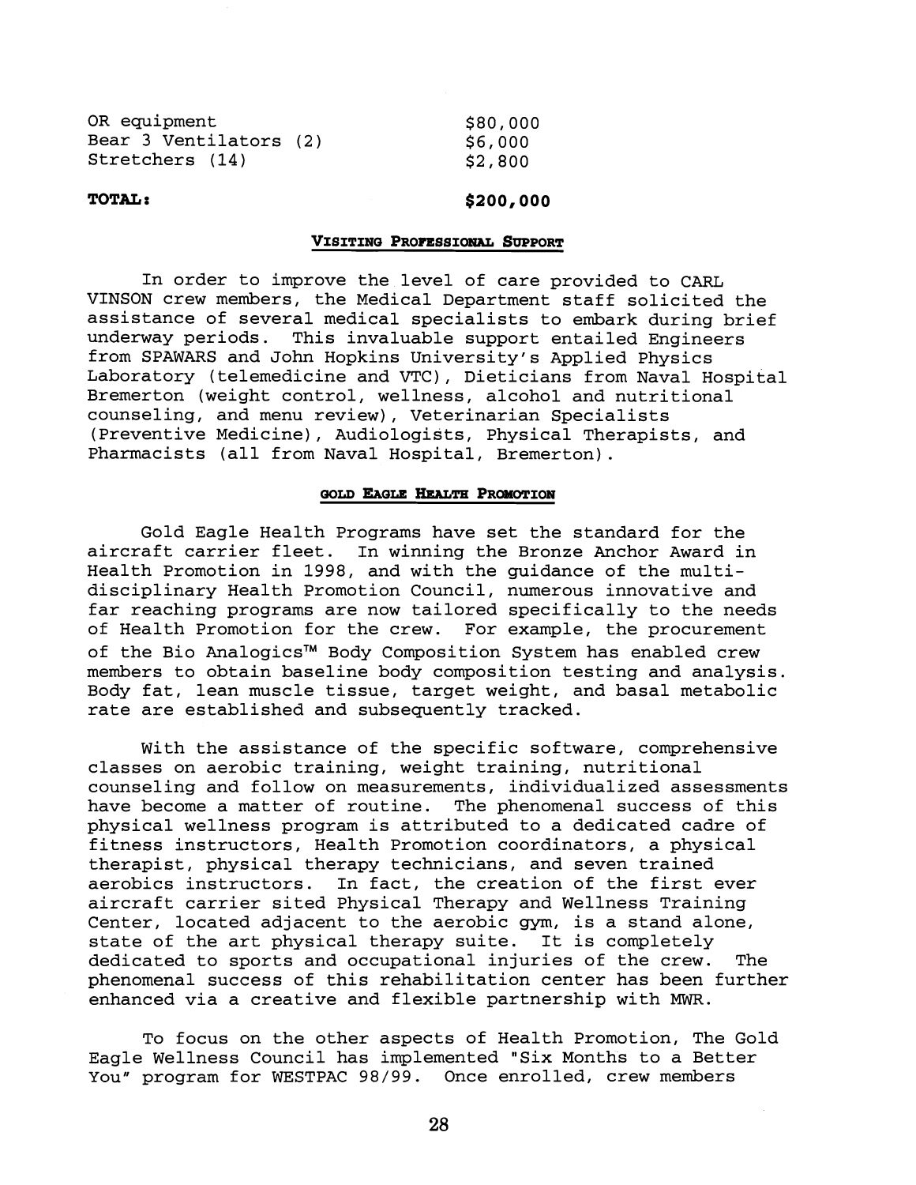| | |
|---|---|
| OR equipment | $80,000 |
| Bear 3 Ventilators (2) | $6,000 |
| Stretchers (14) | $2,800 |
| **TOTAL:** | **$200,000** |

## VISITING PROFESSIONAL SUPPORT

In order to improve the level of care provided to CARL VINSON crew members, the Medical Department staff solicited the assistance of several medical specialists to embark during brief underway periods. This invaluable support entailed Engineers from SPAWARS and John Hopkins University's Applied Physics Laboratory (telemedicine and VTC), Dieticians from Naval Hospital Bremerton (weight control, wellness, alcohol and nutritional counseling, and menu review), Veterinarian Specialists (Preventive Medicine), Audiologists, Physical Therapists, and Pharmacists (all from Naval Hospital, Bremerton).

## GOLD EAGLE HEALTH PROMOTION

Gold Eagle Health Programs have set the standard for the aircraft carrier fleet. In winning the Bronze Anchor Award in Health Promotion in 1998, and with the guidance of the multi-disciplinary Health Promotion Council, numerous innovative and far reaching programs are now tailored specifically to the needs of Health Promotion for the crew. For example, the procurement of the Bio Analogics™ Body Composition System has enabled crew members to obtain baseline body composition testing and analysis. Body fat, lean muscle tissue, target weight, and basal metabolic rate are established and subsequently tracked.

With the assistance of the specific software, comprehensive classes on aerobic training, weight training, nutritional counseling and follow on measurements, individualized assessments have become a matter of routine. The phenomenal success of this physical wellness program is attributed to a dedicated cadre of fitness instructors, Health Promotion coordinators, a physical therapist, physical therapy technicians, and seven trained aerobics instructors. In fact, the creation of the first ever aircraft carrier sited Physical Therapy and Wellness Training Center, located adjacent to the aerobic gym, is a stand alone, state of the art physical therapy suite. It is completely dedicated to sports and occupational injuries of the crew. The phenomenal success of this rehabilitation center has been further enhanced via a creative and flexible partnership with MWR.

To focus on the other aspects of Health Promotion, The Gold Eagle Wellness Council has implemented "Six Months to a Better You" program for WESTPAC 98/99. Once enrolled, crew members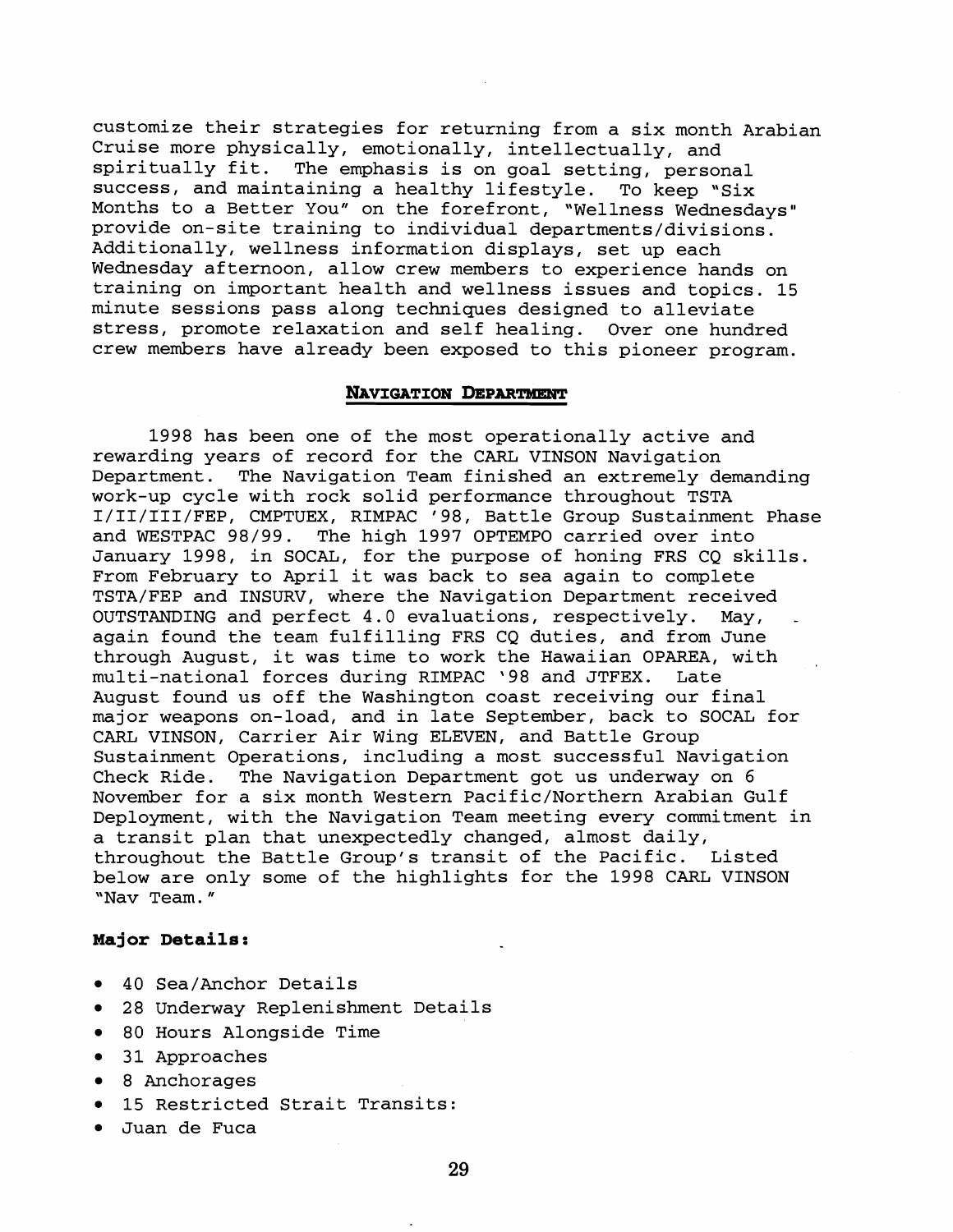customize their strategies for returning from a six month Arabian Cruise more physically, emotionally, intellectually, and spiritually fit. The emphasis is on goal setting, personal success, and maintaining a healthy lifestyle. To keep "Six Months to a Better You" on the forefront, "Wellness Wednesdays" provide on-site training to individual departments/divisions. Additionally, wellness information displays, set up each Wednesday afternoon, allow crew members to experience hands on training on important health and wellness issues and topics. 15 minute sessions pass along techniques designed to alleviate stress, promote relaxation and self healing. Over one hundred crew members have already been exposed to this pioneer program.

## NAVIGATION DEPARTMENT

1998 has been one of the most operationally active and rewarding years of record for the CARL VINSON Navigation Department. The Navigation Team finished an extremely demanding work-up cycle with rock solid performance throughout TSTA I/II/III/FEP, CMPTUEX, RIMPAC '98, Battle Group Sustainment Phase and WESTPAC 98/99. The high 1997 OPTEMPO carried over into January 1998, in SOCAL, for the purpose of honing FRS CQ skills. From February to April it was back to sea again to complete TSTA/FEP and INSURV, where the Navigation Department received OUTSTANDING and perfect 4.0 evaluations, respectively. May, again found the team fulfilling FRS CQ duties, and from June through August, it was time to work the Hawaiian OPAREA, with multi-national forces during RIMPAC '98 and JTFEX. Late August found us off the Washington coast receiving our final major weapons on-load, and in late September, back to SOCAL for CARL VINSON, Carrier Air Wing ELEVEN, and Battle Group Sustainment Operations, including a most successful Navigation Check Ride. The Navigation Department got us underway on 6 November for a six month Western Pacific/Northern Arabian Gulf Deployment, with the Navigation Team meeting every commitment in a transit plan that unexpectedly changed, almost daily, throughout the Battle Group's transit of the Pacific. Listed below are only some of the highlights for the 1998 CARL VINSON "Nav Team."

**Major Details:**

- 40 Sea/Anchor Details
- 28 Underway Replenishment Details
- 80 Hours Alongside Time
- 31 Approaches
- 8 Anchorages
- 15 Restricted Strait Transits:
- Juan de Fuca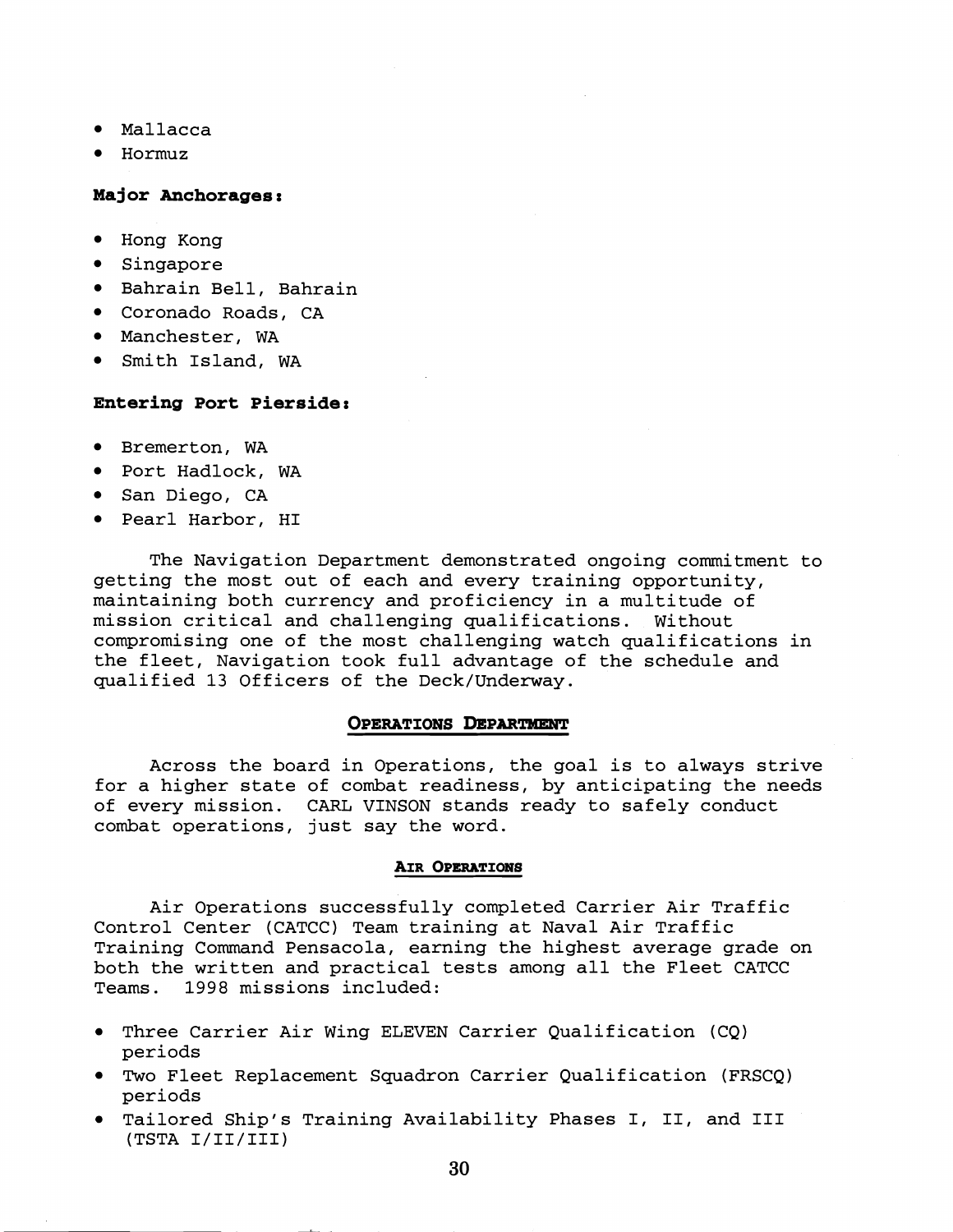- Mallacca
- Hormuz

**Major Anchorages:**

- Hong Kong
- Singapore
- Bahrain Bell, Bahrain
- Coronado Roads, CA
- Manchester, WA
- Smith Island, WA

**Entering Port Pierside:**

- Bremerton, WA
- Port Hadlock, WA
- San Diego, CA
- Pearl Harbor, HI

The Navigation Department demonstrated ongoing commitment to getting the most out of each and every training opportunity, maintaining both currency and proficiency in a multitude of mission critical and challenging qualifications. Without compromising one of the most challenging watch qualifications in the fleet, Navigation took full advantage of the schedule and qualified 13 Officers of the Deck/Underway.

## OPERATIONS DEPARTMENT

Across the board in Operations, the goal is to always strive for a higher state of combat readiness, by anticipating the needs of every mission. CARL VINSON stands ready to safely conduct combat operations, just say the word.

### AIR OPERATIONS

Air Operations successfully completed Carrier Air Traffic Control Center (CATCC) Team training at Naval Air Traffic Training Command Pensacola, earning the highest average grade on both the written and practical tests among all the Fleet CATCC Teams. 1998 missions included:

- Three Carrier Air Wing ELEVEN Carrier Qualification (CQ) periods
- Two Fleet Replacement Squadron Carrier Qualification (FRSCQ) periods
- Tailored Ship's Training Availability Phases I, II, and III (TSTA I/II/III)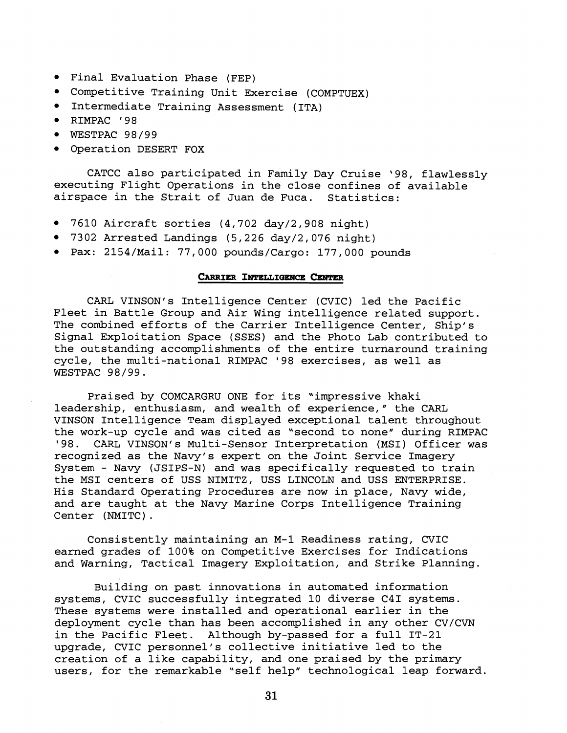- Final Evaluation Phase (FEP)
- Competitive Training Unit Exercise (COMPTUEX)
- Intermediate Training Assessment (ITA)
- RIMPAC '98
- WESTPAC 98/99
- Operation DESERT FOX

CATCC also participated in Family Day Cruise '98, flawlessly executing Flight Operations in the close confines of available airspace in the Strait of Juan de Fuca. Statistics:

- 7610 Aircraft sorties (4,702 day/2,908 night)
- 7302 Arrested Landings (5,226 day/2,076 night)
- Pax: 2154/Mail: 77,000 pounds/Cargo: 177,000 pounds

## CARRIER INTELLIGENCE CENTER

CARL VINSON's Intelligence Center (CVIC) led the Pacific Fleet in Battle Group and Air Wing intelligence related support. The combined efforts of the Carrier Intelligence Center, Ship's Signal Exploitation Space (SSES) and the Photo Lab contributed to the outstanding accomplishments of the entire turnaround training cycle, the multi-national RIMPAC '98 exercises, as well as WESTPAC 98/99.

Praised by COMCARGRU ONE for its "impressive khaki leadership, enthusiasm, and wealth of experience," the CARL VINSON Intelligence Team displayed exceptional talent throughout the work-up cycle and was cited as "second to none" during RIMPAC '98. CARL VINSON's Multi-Sensor Interpretation (MSI) Officer was recognized as the Navy's expert on the Joint Service Imagery System - Navy (JSIPS-N) and was specifically requested to train the MSI centers of USS NIMITZ, USS LINCOLN and USS ENTERPRISE. His Standard Operating Procedures are now in place, Navy wide, and are taught at the Navy Marine Corps Intelligence Training Center (NMITC).

Consistently maintaining an M-1 Readiness rating, CVIC earned grades of 100% on Competitive Exercises for Indications and Warning, Tactical Imagery Exploitation, and Strike Planning.

Building on past innovations in automated information systems, CVIC successfully integrated 10 diverse C4I systems. These systems were installed and operational earlier in the deployment cycle than has been accomplished in any other CV/CVN in the Pacific Fleet. Although by-passed for a full IT-21 upgrade, CVIC personnel's collective initiative led to the creation of a like capability, and one praised by the primary users, for the remarkable "self help" technological leap forward.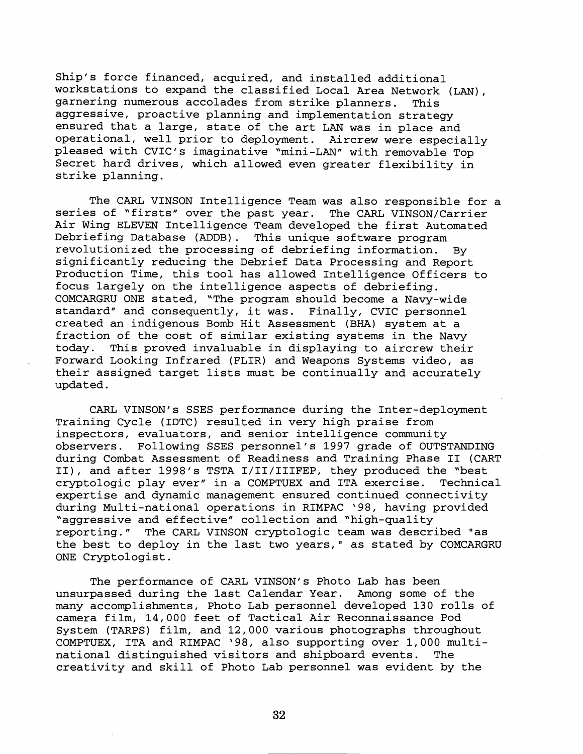Ship's force financed, acquired, and installed additional workstations to expand the classified Local Area Network (LAN), garnering numerous accolades from strike planners. This aggressive, proactive planning and implementation strategy ensured that a large, state of the art LAN was in place and operational, well prior to deployment. Aircrew were especially pleased with CVIC's imaginative "mini-LAN" with removable Top Secret hard drives, which allowed even greater flexibility in strike planning.

The CARL VINSON Intelligence Team was also responsible for a series of "firsts" over the past year. The CARL VINSON/Carrier Air Wing ELEVEN Intelligence Team developed the first Automated Debriefing Database (ADDB). This unique software program revolutionized the processing of debriefing information. By significantly reducing the Debrief Data Processing and Report Production Time, this tool has allowed Intelligence Officers to focus largely on the intelligence aspects of debriefing. COMCARGRU ONE stated, "The program should become a Navy-wide standard" and consequently, it was. Finally, CVIC personnel created an indigenous Bomb Hit Assessment (BHA) system at a fraction of the cost of similar existing systems in the Navy today. This proved invaluable in displaying to aircrew their Forward Looking Infrared (FLIR) and Weapons Systems video, as their assigned target lists must be continually and accurately updated.

CARL VINSON's SSES performance during the Inter-deployment Training Cycle (IDTC) resulted in very high praise from inspectors, evaluators, and senior intelligence community observers. Following SSES personnel's 1997 grade of OUTSTANDING during Combat Assessment of Readiness and Training Phase II (CART II), and after 1998's TSTA I/II/IIIFEP, they produced the "best cryptologic play ever" in a COMPTUEX and ITA exercise. Technical expertise and dynamic management ensured continued connectivity during Multi-national operations in RIMPAC '98, having provided "aggressive and effective" collection and "high-quality reporting." The CARL VINSON cryptologic team was described "as the best to deploy in the last two years," as stated by COMCARGRU ONE Cryptologist.

The performance of CARL VINSON's Photo Lab has been unsurpassed during the last Calendar Year. Among some of the many accomplishments, Photo Lab personnel developed 130 rolls of camera film, 14,000 feet of Tactical Air Reconnaissance Pod System (TARPS) film, and 12,000 various photographs throughout COMPTUEX, ITA and RIMPAC '98, also supporting over 1,000 multi-national distinguished visitors and shipboard events. The creativity and skill of Photo Lab personnel was evident by the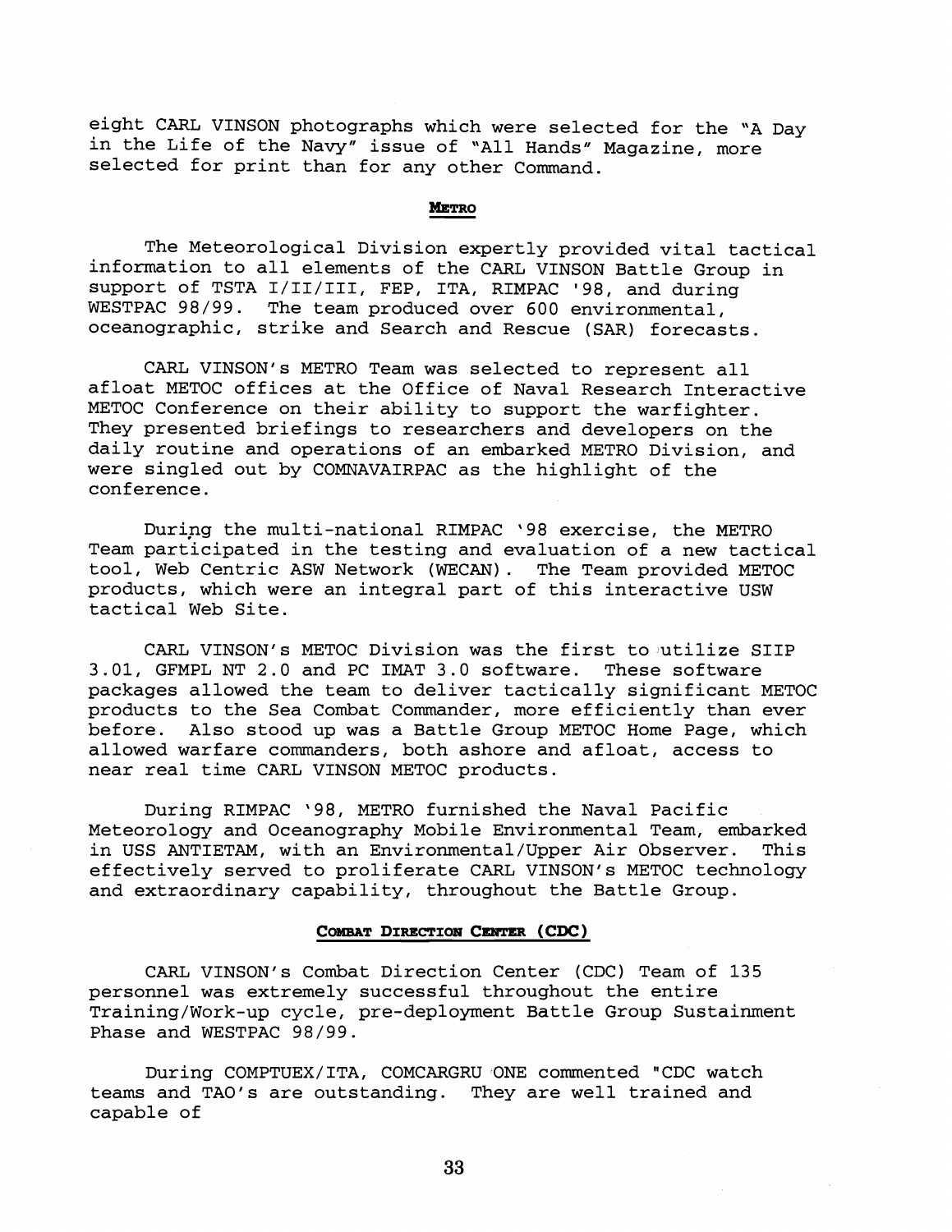eight CARL VINSON photographs which were selected for the "A Day in the Life of the Navy" issue of "All Hands" Magazine, more selected for print than for any other Command.

## METRO

The Meteorological Division expertly provided vital tactical information to all elements of the CARL VINSON Battle Group in support of TSTA I/II/III, FEP, ITA, RIMPAC '98, and during WESTPAC 98/99. The team produced over 600 environmental, oceanographic, strike and Search and Rescue (SAR) forecasts.

CARL VINSON's METRO Team was selected to represent all afloat METOC offices at the Office of Naval Research Interactive METOC Conference on their ability to support the warfighter. They presented briefings to researchers and developers on the daily routine and operations of an embarked METRO Division, and were singled out by COMNAVAIRPAC as the highlight of the conference.

During the multi-national RIMPAC '98 exercise, the METRO Team participated in the testing and evaluation of a new tactical tool, Web Centric ASW Network (WECAN). The Team provided METOC products, which were an integral part of this interactive USW tactical Web Site.

CARL VINSON's METOC Division was the first to utilize SIIP 3.01, GFMPL NT 2.0 and PC IMAT 3.0 software. These software packages allowed the team to deliver tactically significant METOC products to the Sea Combat Commander, more efficiently than ever before. Also stood up was a Battle Group METOC Home Page, which allowed warfare commanders, both ashore and afloat, access to near real time CARL VINSON METOC products.

During RIMPAC '98, METRO furnished the Naval Pacific Meteorology and Oceanography Mobile Environmental Team, embarked in USS ANTIETAM, with an Environmental/Upper Air Observer. This effectively served to proliferate CARL VINSON's METOC technology and extraordinary capability, throughout the Battle Group.

## COMBAT DIRECTION CENTER (CDC)

CARL VINSON's Combat Direction Center (CDC) Team of 135 personnel was extremely successful throughout the entire Training/Work-up cycle, pre-deployment Battle Group Sustainment Phase and WESTPAC 98/99.

During COMPTUEX/ITA, COMCARGRU ONE commented "CDC watch teams and TAO's are outstanding. They are well trained and capable of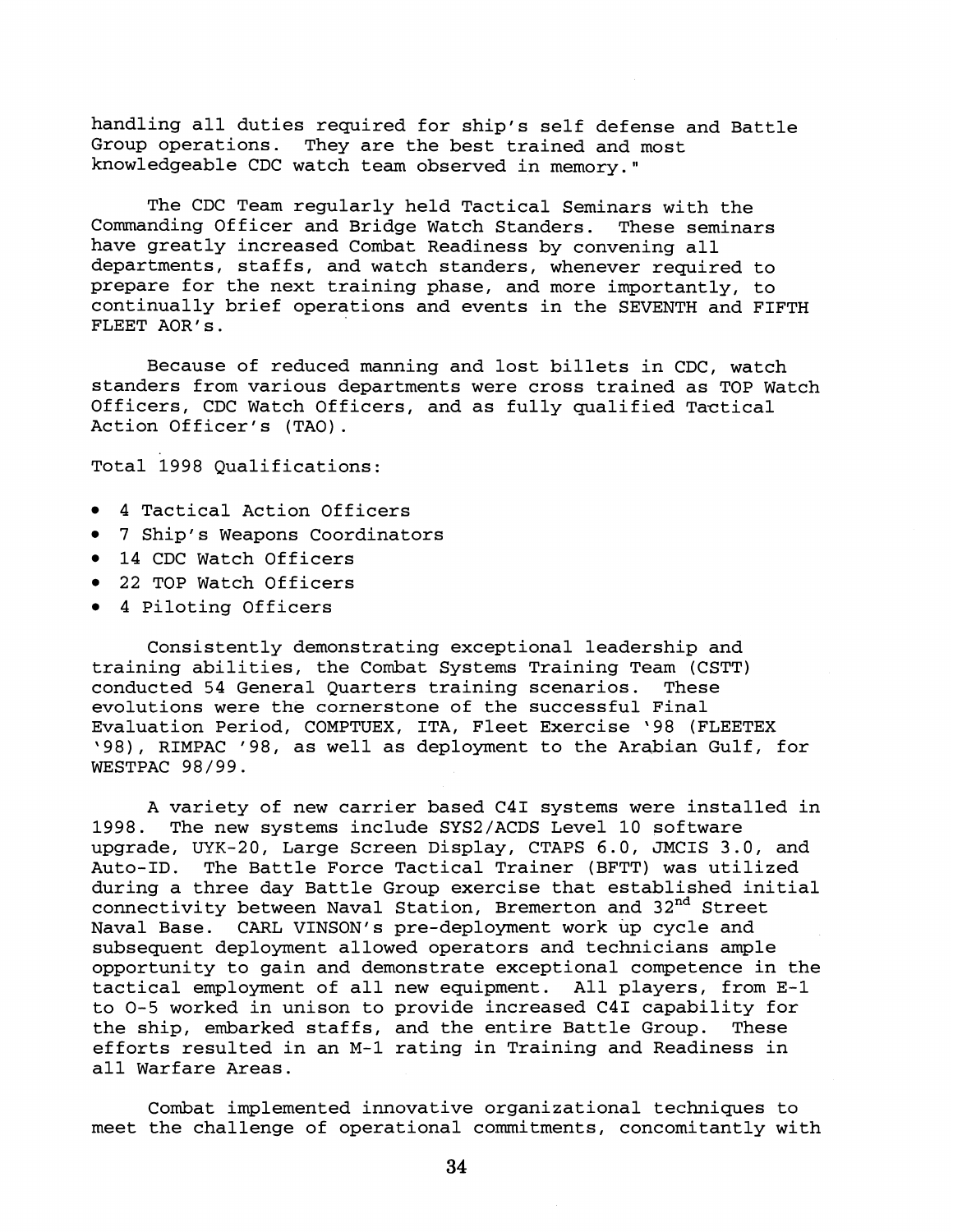handling all duties required for ship's self defense and Battle Group operations. They are the best trained and most knowledgeable CDC watch team observed in memory."

The CDC Team regularly held Tactical Seminars with the Commanding Officer and Bridge Watch Standers. These seminars have greatly increased Combat Readiness by convening all departments, staffs, and watch standers, whenever required to prepare for the next training phase, and more importantly, to continually brief operations and events in the SEVENTH and FIFTH FLEET AOR's.

Because of reduced manning and lost billets in CDC, watch standers from various departments were cross trained as TOP Watch Officers, CDC Watch Officers, and as fully qualified Tactical Action Officer's (TAO).

Total 1998 Qualifications:

- 4 Tactical Action Officers
- 7 Ship's Weapons Coordinators
- 14 CDC Watch Officers
- 22 TOP Watch Officers
- 4 Piloting Officers

Consistently demonstrating exceptional leadership and training abilities, the Combat Systems Training Team (CSTT) conducted 54 General Quarters training scenarios. These evolutions were the cornerstone of the successful Final Evaluation Period, COMPTUEX, ITA, Fleet Exercise '98 (FLEETEX '98), RIMPAC '98, as well as deployment to the Arabian Gulf, for WESTPAC 98/99.

A variety of new carrier based C4I systems were installed in 1998. The new systems include SYS2/ACDS Level 10 software upgrade, UYK-20, Large Screen Display, CTAPS 6.0, JMCIS 3.0, and Auto-ID. The Battle Force Tactical Trainer (BFTT) was utilized during a three day Battle Group exercise that established initial connectivity between Naval Station, Bremerton and 32nd Street Naval Base. CARL VINSON's pre-deployment work up cycle and subsequent deployment allowed operators and technicians ample opportunity to gain and demonstrate exceptional competence in the tactical employment of all new equipment. All players, from E-1 to O-5 worked in unison to provide increased C4I capability for the ship, embarked staffs, and the entire Battle Group. These efforts resulted in an M-1 rating in Training and Readiness in all Warfare Areas.

Combat implemented innovative organizational techniques to meet the challenge of operational commitments, concomitantly with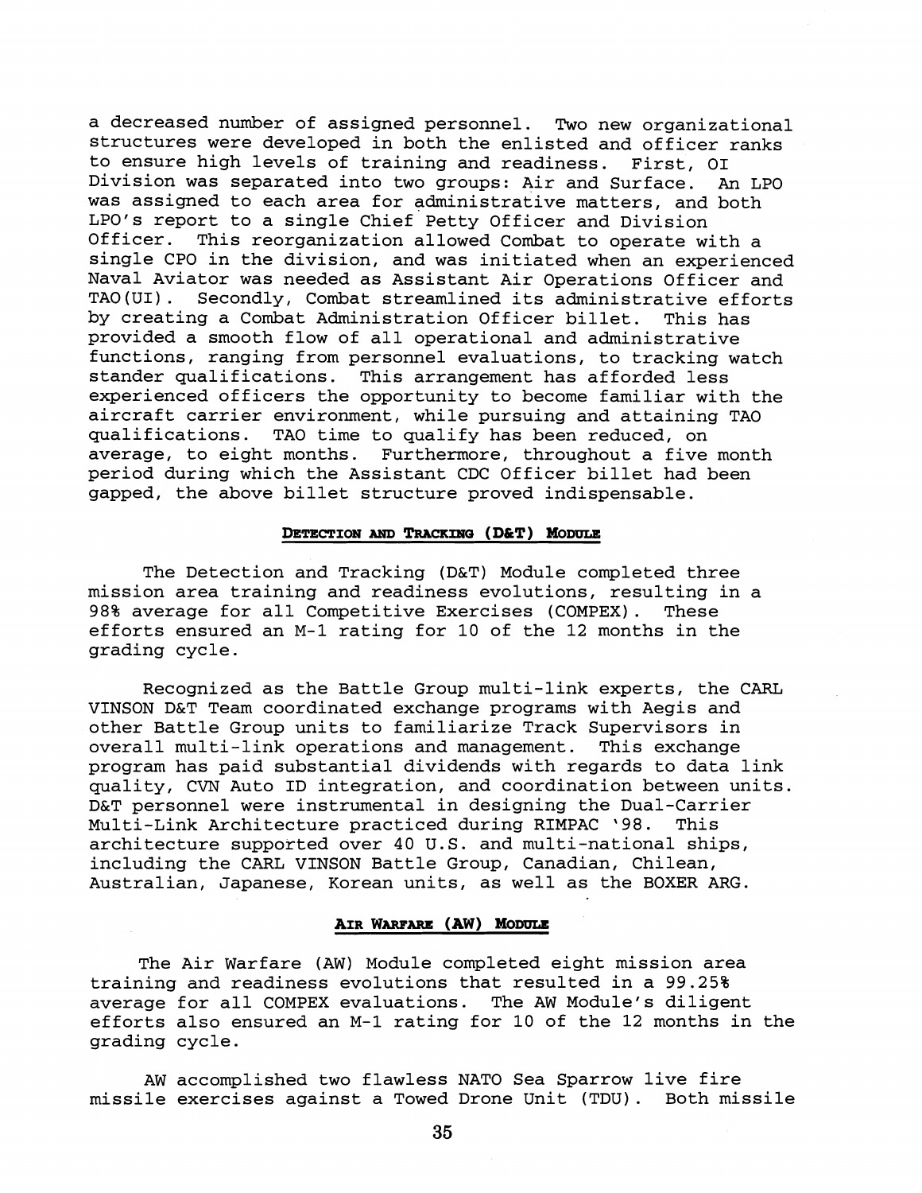a decreased number of assigned personnel. Two new organizational structures were developed in both the enlisted and officer ranks to ensure high levels of training and readiness. First, OI Division was separated into two groups: Air and Surface. An LPO was assigned to each area for administrative matters, and both LPO's report to a single Chief Petty Officer and Division Officer. This reorganization allowed Combat to operate with a single CPO in the division, and was initiated when an experienced Naval Aviator was needed as Assistant Air Operations Officer and TAO(UI). Secondly, Combat streamlined its administrative efforts by creating a Combat Administration Officer billet. This has provided a smooth flow of all operational and administrative functions, ranging from personnel evaluations, to tracking watch stander qualifications. This arrangement has afforded less experienced officers the opportunity to become familiar with the aircraft carrier environment, while pursuing and attaining TAO qualifications. TAO time to qualify has been reduced, on average, to eight months. Furthermore, throughout a five month period during which the Assistant CDC Officer billet had been gapped, the above billet structure proved indispensable.

## DETECTION AND TRACKING (D&T) MODULE

The Detection and Tracking (D&T) Module completed three mission area training and readiness evolutions, resulting in a 98% average for all Competitive Exercises (COMPEX). These efforts ensured an M-1 rating for 10 of the 12 months in the grading cycle.

Recognized as the Battle Group multi-link experts, the CARL VINSON D&T Team coordinated exchange programs with Aegis and other Battle Group units to familiarize Track Supervisors in overall multi-link operations and management. This exchange program has paid substantial dividends with regards to data link quality, CVN Auto ID integration, and coordination between units. D&T personnel were instrumental in designing the Dual-Carrier Multi-Link Architecture practiced during RIMPAC '98. This architecture supported over 40 U.S. and multi-national ships, including the CARL VINSON Battle Group, Canadian, Chilean, Australian, Japanese, Korean units, as well as the BOXER ARG.

## AIR WARFARE (AW) MODULE

The Air Warfare (AW) Module completed eight mission area training and readiness evolutions that resulted in a 99.25% average for all COMPEX evaluations. The AW Module's diligent efforts also ensured an M-1 rating for 10 of the 12 months in the grading cycle.

AW accomplished two flawless NATO Sea Sparrow live fire missile exercises against a Towed Drone Unit (TDU). Both missile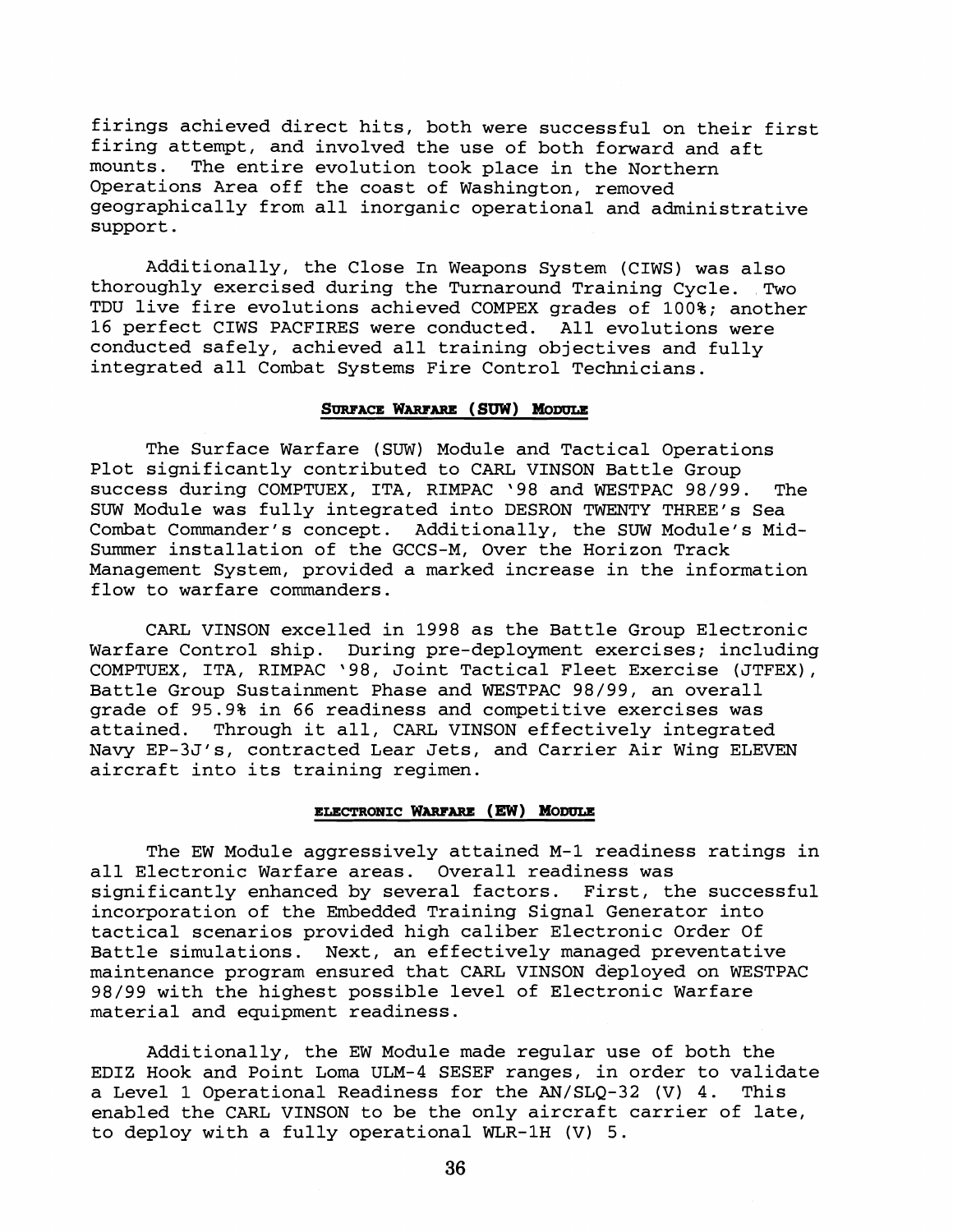firings achieved direct hits, both were successful on their first firing attempt, and involved the use of both forward and aft mounts. The entire evolution took place in the Northern Operations Area off the coast of Washington, removed geographically from all inorganic operational and administrative support.

Additionally, the Close In Weapons System (CIWS) was also thoroughly exercised during the Turnaround Training Cycle. Two TDU live fire evolutions achieved COMPEX grades of 100%; another 16 perfect CIWS PACFIRES were conducted. All evolutions were conducted safely, achieved all training objectives and fully integrated all Combat Systems Fire Control Technicians.

## SURFACE WARFARE (SUW) MODULE

The Surface Warfare (SUW) Module and Tactical Operations Plot significantly contributed to CARL VINSON Battle Group success during COMPTUEX, ITA, RIMPAC '98 and WESTPAC 98/99. The SUW Module was fully integrated into DESRON TWENTY THREE's Sea Combat Commander's concept. Additionally, the SUW Module's Mid-Summer installation of the GCCS-M, Over the Horizon Track Management System, provided a marked increase in the information flow to warfare commanders.

CARL VINSON excelled in 1998 as the Battle Group Electronic Warfare Control ship. During pre-deployment exercises; including COMPTUEX, ITA, RIMPAC '98, Joint Tactical Fleet Exercise (JTFEX), Battle Group Sustainment Phase and WESTPAC 98/99, an overall grade of 95.9% in 66 readiness and competitive exercises was attained. Through it all, CARL VINSON effectively integrated Navy EP-3J's, contracted Lear Jets, and Carrier Air Wing ELEVEN aircraft into its training regimen.

## ELECTRONIC WARFARE (EW) MODULE

The EW Module aggressively attained M-1 readiness ratings in all Electronic Warfare areas. Overall readiness was significantly enhanced by several factors. First, the successful incorporation of the Embedded Training Signal Generator into tactical scenarios provided high caliber Electronic Order Of Battle simulations. Next, an effectively managed preventative maintenance program ensured that CARL VINSON deployed on WESTPAC 98/99 with the highest possible level of Electronic Warfare material and equipment readiness.

Additionally, the EW Module made regular use of both the EDIZ Hook and Point Loma ULM-4 SESEF ranges, in order to validate a Level 1 Operational Readiness for the AN/SLQ-32 (V) 4. This enabled the CARL VINSON to be the only aircraft carrier of late, to deploy with a fully operational WLR-1H (V) 5.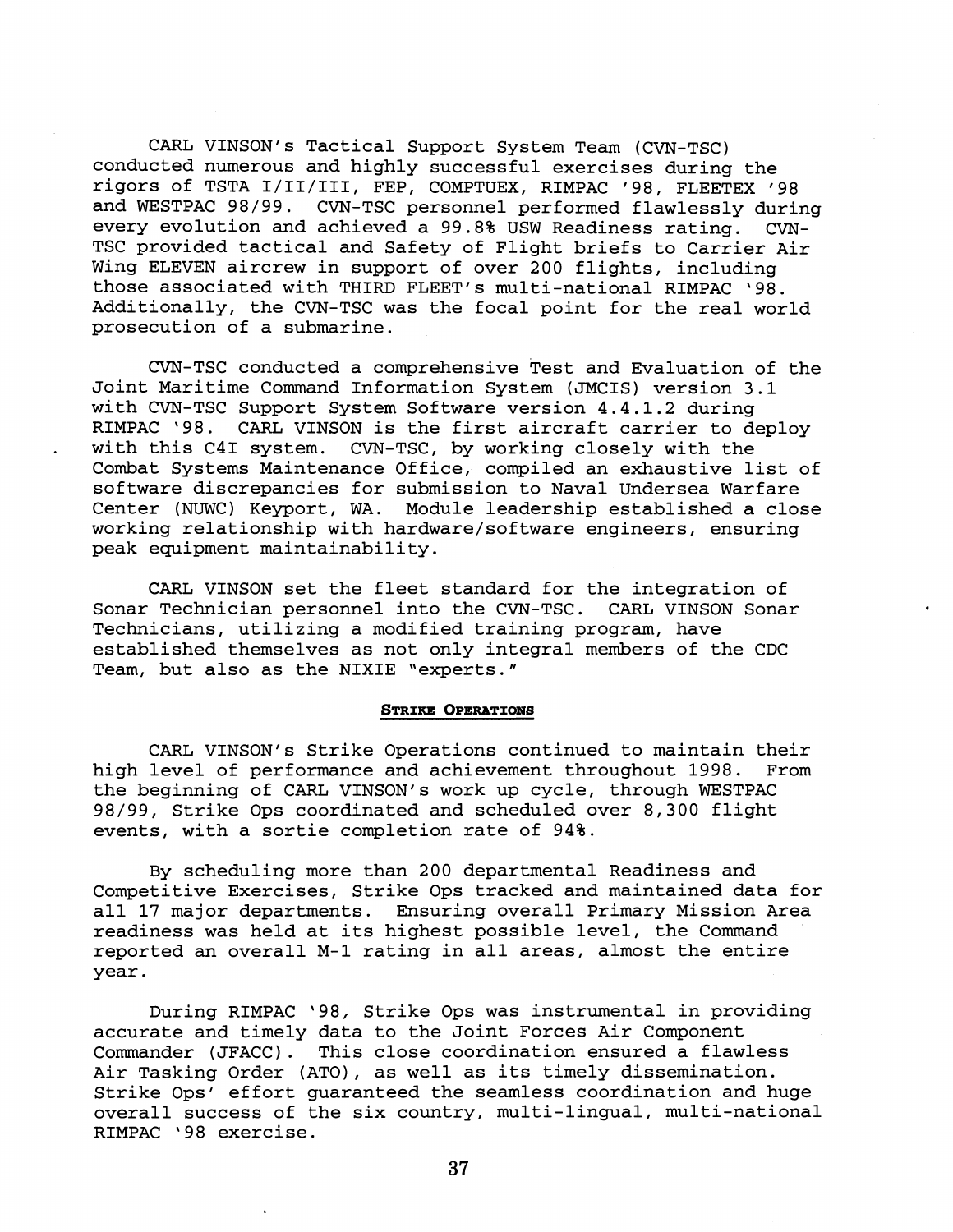CARL VINSON's Tactical Support System Team (CVN-TSC) conducted numerous and highly successful excercises during the rigors of TSTA I/II/III, FEP, COMPTUEX, RIMPAC '98, FLEETEX '98 and WESTPAC 98/99. CVN-TSC personnel performed flawlessly during every evolution and achieved a 99.8% USW Readiness rating. CVN-TSC provided tactical and Safety of Flight briefs to Carrier Air Wing ELEVEN aircrew in support of over 200 flights, including those associated with THIRD FLEET's multi-national RIMPAC '98. Additionally, the CVN-TSC was the focal point for the real world prosecution of a submarine.

CVN-TSC conducted a comprehensive Test and Evaluation of the Joint Maritime Command Information System (JMCIS) version 3.1 with CVN-TSC Support System Software version 4.4.1.2 during RIMPAC '98. CARL VINSON is the first aircraft carrier to deploy with this C4I system. CVN-TSC, by working closely with the Combat Systems Maintenance Office, compiled an exhaustive list of software discrepancies for submission to Naval Undersea Warfare Center (NUWC) Keyport, WA. Module leadership established a close working relationship with hardware/software engineers, ensuring peak equipment maintainability.

CARL VINSON set the fleet standard for the integration of Sonar Technician personnel into the CVN-TSC. CARL VINSON Sonar Technicians, utilizing a modified training program, have established themselves as not only integral members of the CDC Team, but also as the NIXIE "experts."

## STRIKE OPERATIONS

CARL VINSON's Strike Operations continued to maintain their high level of performance and achievement throughout 1998. From the beginning of CARL VINSON's work up cycle, through WESTPAC 98/99, Strike Ops coordinated and scheduled over 8,300 flight events, with a sortie completion rate of 94%.

By scheduling more than 200 departmental Readiness and Competitive Exercises, Strike Ops tracked and maintained data for all 17 major departments. Ensuring overall Primary Mission Area readiness was held at its highest possible level, the Command reported an overall M-1 rating in all areas, almost the entire year.

During RIMPAC '98, Strike Ops was instrumental in providing accurate and timely data to the Joint Forces Air Component Commander (JFACC). This close coordination ensured a flawless Air Tasking Order (ATO), as well as its timely dissemination. Strike Ops' effort guaranteed the seamless coordination and huge overall success of the six country, multi-lingual, multi-national RIMPAC '98 exercise.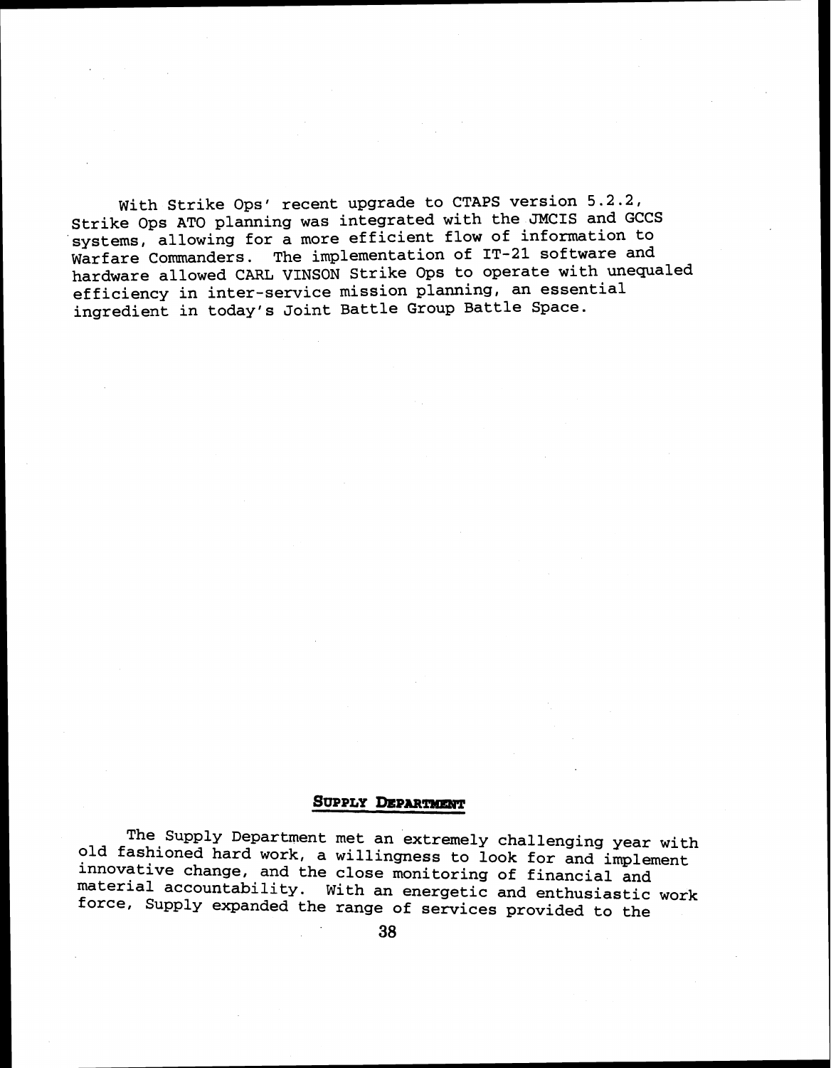With Strike Ops' recent upgrade to CTAPS version 5.2.2, Strike Ops ATO planning was integrated with the JMCIS and GCCS systems, allowing for a more efficient flow of information to Warfare Commanders. The implementation of IT-21 software and hardware allowed CARL VINSON Strike Ops to operate with unequaled efficiency in inter-service mission planning, an essential ingredient in today's Joint Battle Group Battle Space.

## SUPPLY DEPARTMENT

The Supply Department met an extremely challenging year with old fashioned hard work, a willingness to look for and implement innovative change, and the close monitoring of financial and material accountability. With an energetic and enthusiastic work force, Supply expanded the range of services provided to the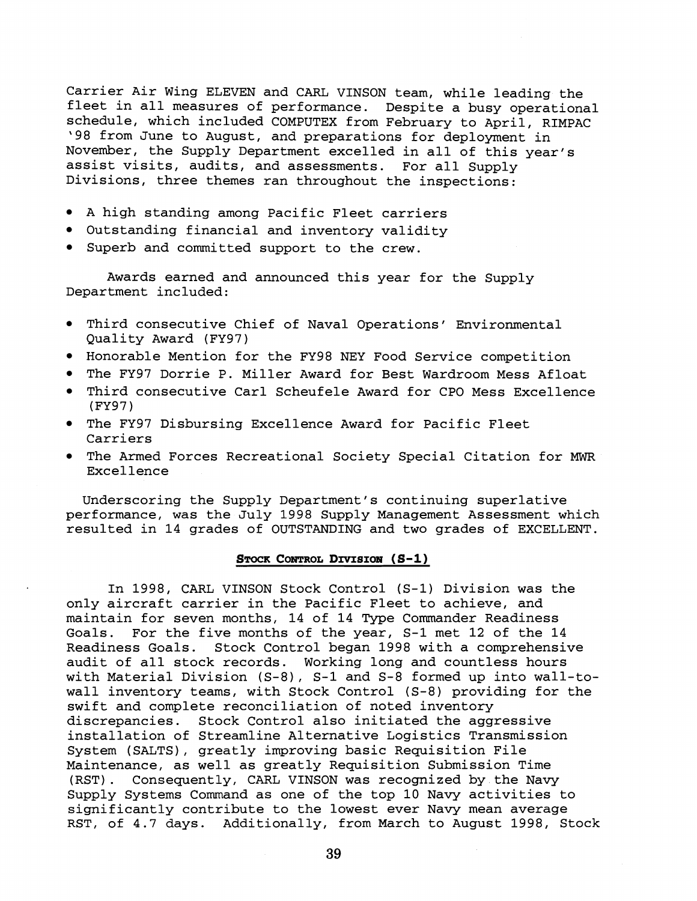Carrier Air Wing ELEVEN and CARL VINSON team, while leading the fleet in all measures of performance. Despite a busy operational schedule, which included COMPUTEX from February to April, RIMPAC '98 from June to August, and preparations for deployment in November, the Supply Department excelled in all of this year's assist visits, audits, and assessments. For all Supply Divisions, three themes ran throughout the inspections:

- A high standing among Pacific Fleet carriers
- Outstanding financial and inventory validity
- Superb and committed support to the crew.

Awards earned and announced this year for the Supply Department included:

- Third consecutive Chief of Naval Operations' Environmental Quality Award (FY97)
- Honorable Mention for the FY98 NEY Food Service competition
- The FY97 Dorrie P. Miller Award for Best Wardroom Mess Afloat
- Third consecutive Carl Scheufele Award for CPO Mess Excellence (FY97)
- The FY97 Disbursing Excellence Award for Pacific Fleet Carriers
- The Armed Forces Recreational Society Special Citation for MWR Excellence

Underscoring the Supply Department's continuing superlative performance, was the July 1998 Supply Management Assessment which resulted in 14 grades of OUTSTANDING and two grades of EXCELLENT.

## STOCK CONTROL DIVISION (S-1)

In 1998, CARL VINSON Stock Control (S-1) Division was the only aircraft carrier in the Pacific Fleet to achieve, and maintain for seven months, 14 of 14 Type Commander Readiness Goals. For the five months of the year, S-1 met 12 of the 14 Readiness Goals. Stock Control began 1998 with a comprehensive audit of all stock records. Working long and countless hours with Material Division (S-8), S-1 and S-8 formed up into wall-to-wall inventory teams, with Stock Control (S-8) providing for the swift and complete reconciliation of noted inventory discrepancies. Stock Control also initiated the aggressive installation of Streamline Alternative Logistics Transmission System (SALTS), greatly improving basic Requisition File Maintenance, as well as greatly Requisition Submission Time (RST). Consequently, CARL VINSON was recognized by the Navy Supply Systems Command as one of the top 10 Navy activities to significantly contribute to the lowest ever Navy mean average RST, of 4.7 days. Additionally, from March to August 1998, Stock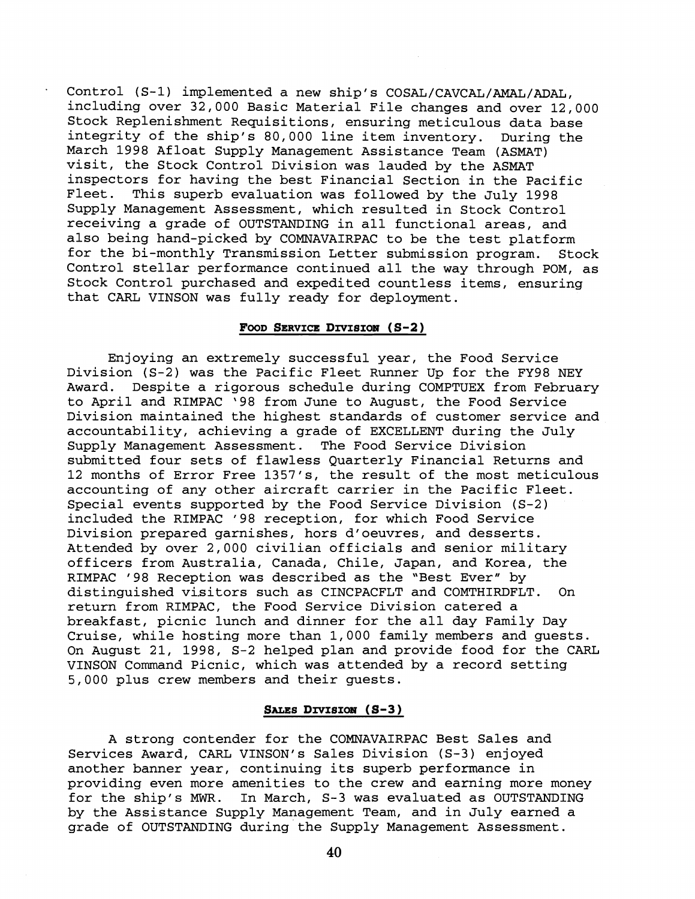Control (S-1) implemented a new ship's COSAL/CAVCAL/AMAL/ADAL, including over 32,000 Basic Material File changes and over 12,000 Stock Replenishment Requisitions, ensuring meticulous data base integrity of the ship's 80,000 line item inventory. During the March 1998 Afloat Supply Management Assistance Team (ASMAT) visit, the Stock Control Division was lauded by the ASMAT inspectors for having the best Financial Section in the Pacific Fleet. This superb evaluation was followed by the July 1998 Supply Management Assessment, which resulted in Stock Control receiving a grade of OUTSTANDING in all functional areas, and also being hand-picked by COMNAVAIRPAC to be the test platform for the bi-monthly Transmission Letter submission program. Stock Control stellar performance continued all the way through POM, as Stock Control purchased and expedited countless items, ensuring that CARL VINSON was fully ready for deployment.

## FOOD SERVICE DIVISION (S-2)

Enjoying an extremely successful year, the Food Service Division (S-2) was the Pacific Fleet Runner Up for the FY98 NEY Award. Despite a rigorous schedule during COMPTUEX from February to April and RIMPAC '98 from June to August, the Food Service Division maintained the highest standards of customer service and accountability, achieving a grade of EXCELLENT during the July Supply Management Assessment. The Food Service Division submitted four sets of flawless Quarterly Financial Returns and 12 months of Error Free 1357's, the result of the most meticulous accounting of any other aircraft carrier in the Pacific Fleet. Special events supported by the Food Service Division (S-2) included the RIMPAC '98 reception, for which Food Service Division prepared garnishes, hors d'oeuvres, and desserts. Attended by over 2,000 civilian officials and senior military officers from Australia, Canada, Chile, Japan, and Korea, the RIMPAC '98 Reception was described as the "Best Ever" by distinguished visitors such as CINCPACFLT and COMTHIRDFLT. On return from RIMPAC, the Food Service Division catered a breakfast, picnic lunch and dinner for the all day Family Day Cruise, while hosting more than 1,000 family members and guests. On August 21, 1998, S-2 helped plan and provide food for the CARL VINSON Command Picnic, which was attended by a record setting 5,000 plus crew members and their guests.

## SALES DIVISION (S-3)

A strong contender for the COMNAVAIRPAC Best Sales and Services Award, CARL VINSON's Sales Division (S-3) enjoyed another banner year, continuing its superb performance in providing even more amenities to the crew and earning more money for the ship's MWR. In March, S-3 was evaluated as OUTSTANDING by the Assistance Supply Management Team, and in July earned a grade of OUTSTANDING during the Supply Management Assessment.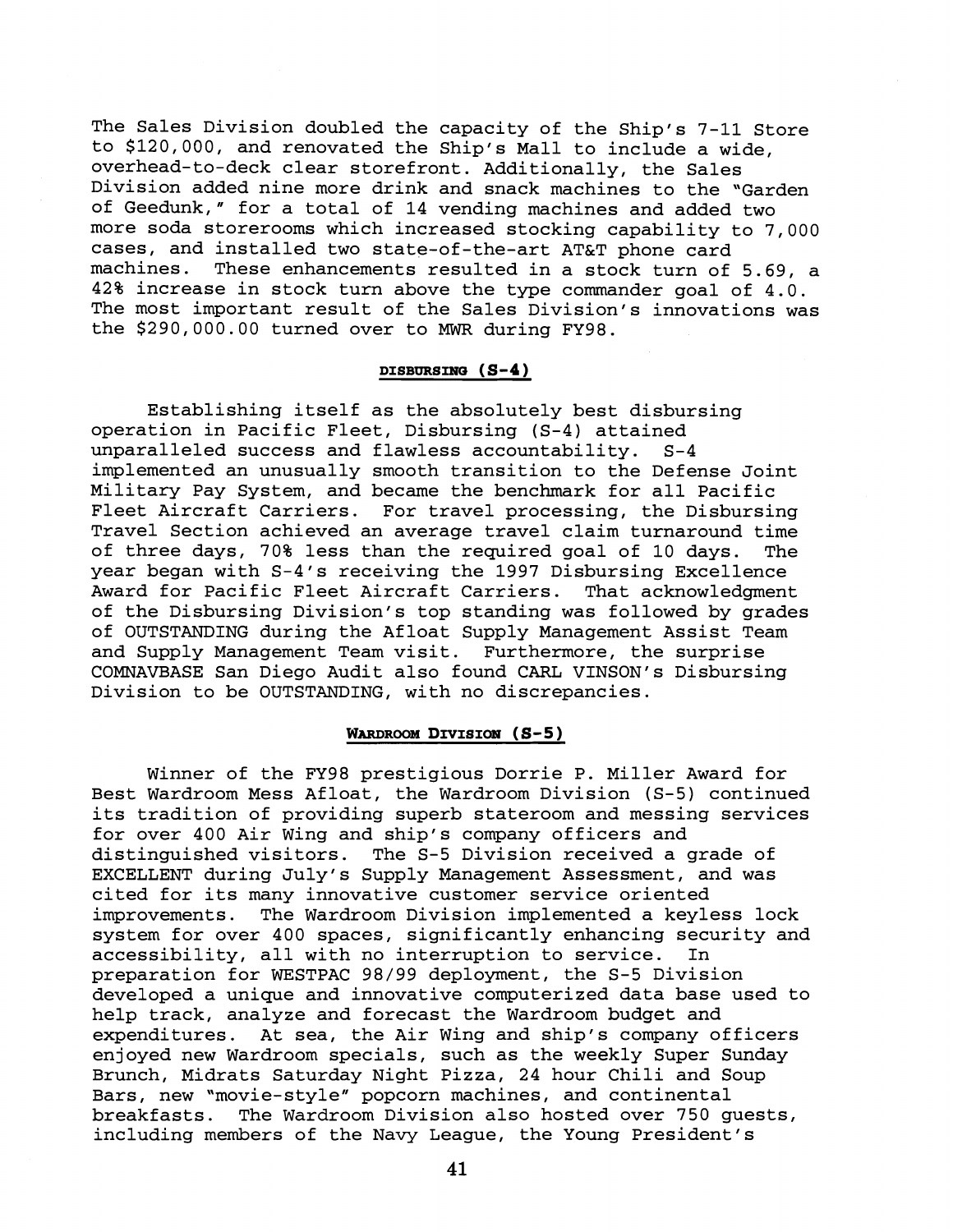The Sales Division doubled the capacity of the Ship's 7-11 Store to $120,000, and renovated the Ship's Mall to include a wide, overhead-to-deck clear storefront. Additionally, the Sales Division added nine more drink and snack machines to the "Garden of Geedunk," for a total of 14 vending machines and added two more soda storerooms which increased stocking capability to 7,000 cases, and installed two state-of-the-art AT&T phone card machines. These enhancements resulted in a stock turn of 5.69, a 42% increase in stock turn above the type commander goal of 4.0. The most important result of the Sales Division's innovations was the $290,000.00 turned over to MWR during FY98.

### DISBURSING (S-4)

Establishing itself as the absolutely best disbursing operation in Pacific Fleet, Disbursing (S-4) attained unparalleled success and flawless accountability. S-4 implemented an unusually smooth transition to the Defense Joint Military Pay System, and became the benchmark for all Pacific Fleet Aircraft Carriers. For travel processing, the Disbursing Travel Section achieved an average travel claim turnaround time of three days, 70% less than the required goal of 10 days. The year began with S-4's receiving the 1997 Disbursing Excellence Award for Pacific Fleet Aircraft Carriers. That acknowledgment of the Disbursing Division's top standing was followed by grades of OUTSTANDING during the Afloat Supply Management Assist Team and Supply Management Team visit. Furthermore, the surprise COMNAVBASE San Diego Audit also found CARL VINSON's Disbursing Division to be OUTSTANDING, with no discrepancies.

### WARDROOM DIVISION (S-5)

Winner of the FY98 prestigious Dorrie P. Miller Award for Best Wardroom Mess Afloat, the Wardroom Division (S-5) continued its tradition of providing superb stateroom and messing services for over 400 Air Wing and ship's company officers and distinguished visitors. The S-5 Division received a grade of EXCELLENT during July's Supply Management Assessment, and was cited for its many innovative customer service oriented improvements. The Wardroom Division implemented a keyless lock system for over 400 spaces, significantly enhancing security and accessibility, all with no interruption to service. In preparation for WESTPAC 98/99 deployment, the S-5 Division developed a unique and innovative computerized data base used to help track, analyze and forecast the Wardroom budget and expenditures. At sea, the Air Wing and ship's company officers enjoyed new Wardroom specials, such as the weekly Super Sunday Brunch, Midrats Saturday Night Pizza, 24 hour Chili and Soup Bars, new "movie-style" popcorn machines, and continental breakfasts. The Wardroom Division also hosted over 750 guests, including members of the Navy League, the Young President's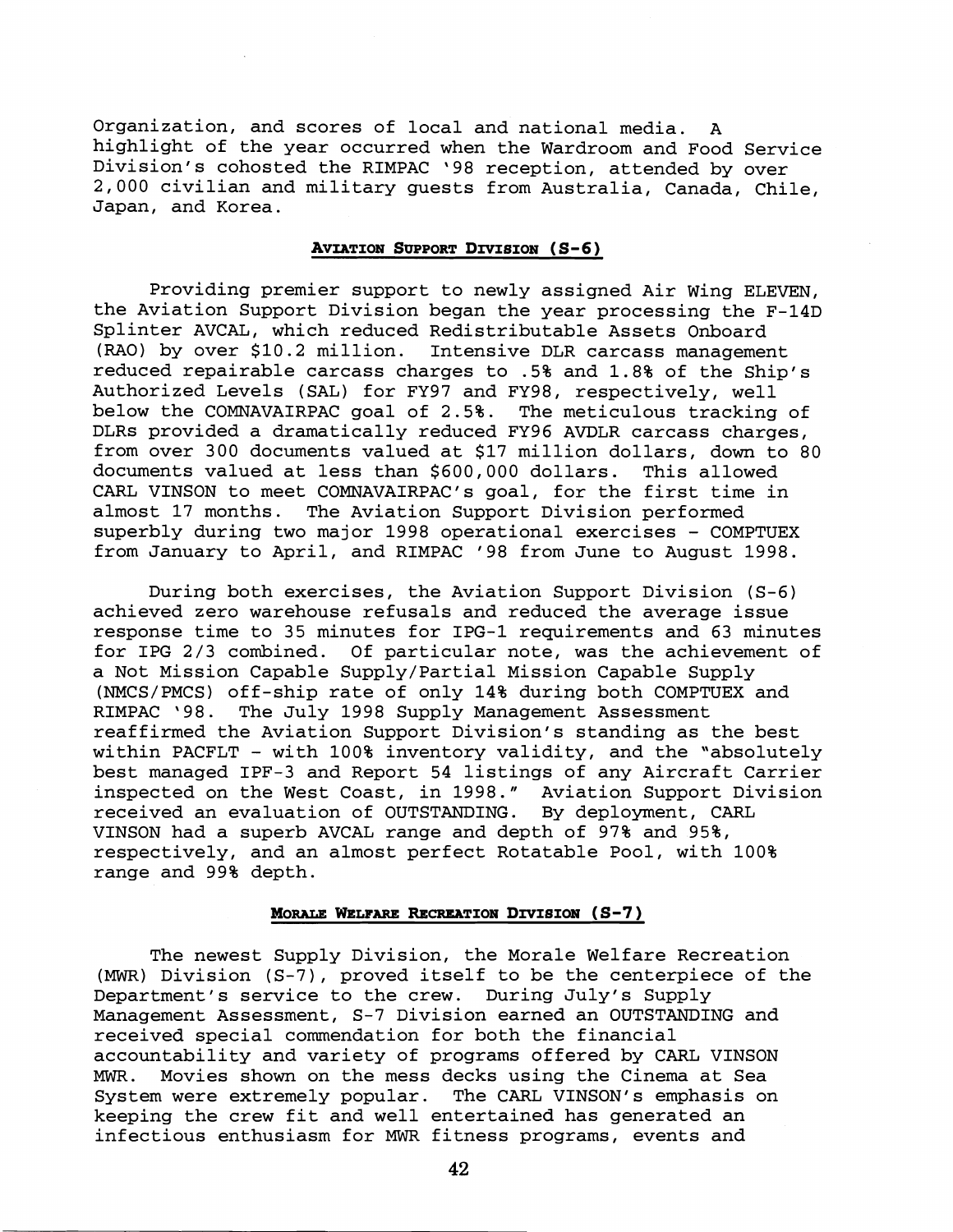Organization, and scores of local and national media. A highlight of the year occurred when the Wardroom and Food Service Division's cohosted the RIMPAC '98 reception, attended by over 2,000 civilian and military guests from Australia, Canada, Chile, Japan, and Korea.

### AVIATION SUPPORT DIVISION (S-6)

Providing premier support to newly assigned Air Wing ELEVEN, the Aviation Support Division began the year processing the F-14D Splinter AVCAL, which reduced Redistributable Assets Onboard (RAO) by over $10.2 million. Intensive DLR carcass management reduced repairable carcass charges to .5% and 1.8% of the Ship's Authorized Levels (SAL) for FY97 and FY98, respectively, well below the COMNAVAIRPAC goal of 2.5%. The meticulous tracking of DLRs provided a dramatically reduced FY96 AVDLR carcass charges, from over 300 documents valued at $17 million dollars, down to 80 documents valued at less than $600,000 dollars. This allowed CARL VINSON to meet COMNAVAIRPAC's goal, for the first time in almost 17 months. The Aviation Support Division performed superbly during two major 1998 operational exercises - COMPTUEX from January to April, and RIMPAC '98 from June to August 1998.

During both exercises, the Aviation Support Division (S-6) achieved zero warehouse refusals and reduced the average issue response time to 35 minutes for IPG-1 requirements and 63 minutes for IPG 2/3 combined. Of particular note, was the achievement of a Not Mission Capable Supply/Partial Mission Capable Supply (NMCS/PMCS) off-ship rate of only 14% during both COMPTUEX and RIMPAC '98. The July 1998 Supply Management Assessment reaffirmed the Aviation Support Division's standing as the best within PACFLT - with 100% inventory validity, and the "absolutely best managed IPF-3 and Report 54 listings of any Aircraft Carrier inspected on the West Coast, in 1998." Aviation Support Division received an evaluation of OUTSTANDING. By deployment, CARL VINSON had a superb AVCAL range and depth of 97% and 95%, respectively, and an almost perfect Rotatable Pool, with 100% range and 99% depth.

### MORALE WELFARE RECREATION DIVISION (S-7)

The newest Supply Division, the Morale Welfare Recreation (MWR) Division (S-7), proved itself to be the centerpiece of the Department's service to the crew. During July's Supply Management Assessment, S-7 Division earned an OUTSTANDING and received special commendation for both the financial accountability and variety of programs offered by CARL VINSON MWR. Movies shown on the mess decks using the Cinema at Sea System were extremely popular. The CARL VINSON's emphasis on keeping the crew fit and well entertained has generated an infectious enthusiasm for MWR fitness programs, events and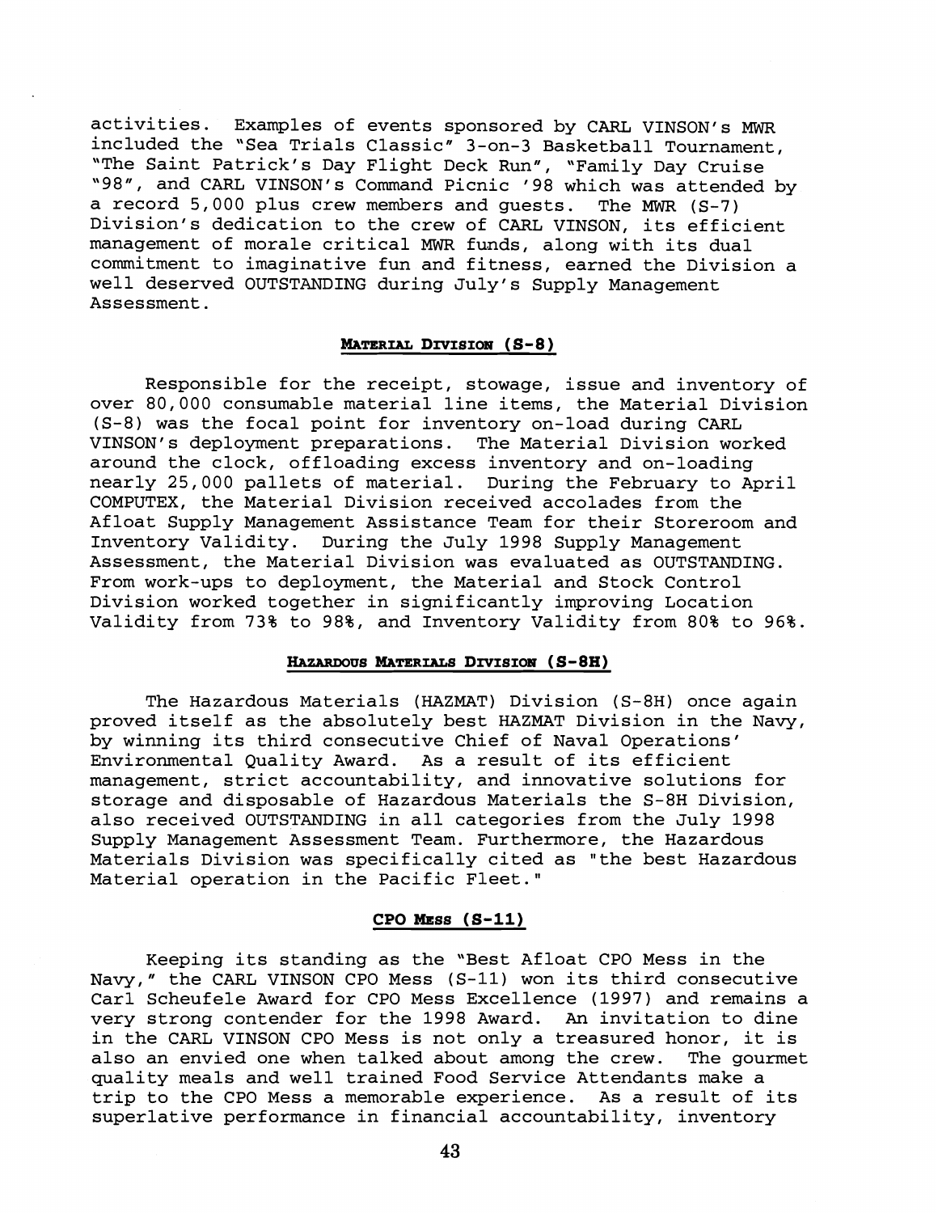activities. Examples of events sponsored by CARL VINSON's MWR included the "Sea Trials Classic" 3-on-3 Basketball Tournament, "The Saint Patrick's Day Flight Deck Run", "Family Day Cruise "98", and CARL VINSON's Command Picnic '98 which was attended by a record 5,000 plus crew members and guests. The MWR (S-7) Division's dedication to the crew of CARL VINSON, its efficient management of morale critical MWR funds, along with its dual commitment to imaginative fun and fitness, earned the Division a well deserved OUTSTANDING during July's Supply Management Assessment.

## MATERIAL DIVISION (S-8)

Responsible for the receipt, stowage, issue and inventory of over 80,000 consumable material line items, the Material Division (S-8) was the focal point for inventory on-load during CARL VINSON's deployment preparations. The Material Division worked around the clock, offloading excess inventory and on-loading nearly 25,000 pallets of material. During the February to April COMPUTEX, the Material Division received accolades from the Afloat Supply Management Assistance Team for their Storeroom and Inventory Validity. During the July 1998 Supply Management Assessment, the Material Division was evaluated as OUTSTANDING. From work-ups to deployment, the Material and Stock Control Division worked together in significantly improving Location Validity from 73% to 98%, and Inventory Validity from 80% to 96%.

## HAZARDOUS MATERIALS DIVISION (S-8H)

The Hazardous Materials (HAZMAT) Division (S-8H) once again proved itself as the absolutely best HAZMAT Division in the Navy, by winning its third consecutive Chief of Naval Operations' Environmental Quality Award. As a result of its efficient management, strict accountability, and innovative solutions for storage and disposable of Hazardous Materials the S-8H Division, also received OUTSTANDING in all categories from the July 1998 Supply Management Assessment Team. Furthermore, the Hazardous Materials Division was specifically cited as "the best Hazardous Material operation in the Pacific Fleet."

## CPO MESS (S-11)

Keeping its standing as the "Best Afloat CPO Mess in the Navy," the CARL VINSON CPO Mess (S-11) won its third consecutive Carl Scheufele Award for CPO Mess Excellence (1997) and remains a very strong contender for the 1998 Award. An invitation to dine in the CARL VINSON CPO Mess is not only a treasured honor, it is also an envied one when talked about among the crew. The gourmet quality meals and well trained Food Service Attendants make a trip to the CPO Mess a memorable experience. As a result of its superlative performance in financial accountability, inventory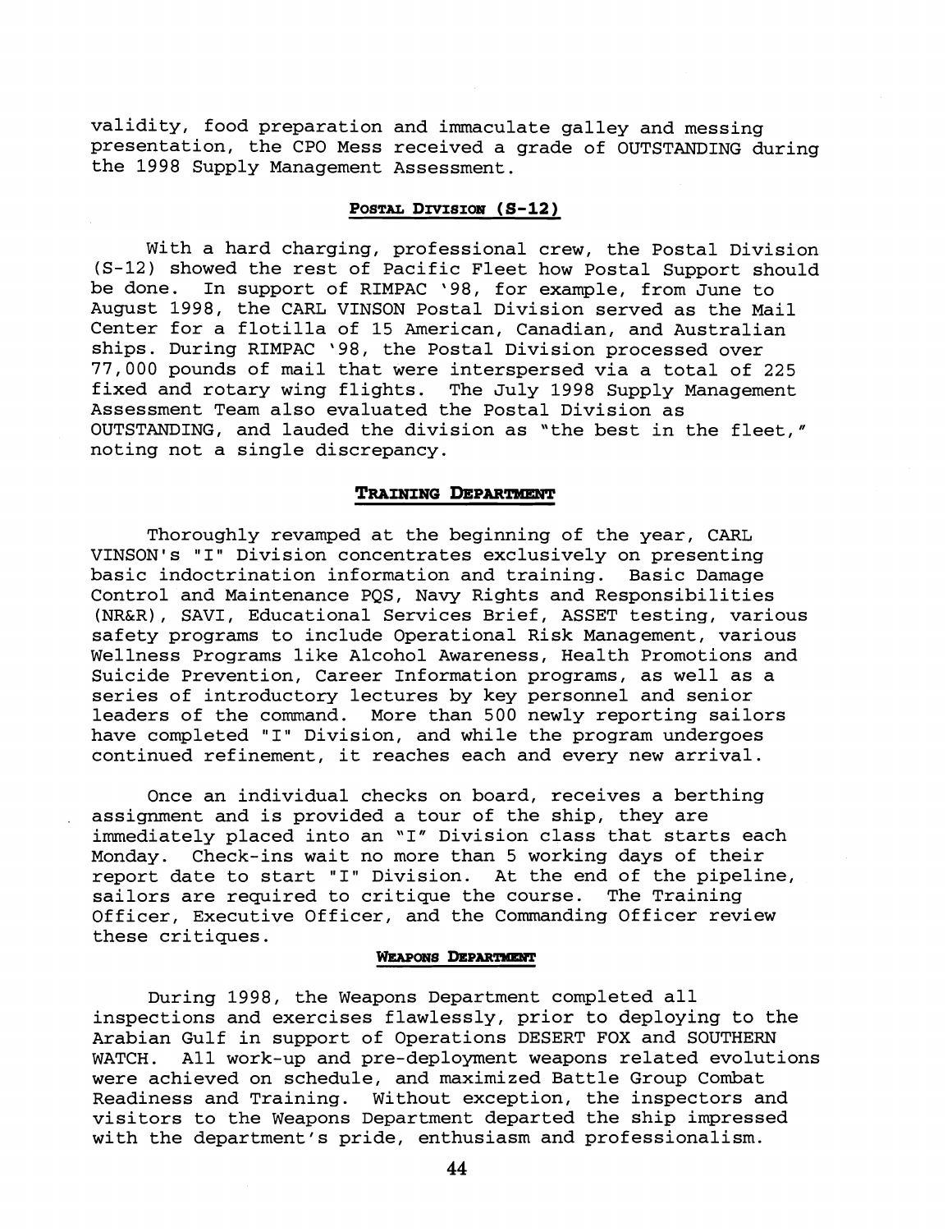validity, food preparation and immaculate galley and messing presentation, the CPO Mess received a grade of OUTSTANDING during the 1998 Supply Management Assessment.

## POSTAL DIVISION (S-12)

With a hard charging, professional crew, the Postal Division (S-12) showed the rest of Pacific Fleet how Postal Support should be done. In support of RIMPAC '98, for example, from June to August 1998, the CARL VINSON Postal Division served as the Mail Center for a flotilla of 15 American, Canadian, and Australian ships. During RIMPAC '98, the Postal Division processed over 77,000 pounds of mail that were interspersed via a total of 225 fixed and rotary wing flights. The July 1998 Supply Management Assessment Team also evaluated the Postal Division as OUTSTANDING, and lauded the division as "the best in the fleet," noting not a single discrepancy.

## TRAINING DEPARTMENT

Thoroughly revamped at the beginning of the year, CARL VINSON's "I" Division concentrates exclusively on presenting basic indoctrination information and training. Basic Damage Control and Maintenance PQS, Navy Rights and Responsibilities (NR&R), SAVI, Educational Services Brief, ASSET testing, various safety programs to include Operational Risk Management, various Wellness Programs like Alcohol Awareness, Health Promotions and Suicide Prevention, Career Information programs, as well as a series of introductory lectures by key personnel and senior leaders of the command. More than 500 newly reporting sailors have completed "I" Division, and while the program undergoes continued refinement, it reaches each and every new arrival.

Once an individual checks on board, receives a berthing assignment and is provided a tour of the ship, they are immediately placed into an "I" Division class that starts each Monday. Check-ins wait no more than 5 working days of their report date to start "I" Division. At the end of the pipeline, sailors are required to critique the course. The Training Officer, Executive Officer, and the Commanding Officer review these critiques.

## WEAPONS DEPARTMENT

During 1998, the Weapons Department completed all inspections and exercises flawlessly, prior to deploying to the Arabian Gulf in support of Operations DESERT FOX and SOUTHERN WATCH. All work-up and pre-deployment weapons related evolutions were achieved on schedule, and maximized Battle Group Combat Readiness and Training. Without exception, the inspectors and visitors to the Weapons Department departed the ship impressed with the department's pride, enthusiasm and professionalism.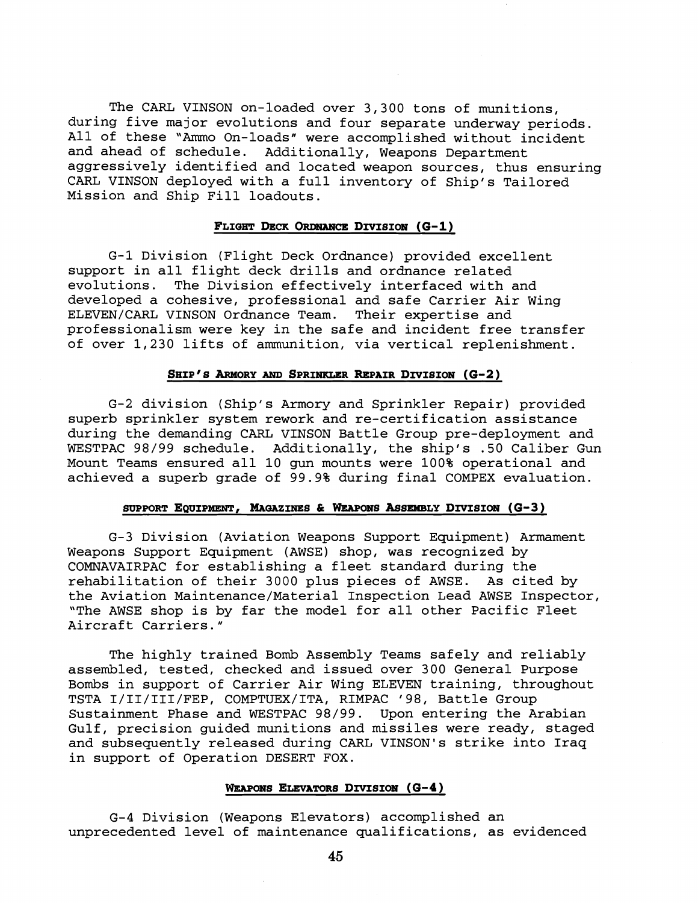The CARL VINSON on-loaded over 3,300 tons of munitions, during five major evolutions and four separate underway periods. All of these "Ammo On-loads" were accomplished without incident and ahead of schedule. Additionally, Weapons Department aggressively identified and located weapon sources, thus ensuring CARL VINSON deployed with a full inventory of Ship's Tailored Mission and Ship Fill loadouts.

### FLIGHT DECK ORDNANCE DIVISION (G-1)

G-1 Division (Flight Deck Ordnance) provided excellent support in all flight deck drills and ordnance related evolutions. The Division effectively interfaced with and developed a cohesive, professional and safe Carrier Air Wing ELEVEN/CARL VINSON Ordnance Team. Their expertise and professionalism were key in the safe and incident free transfer of over 1,230 lifts of ammunition, via vertical replenishment.

### SHIP'S ARMORY AND SPRINKLER REPAIR DIVISION (G-2)

G-2 division (Ship's Armory and Sprinkler Repair) provided superb sprinkler system rework and re-certification assistance during the demanding CARL VINSON Battle Group pre-deployment and WESTPAC 98/99 schedule. Additionally, the ship's .50 Caliber Gun Mount Teams ensured all 10 gun mounts were 100% operational and achieved a superb grade of 99.9% during final COMPEX evaluation.

### SUPPORT EQUIPMENT, MAGAZINES & WEAPONS ASSEMBLY DIVISION (G-3)

G-3 Division (Aviation Weapons Support Equipment) Armament Weapons Support Equipment (AWSE) shop, was recognized by COMNAVAIRPAC for establishing a fleet standard during the rehabilitation of their 3000 plus pieces of AWSE. As cited by the Aviation Maintenance/Material Inspection Lead AWSE Inspector, "The AWSE shop is by far the model for all other Pacific Fleet Aircraft Carriers."

The highly trained Bomb Assembly Teams safely and reliably assembled, tested, checked and issued over 300 General Purpose Bombs in support of Carrier Air Wing ELEVEN training, throughout TSTA I/II/III/FEP, COMPTUEX/ITA, RIMPAC '98, Battle Group Sustainment Phase and WESTPAC 98/99. Upon entering the Arabian Gulf, precision guided munitions and missiles were ready, staged and subsequently released during CARL VINSON's strike into Iraq in support of Operation DESERT FOX.

### WEAPONS ELEVATORS DIVISION (G-4)

G-4 Division (Weapons Elevators) accomplished an unprecedented level of maintenance qualifications, as evidenced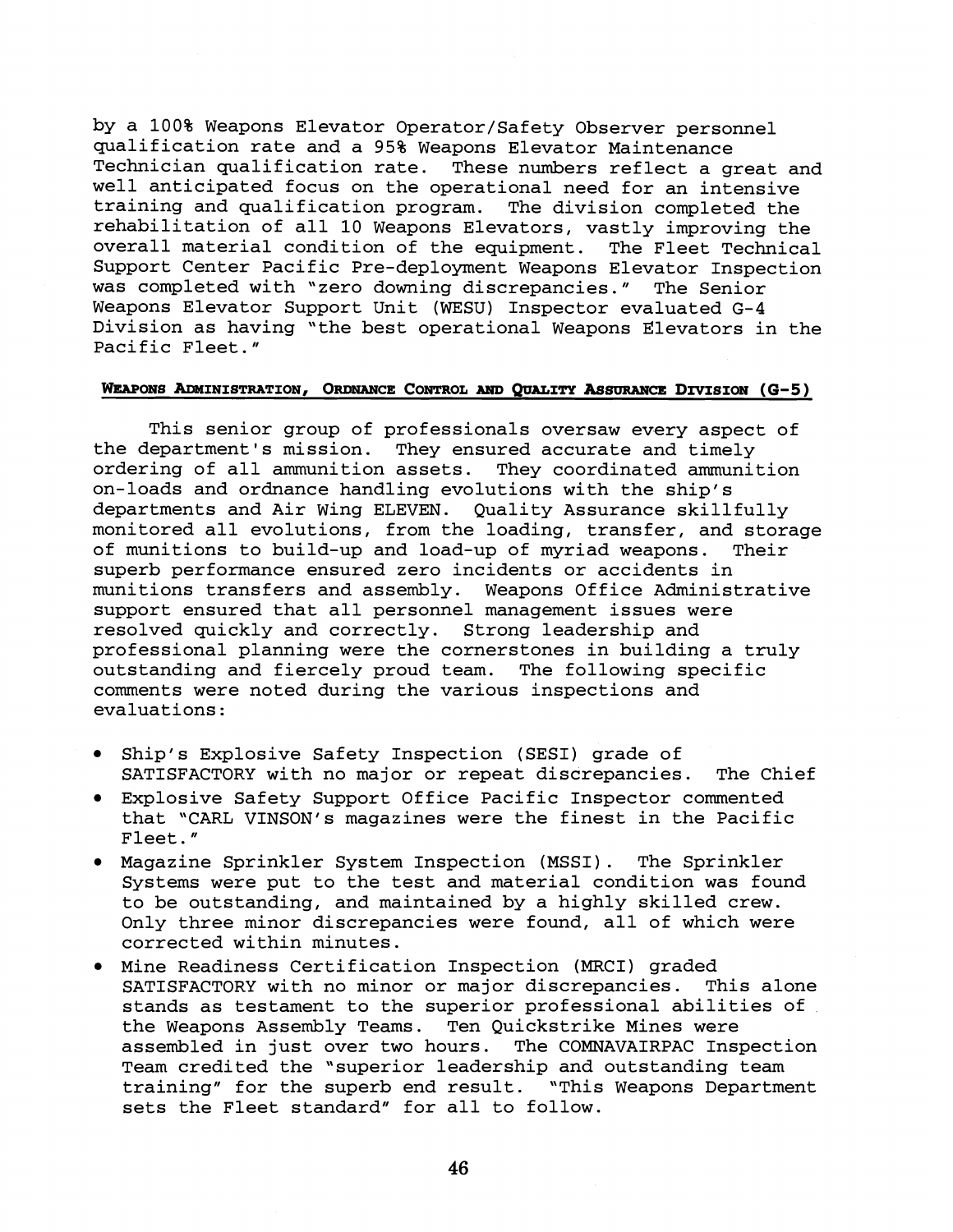by a 100% Weapons Elevator Operator/Safety Observer personnel qualification rate and a 95% Weapons Elevator Maintenance Technician qualification rate. These numbers reflect a great and well anticipated focus on the operational need for an intensive training and qualification program. The division completed the rehabilitation of all 10 Weapons Elevators, vastly improving the overall material condition of the equipment. The Fleet Technical Support Center Pacific Pre-deployment Weapons Elevator Inspection was completed with "zero downing discrepancies." The Senior Weapons Elevator Support Unit (WESU) Inspector evaluated G-4 Division as having "the best operational Weapons Elevators in the Pacific Fleet."

## WEAPONS ADMINISTRATION, ORDNANCE CONTROL AND QUALITY ASSURANCE DIVISION (G-5)

This senior group of professionals oversaw every aspect of the department's mission. They ensured accurate and timely ordering of all ammunition assets. They coordinated ammunition on-loads and ordnance handling evolutions with the ship's departments and Air Wing ELEVEN. Quality Assurance skillfully monitored all evolutions, from the loading, transfer, and storage of munitions to build-up and load-up of myriad weapons. Their superb performance ensured zero incidents or accidents in munitions transfers and assembly. Weapons Office Administrative support ensured that all personnel management issues were resolved quickly and correctly. Strong leadership and professional planning were the cornerstones in building a truly outstanding and fiercely proud team. The following specific comments were noted during the various inspections and evaluations:

- Ship's Explosive Safety Inspection (SESI) grade of SATISFACTORY with no major or repeat discrepancies. The Chief
- Explosive Safety Support Office Pacific Inspector commented that "CARL VINSON's magazines were the finest in the Pacific Fleet."
- Magazine Sprinkler System Inspection (MSSI). The Sprinkler Systems were put to the test and material condition was found to be outstanding, and maintained by a highly skilled crew. Only three minor discrepancies were found, all of which were corrected within minutes.
- Mine Readiness Certification Inspection (MRCI) graded SATISFACTORY with no minor or major discrepancies. This alone stands as testament to the superior professional abilities of the Weapons Assembly Teams. Ten Quickstrike Mines were assembled in just over two hours. The COMNAVAIRPAC Inspection Team credited the "superior leadership and outstanding team training" for the superb end result. "This Weapons Department sets the Fleet standard" for all to follow.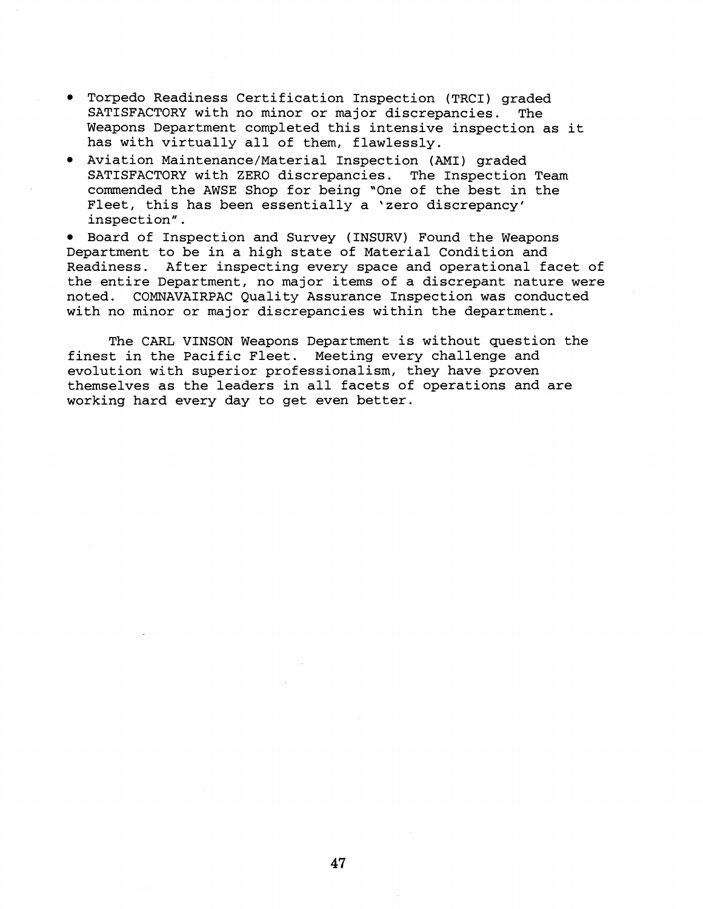- Torpedo Readiness Certification Inspection (TRCI) graded SATISFACTORY with no minor or major discrepancies. The Weapons Department completed this intensive inspection as it has with virtually all of them, flawlessly.
- Aviation Maintenance/Material Inspection (AMI) graded SATISFACTORY with ZERO discrepancies. The Inspection Team commended the AWSE Shop for being "One of the best in the Fleet, this has been essentially a 'zero discrepancy' inspection".
- Board of Inspection and Survey (INSURV) Found the Weapons Department to be in a high state of Material Condition and Readiness. After inspecting every space and operational facet of the entire Department, no major items of a discrepant nature were noted. COMNAVAIRPAC Quality Assurance Inspection was conducted with no minor or major discrepancies within the department.

The CARL VINSON Weapons Department is without question the finest in the Pacific Fleet. Meeting every challenge and evolution with superior professionalism, they have proven themselves as the leaders in all facets of operations and are working hard every day to get even better.